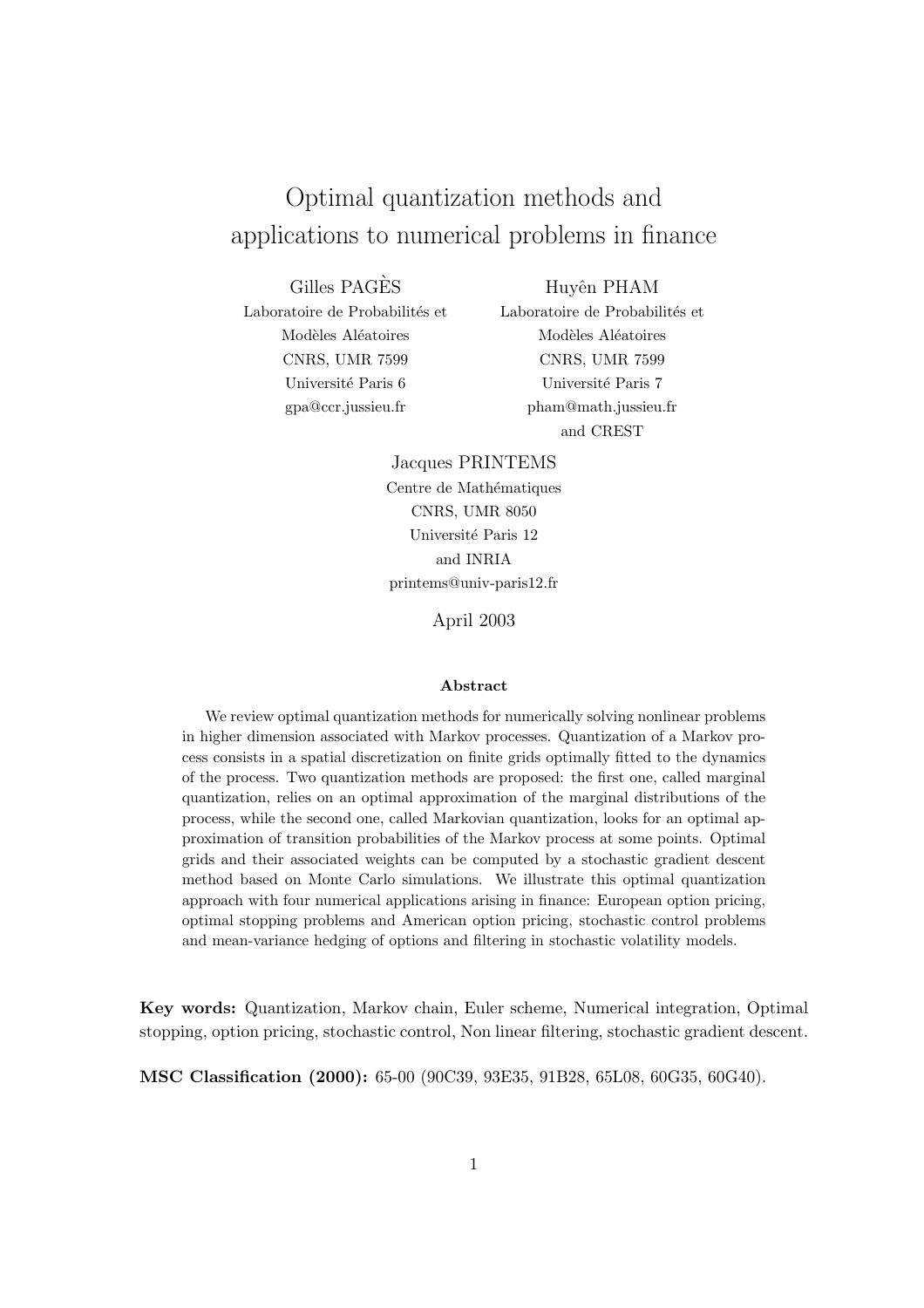# Optimal quantization methods and applications to numerical problems in finance

Gilles PAGÈS
Laboratoire de Probabilités et
Modèles Aléatoires
CNRS, UMR 7599
Université Paris 6
gpa@ccr.jussieu.fr

Huyên PHAM
Laboratoire de Probabilités et
Modèles Aléatoires
CNRS, UMR 7599
Université Paris 7
pham@math.jussieu.fr
and CREST

Jacques PRINTEMS
Centre de Mathématiques
CNRS, UMR 8050
Université Paris 12
and INRIA
printems@univ-paris12.fr

April 2003

**Abstract**

We review optimal quantization methods for numerically solving nonlinear problems in higher dimension associated with Markov processes. Quantization of a Markov process consists in a spatial discretization on finite grids optimally fitted to the dynamics of the process. Two quantization methods are proposed: the first one, called marginal quantization, relies on an optimal approximation of the marginal distributions of the process, while the second one, called Markovian quantization, looks for an optimal approximation of transition probabilities of the Markov process at some points. Optimal grids and their associated weights can be computed by a stochastic gradient descent method based on Monte Carlo simulations. We illustrate this optimal quantization approach with four numerical applications arising in finance: European option pricing, optimal stopping problems and American option pricing, stochastic control problems and mean-variance hedging of options and filtering in stochastic volatility models.

**Key words:** Quantization, Markov chain, Euler scheme, Numerical integration, Optimal stopping, option pricing, stochastic control, Non linear filtering, stochastic gradient descent.

**MSC Classification (2000):** 65-00 (90C39, 93E35, 91B28, 65L08, 60G35, 60G40).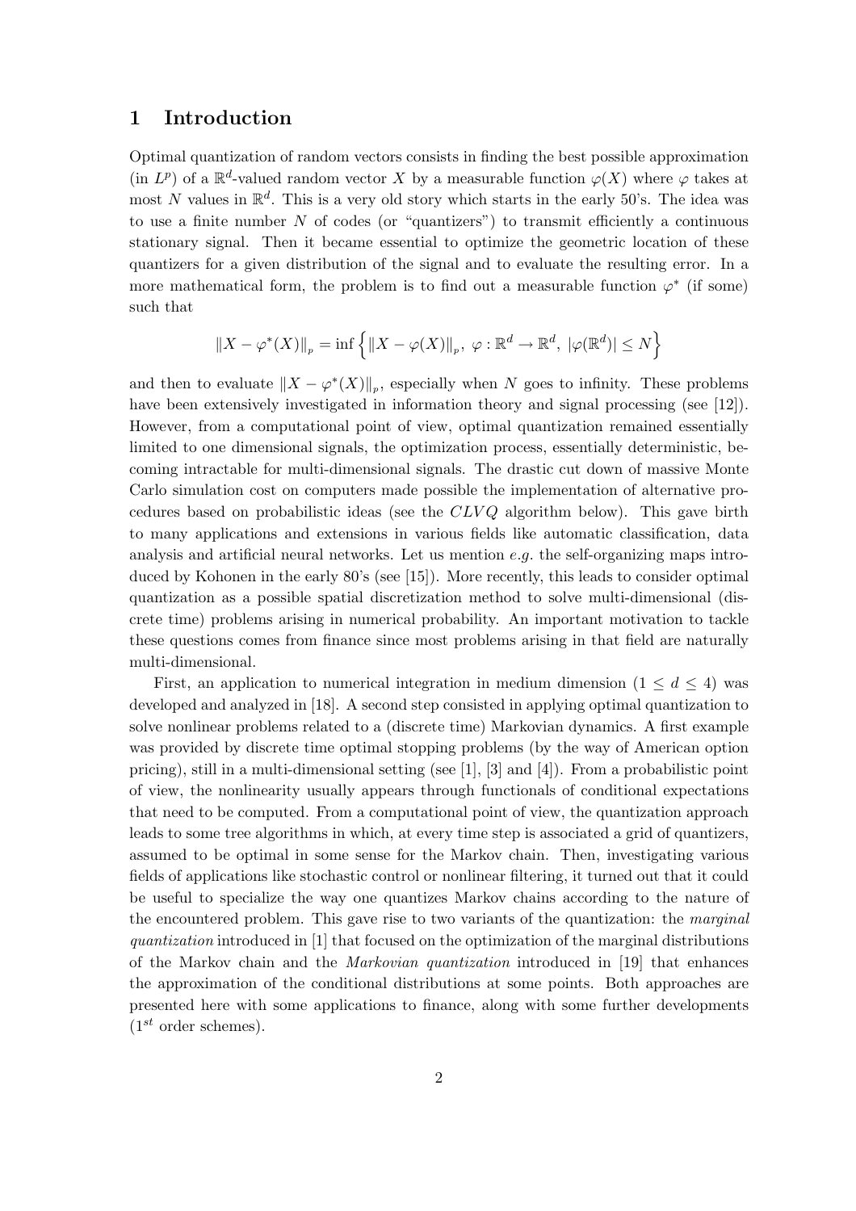# 1 Introduction

Optimal quantization of random vectors consists in finding the best possible approximation (in $L^p$) of a $\mathbb{R}^d$-valued random vector $X$ by a measurable function $\varphi(X)$ where $\varphi$ takes at most $N$ values in $\mathbb{R}^d$. This is a very old story which starts in the early 50's. The idea was to use a finite number $N$ of codes (or "quantizers") to transmit efficiently a continuous stationary signal. Then it became essential to optimize the geometric location of these quantizers for a given distribution of the signal and to evaluate the resulting error. In a more mathematical form, the problem is to find out a measurable function $\varphi^*$ (if some) such that

$$\|X - \varphi^*(X)\|_p = \inf\left\{\|X - \varphi(X)\|_p,\ \varphi : \mathbb{R}^d \to \mathbb{R}^d,\ |\varphi(\mathbb{R}^d)| \leq N\right\}$$

and then to evaluate $\|X - \varphi^*(X)\|_p$, especially when $N$ goes to infinity. These problems have been extensively investigated in information theory and signal processing (see [12]). However, from a computational point of view, optimal quantization remained essentially limited to one dimensional signals, the optimization process, essentially deterministic, becoming intractable for multi-dimensional signals. The drastic cut down of massive Monte Carlo simulation cost on computers made possible the implementation of alternative procedures based on probabilistic ideas (see the $CLVQ$ algorithm below). This gave birth to many applications and extensions in various fields like automatic classification, data analysis and artificial neural networks. Let us mention *e.g.* the self-organizing maps introduced by Kohonen in the early 80's (see [15]). More recently, this leads to consider optimal quantization as a possible spatial discretization method to solve multi-dimensional (discrete time) problems arising in numerical probability. An important motivation to tackle these questions comes from finance since most problems arising in that field are naturally multi-dimensional.

First, an application to numerical integration in medium dimension ($1 \leq d \leq 4$) was developed and analyzed in [18]. A second step consisted in applying optimal quantization to solve nonlinear problems related to a (discrete time) Markovian dynamics. A first example was provided by discrete time optimal stopping problems (by the way of American option pricing), still in a multi-dimensional setting (see [1], [3] and [4]). From a probabilistic point of view, the nonlinearity usually appears through functionals of conditional expectations that need to be computed. From a computational point of view, the quantization approach leads to some tree algorithms in which, at every time step is associated a grid of quantizers, assumed to be optimal in some sense for the Markov chain. Then, investigating various fields of applications like stochastic control or nonlinear filtering, it turned out that it could be useful to specialize the way one quantizes Markov chains according to the nature of the encountered problem. This gave rise to two variants of the quantization: the *marginal quantization* introduced in [1] that focused on the optimization of the marginal distributions of the Markov chain and the *Markovian quantization* introduced in [19] that enhances the approximation of the conditional distributions at some points. Both approaches are presented here with some applications to finance, along with some further developments ($1^{st}$ order schemes).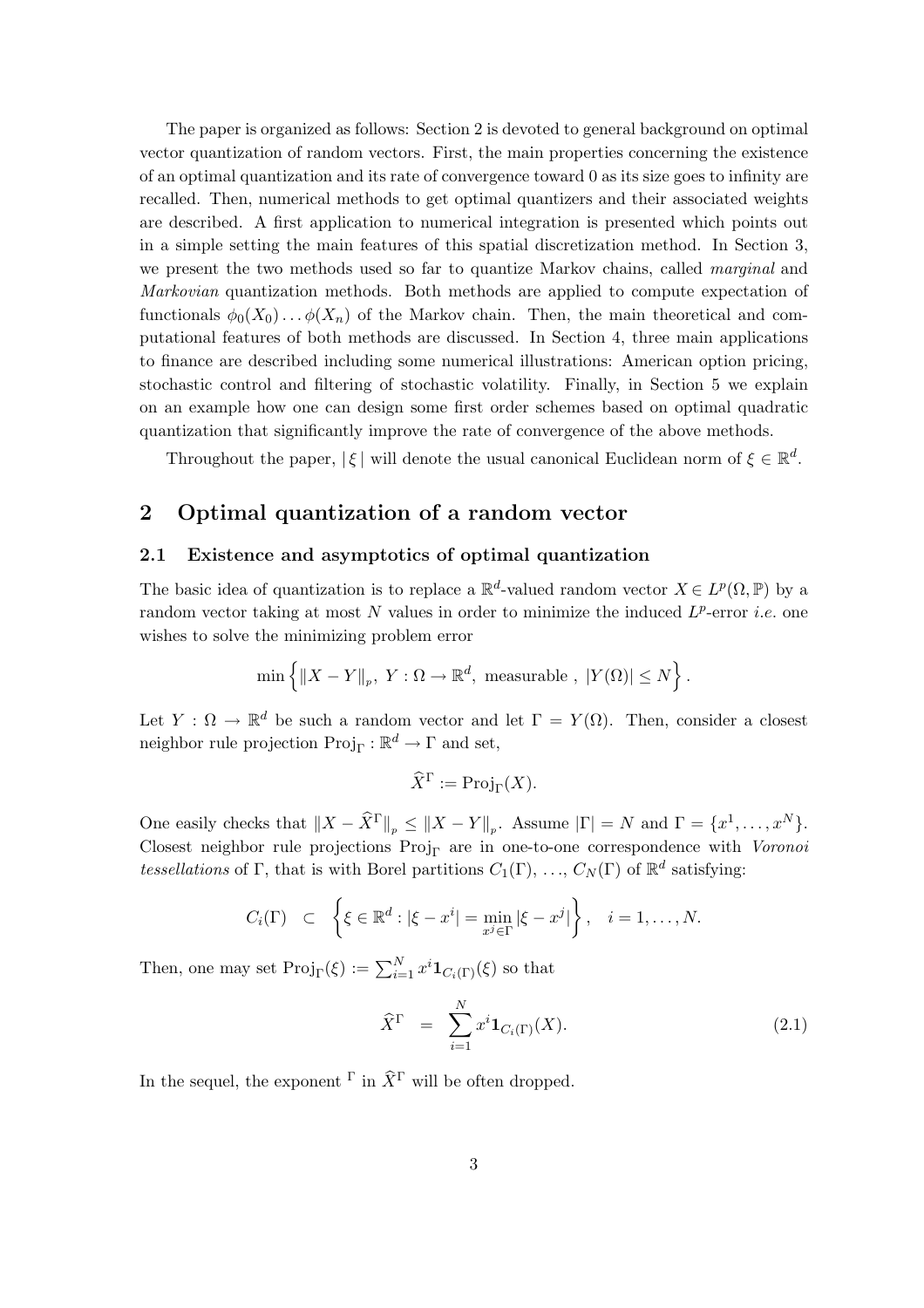The paper is organized as follows: Section 2 is devoted to general background on optimal vector quantization of random vectors. First, the main properties concerning the existence of an optimal quantization and its rate of convergence toward 0 as its size goes to infinity are recalled. Then, numerical methods to get optimal quantizers and their associated weights are described. A first application to numerical integration is presented which points out in a simple setting the main features of this spatial discretization method. In Section 3, we present the two methods used so far to quantize Markov chains, called *marginal* and *Markovian* quantization methods. Both methods are applied to compute expectation of functionals $\phi_0(X_0)\ldots\phi(X_n)$ of the Markov chain. Then, the main theoretical and computational features of both methods are discussed. In Section 4, three main applications to finance are described including some numerical illustrations: American option pricing, stochastic control and filtering of stochastic volatility. Finally, in Section 5 we explain on an example how one can design some first order schemes based on optimal quadratic quantization that significantly improve the rate of convergence of the above methods.

Throughout the paper, $|\,\xi\,|$ will denote the usual canonical Euclidean norm of $\xi \in \mathbb{R}^d$.

## 2 Optimal quantization of a random vector

### 2.1 Existence and asymptotics of optimal quantization

The basic idea of quantization is to replace a $\mathbb{R}^d$-valued random vector $X \in L^p(\Omega, \mathbb{P})$ by a random vector taking at most $N$ values in order to minimize the induced $L^p$-error *i.e.* one wishes to solve the minimizing problem error

$$\min\left\{\|X - Y\|_p,\ Y : \Omega \to \mathbb{R}^d,\ \text{measurable},\ |Y(\Omega)| \leq N\right\}.$$

Let $Y : \Omega \to \mathbb{R}^d$ be such a random vector and let $\Gamma = Y(\Omega)$. Then, consider a closest neighbor rule projection $\mathrm{Proj}_\Gamma : \mathbb{R}^d \to \Gamma$ and set,

$$\widehat{X}^\Gamma := \mathrm{Proj}_\Gamma(X).$$

One easily checks that $\|X - \widehat{X}^\Gamma\|_p \leq \|X - Y\|_p$. Assume $|\Gamma| = N$ and $\Gamma = \{x^1, \ldots, x^N\}$. Closest neighbor rule projections $\mathrm{Proj}_\Gamma$ are in one-to-one correspondence with *Voronoi tessellations* of $\Gamma$, that is with Borel partitions $C_1(\Gamma)$, $\ldots$, $C_N(\Gamma)$ of $\mathbb{R}^d$ satisfying:

$$C_i(\Gamma) \;\subset\; \left\{\xi \in \mathbb{R}^d : |\xi - x^i| = \min_{x^j \in \Gamma} |\xi - x^j|\right\}, \quad i = 1, \ldots, N.$$

Then, one may set $\mathrm{Proj}_\Gamma(\xi) := \sum_{i=1}^N x^i \mathbf{1}_{C_i(\Gamma)}(\xi)$ so that

$$\widehat{X}^\Gamma \;=\; \sum_{i=1}^N x^i \mathbf{1}_{C_i(\Gamma)}(X). \tag{2.1}$$

In the sequel, the exponent $^\Gamma$ in $\widehat{X}^\Gamma$ will be often dropped.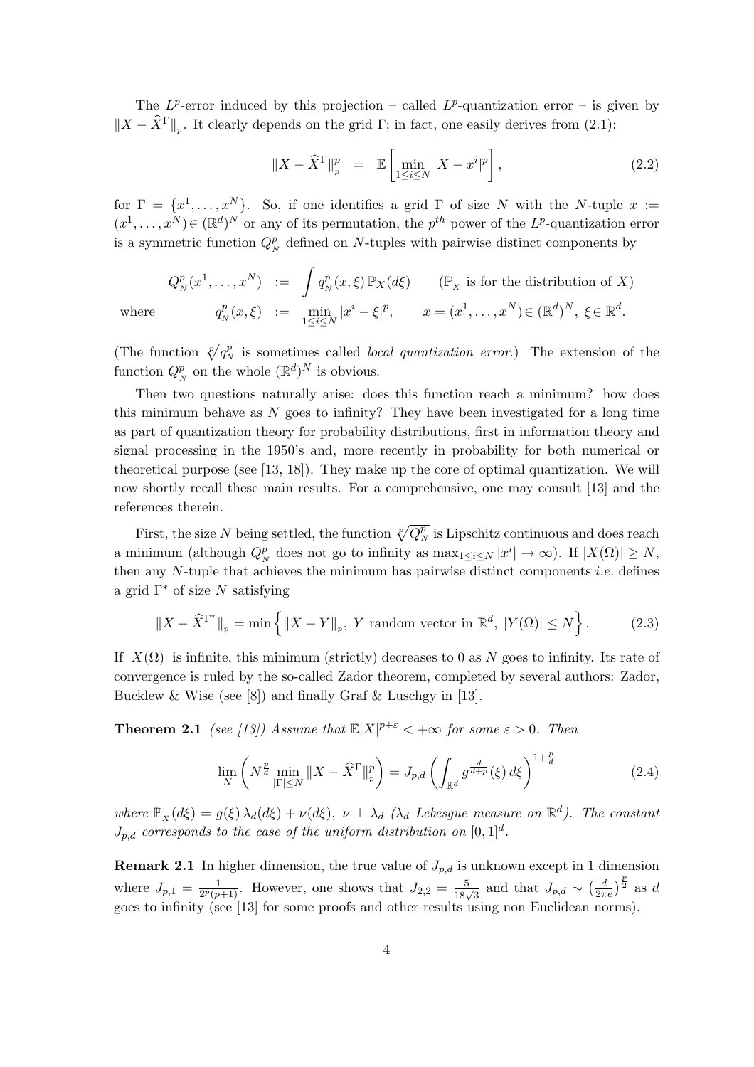The $L^p$-error induced by this projection – called $L^p$-quantization error – is given by $\|X - \widehat{X}^{\Gamma}\|_{_p}$. It clearly depends on the grid $\Gamma$; in fact, one easily derives from (2.1):

$$\|X - \widehat{X}^{\Gamma}\|_{_p}^p \;\; = \;\; \mathbb{E}\left[\min_{1\le i\le N} |X - x^i|^p\right], \tag{2.2}$$

for $\Gamma = \{x^1, \ldots, x^N\}$. So, if one identifies a grid $\Gamma$ of size $N$ with the $N$-tuple $x := (x^1, \ldots, x^N) \in (\mathbb{R}^d)^N$ or any of its permutation, the $p^{th}$ power of the $L^p$-quantization error is a symmetric function $Q^p_{_N}$ defined on $N$-tuples with pairwise distinct components by

$$Q^p_{_N}(x^1, \ldots, x^N) \;\; := \;\; \int q^p_{_N}(x, \xi)\, \mathbb{P}_X(d\xi) \qquad (\mathbb{P}_{_X} \text{ is for the distribution of } X)$$

$$\text{where} \qquad q^p_{_N}(x, \xi) \;\; := \;\; \min_{1\le i\le N} |x^i - \xi|^p, \qquad x = (x^1, \ldots, x^N) \in (\mathbb{R}^d)^N,\ \xi \in \mathbb{R}^d.$$

(The function $\sqrt[p]{q^p_{_N}}$ is sometimes called *local quantization error*.) The extension of the function $Q^p_{_N}$ on the whole $(\mathbb{R}^d)^N$ is obvious.

Then two questions naturally arise: does this function reach a minimum? how does this minimum behave as $N$ goes to infinity? They have been investigated for a long time as part of quantization theory for probability distributions, first in information theory and signal processing in the 1950's and, more recently in probability for both numerical or theoretical purpose (see [13, 18]). They make up the core of optimal quantization. We will now shortly recall these main results. For a comprehensive, one may consult [13] and the references therein.

First, the size $N$ being settled, the function $\sqrt[p]{Q^p_{_N}}$ is Lipschitz continuous and does reach a minimum (although $Q^p_{_N}$ does not go to infinity as $\max_{1\le i\le N} |x^i| \to \infty$). If $|X(\Omega)| \ge N$, then any $N$-tuple that achieves the minimum has pairwise distinct components *i.e.* defines a grid $\Gamma^*$ of size $N$ satisfying

$$\|X - \widehat{X}^{\Gamma^*}\|_{_p} = \min\Big\{\|X - Y\|_{_p},\ Y \text{ random vector in } \mathbb{R}^d,\ |Y(\Omega)| \le N\Big\}. \tag{2.3}$$

If $|X(\Omega)|$ is infinite, this minimum (strictly) decreases to 0 as $N$ goes to infinity. Its rate of convergence is ruled by the so-called Zador theorem, completed by several authors: Zador, Bucklew & Wise (see [8]) and finally Graf & Luschgy in [13].

**Theorem 2.1** *(see [13]) Assume that $\mathbb{E}|X|^{p+\varepsilon} < +\infty$ for some $\varepsilon > 0$. Then*

$$\lim_N \left(N^{\frac{p}{d}} \min_{|\Gamma|\le N} \|X - \widehat{X}^{\Gamma}\|^p_{_p}\right) = J_{p,d}\left(\int_{\mathbb{R}^d} g^{\frac{d}{d+p}}(\xi)\, d\xi\right)^{1+\frac{p}{d}} \tag{2.4}$$

*where $\mathbb{P}_{_X}(d\xi) = g(\xi)\,\lambda_d(d\xi) + \nu(d\xi)$, $\nu \perp \lambda_d$ ($\lambda_d$ Lebesgue measure on $\mathbb{R}^d$). The constant $J_{p,d}$ corresponds to the case of the uniform distribution on $[0,1]^d$.*

**Remark 2.1** In higher dimension, the true value of $J_{p,d}$ is unknown except in 1 dimension where $J_{p,1} = \frac{1}{2^p(p+1)}$. However, one shows that $J_{2,2} = \frac{5}{18\sqrt{3}}$ and that $J_{p,d} \sim \left(\frac{d}{2\pi e}\right)^{\frac{p}{2}}$ as $d$ goes to infinity (see [13] for some proofs and other results using non Euclidean norms).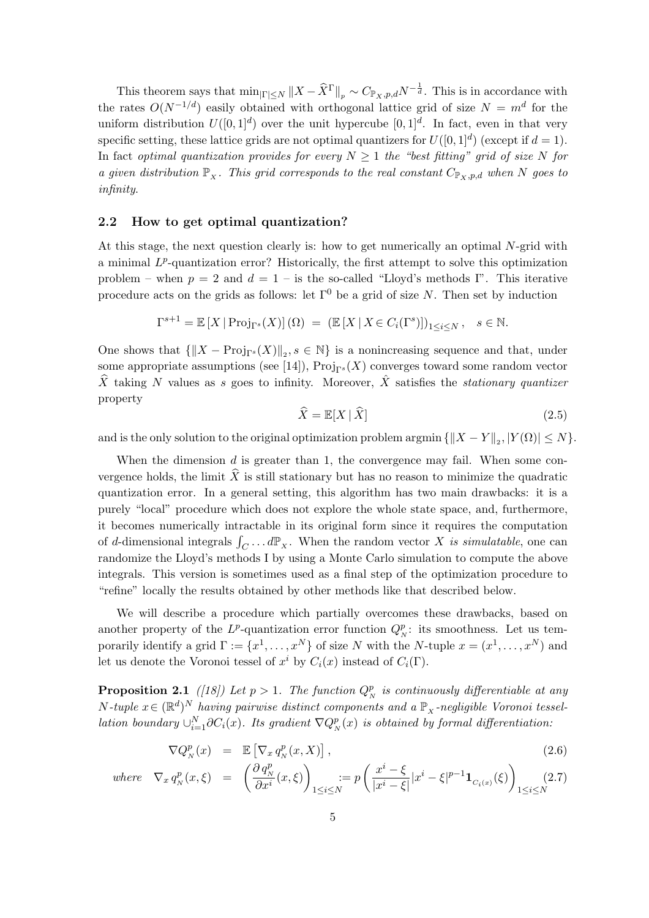This theorem says that $\min_{|\Gamma|\leq N} \|X - \widehat{X}^{\Gamma}\|_p \sim C_{\mathbb{P}_X,p,d} N^{-\frac{1}{d}}$. This is in accordance with the rates $O(N^{-1/d})$ easily obtained with orthogonal lattice grid of size $N = m^d$ for the uniform distribution $U([0,1]^d)$ over the unit hypercube $[0,1]^d$. In fact, even in that very specific setting, these lattice grids are not optimal quantizers for $U([0,1]^d)$ (except if $d=1$). In fact *optimal quantization provides for every $N \geq 1$ the "best fitting" grid of size $N$ for a given distribution $\mathbb{P}_X$. This grid corresponds to the real constant $C_{\mathbb{P}_X,p,d}$ when $N$ goes to infinity.*

## 2.2 How to get optimal quantization?

At this stage, the next question clearly is: how to get numerically an optimal $N$-grid with a minimal $L^p$-quantization error? Historically, the first attempt to solve this optimization problem – when $p=2$ and $d=1$ – is the so-called "Lloyd's methods I". This iterative procedure acts on the grids as follows: let $\Gamma^0$ be a grid of size $N$. Then set by induction

$$\Gamma^{s+1} = \mathbb{E}\left[X \,|\, \mathrm{Proj}_{\Gamma^s}(X)\right](\Omega) \;=\; \left(\mathbb{E}\left[X \,|\, X \in C_i(\Gamma^s)\right]\right)_{1\leq i\leq N}, \quad s \in \mathbb{N}.$$

One shows that $\{\|X - \mathrm{Proj}_{\Gamma^s}(X)\|_2, s \in \mathbb{N}\}$ is a nonincreasing sequence and that, under some appropriate assumptions (see [14]), $\mathrm{Proj}_{\Gamma^s}(X)$ converges toward some random vector $\widehat{X}$ taking $N$ values as $s$ goes to infinity. Moreover, $\hat{X}$ satisfies the *stationary quantizer* property

$$\widehat{X} = \mathbb{E}[X \,|\, \widehat{X}] \tag{2.5}$$

and is the only solution to the original optimization problem $\mathrm{argmin}\,\{\|X - Y\|_2, |Y(\Omega)| \leq N\}$.

When the dimension $d$ is greater than 1, the convergence may fail. When some convergence holds, the limit $\widehat{X}$ is still stationary but has no reason to minimize the quadratic quantization error. In a general setting, this algorithm has two main drawbacks: it is a purely "local" procedure which does not explore the whole state space, and, furthermore, it becomes numerically intractable in its original form since it requires the computation of $d$-dimensional integrals $\int_C \ldots d\mathbb{P}_X$. When the random vector $X$ *is simulatable*, one can randomize the Lloyd's methods I by using a Monte Carlo simulation to compute the above integrals. This version is sometimes used as a final step of the optimization procedure to "refine" locally the results obtained by other methods like that described below.

We will describe a procedure which partially overcomes these drawbacks, based on another property of the $L^p$-quantization error function $Q^p_N$: its smoothness. Let us temporarily identify a grid $\Gamma := \{x^1, \ldots, x^N\}$ of size $N$ with the $N$-tuple $x = (x^1, \ldots, x^N)$ and let us denote the Voronoi tessel of $x^i$ by $C_i(x)$ instead of $C_i(\Gamma)$.

**Proposition 2.1** *([18]) Let $p > 1$. The function $Q^p_N$ is continuously differentiable at any $N$-tuple $x \in (\mathbb{R}^d)^N$ having pairwise distinct components and a $\mathbb{P}_X$-negligible Voronoi tessellation boundary $\cup_{i=1}^N \partial C_i(x)$. Its gradient $\nabla Q^p_N(x)$ is obtained by formal differentiation:*

$$\nabla Q^p_N(x) \;=\; \mathbb{E}\left[\nabla_x\, q^p_N(x, X)\right], \tag{2.6}$$

$$\text{where} \quad \nabla_x\, q^p_N(x,\xi) \;=\; \left(\frac{\partial\, q^p_N}{\partial x^i}(x,\xi)\right)_{1\leq i\leq N} := p\left(\frac{x^i - \xi}{|x^i - \xi|}|x^i - \xi|^{p-1}\mathbf{1}_{C_i(x)}(\xi)\right)_{1\leq i\leq N} \tag{2.7}$$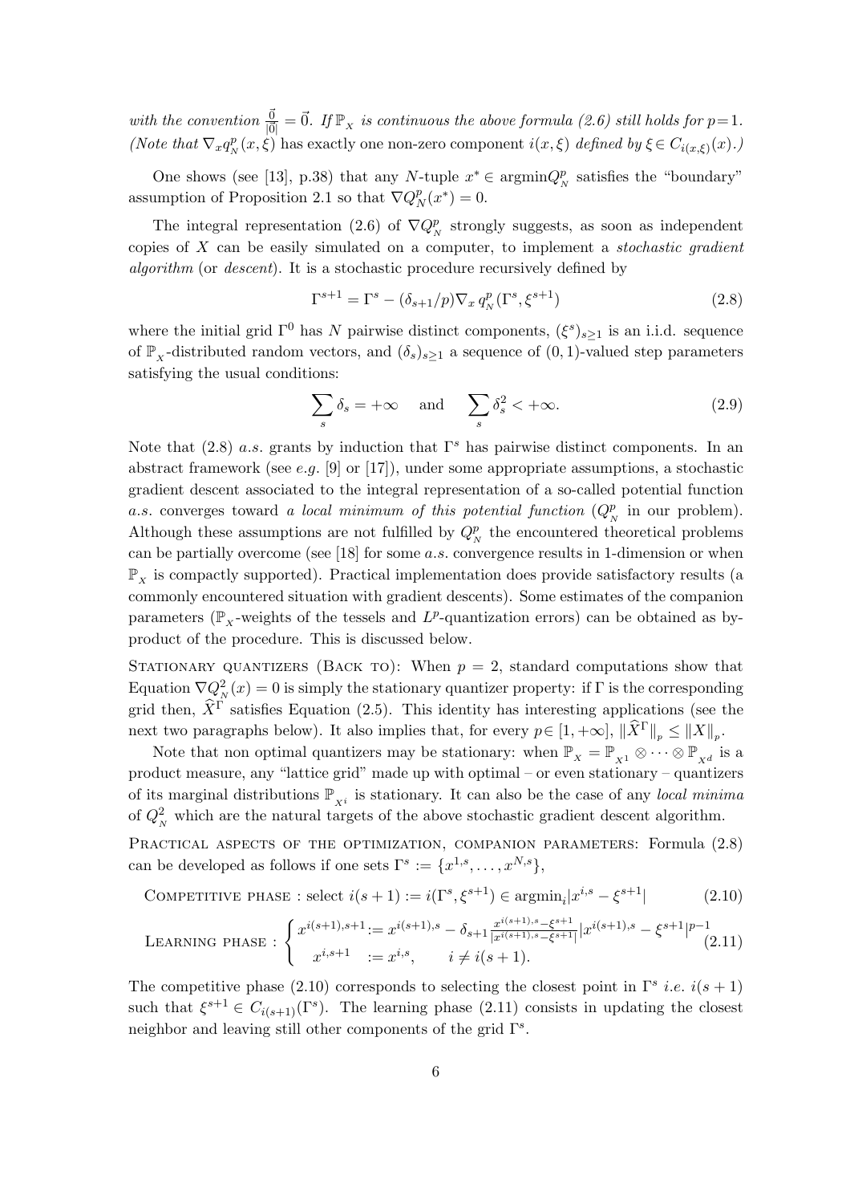*with the convention* $\frac{\vec{0}}{|\vec{0}|} = \vec{0}$*. If* $\mathbb{P}_{_X}$ *is continuous the above formula (2.6) still holds for* $p=1$*. (Note that* $\nabla_x q^p_{_N}(x,\xi)$ has exactly one non-zero component $i(x,\xi)$ *defined by* $\xi \in C_{i(x,\xi)}(x)$*.)*

One shows (see [13], p.38) that any $N$-tuple $x^* \in \mathrm{argmin} Q^p_{_N}$ satisfies the "boundary" assumption of Proposition 2.1 so that $\nabla Q^p_N(x^*) = 0$.

The integral representation (2.6) of $\nabla Q^p_{_N}$ strongly suggests, as soon as independent copies of $X$ can be easily simulated on a computer, to implement a *stochastic gradient algorithm* (or *descent*). It is a stochastic procedure recursively defined by

$$\Gamma^{s+1} = \Gamma^s - (\delta_{s+1}/p)\nabla_x q^p_{_N}(\Gamma^s, \xi^{s+1}) \tag{2.8}$$

where the initial grid $\Gamma^0$ has $N$ pairwise distinct components, $(\xi^s)_{s\geq 1}$ is an i.i.d. sequence of $\mathbb{P}_{_X}$-distributed random vectors, and $(\delta_s)_{s\geq 1}$ a sequence of $(0,1)$-valued step parameters satisfying the usual conditions:

$$\sum_s \delta_s = +\infty \quad \text{and} \quad \sum_s \delta_s^2 < +\infty. \tag{2.9}$$

Note that (2.8) *a.s.* grants by induction that $\Gamma^s$ has pairwise distinct components. In an abstract framework (see *e.g.* [9] or [17]), under some appropriate assumptions, a stochastic gradient descent associated to the integral representation of a so-called potential function *a.s.* converges toward *a local minimum of this potential function* ($Q^p_{_N}$ in our problem). Although these assumptions are not fulfilled by $Q^p_{_N}$ the encountered theoretical problems can be partially overcome (see [18] for some *a.s.* convergence results in 1-dimension or when $\mathbb{P}_{_X}$ is compactly supported). Practical implementation does provide satisfactory results (a commonly encountered situation with gradient descents). Some estimates of the companion parameters ($\mathbb{P}_{_X}$-weights of the tessels and $L^p$-quantization errors) can be obtained as by-product of the procedure. This is discussed below.

Stationary quantizers (Back to): When $p = 2$, standard computations show that Equation $\nabla Q^2_{_N}(x) = 0$ is simply the stationary quantizer property: if $\Gamma$ is the corresponding grid then, $\widehat{X}^\Gamma$ satisfies Equation (2.5). This identity has interesting applications (see the next two paragraphs below). It also implies that, for every $p \in [1, +\infty]$, $\|\widehat{X}^\Gamma\|_{_p} \leq \|X\|_{_p}$.

Note that non optimal quantizers may be stationary: when $\mathbb{P}_{_X} = \mathbb{P}_{_{X^1}} \otimes \cdots \otimes \mathbb{P}_{_{X^d}}$ is a product measure, any "lattice grid" made up with optimal – or even stationary – quantizers of its marginal distributions $\mathbb{P}_{_{X^i}}$ is stationary. It can also be the case of any *local minima* of $Q^2_{_N}$ which are the natural targets of the above stochastic gradient descent algorithm.

Practical aspects of the optimization, companion parameters: Formula (2.8) can be developed as follows if one sets $\Gamma^s := \{x^{1,s}, \ldots, x^{N,s}\}$,

$$\text{Competitive phase : select } i(s+1) := i(\Gamma^s, \xi^{s+1}) \in \mathrm{argmin}_i |x^{i,s} - \xi^{s+1}| \tag{2.10}$$

$$\text{Learning phase : } \begin{cases} x^{i(s+1),s+1} := x^{i(s+1),s} - \delta_{s+1} \frac{x^{i(s+1),s} - \xi^{s+1}}{|x^{i(s+1),s} - \xi^{s+1}|} |x^{i(s+1),s} - \xi^{s+1}|^{p-1} \\ x^{i,s+1} \quad := x^{i,s}, \qquad i \neq i(s+1). \end{cases} \tag{2.11}$$

The competitive phase (2.10) corresponds to selecting the closest point in $\Gamma^s$ *i.e.* $i(s+1)$ such that $\xi^{s+1} \in C_{i(s+1)}(\Gamma^s)$. The learning phase (2.11) consists in updating the closest neighbor and leaving still other components of the grid $\Gamma^s$.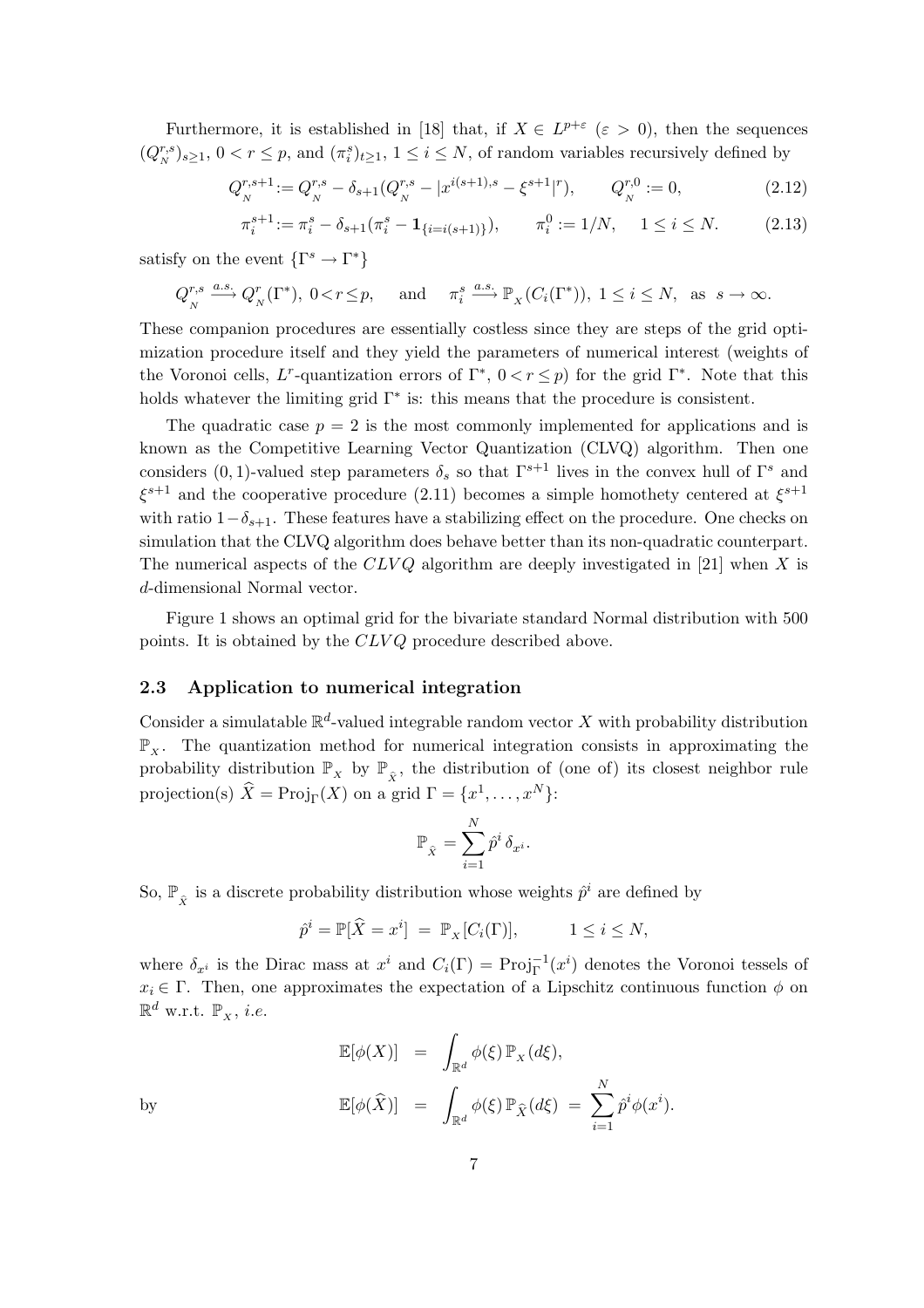Furthermore, it is established in [18] that, if $X \in L^{p+\varepsilon}$ ($\varepsilon > 0$), then the sequences $(Q_N^{r,s})_{s\ge1}$, $0 < r \le p$, and $(\pi_i^s)_{t\ge1}$, $1 \le i \le N$, of random variables recursively defined by

$$Q_N^{r,s+1} := Q_N^{r,s} - \delta_{s+1}(Q_N^{r,s} - |x^{i(s+1),s} - \xi^{s+1}|^r), \qquad Q_N^{r,0} := 0, \tag{2.12}$$

$$\pi_i^{s+1} := \pi_i^s - \delta_{s+1}(\pi_i^s - \mathbf{1}_{\{i=i(s+1)\}}), \qquad \pi_i^0 := 1/N, \quad 1 \le i \le N. \tag{2.13}$$

satisfy on the event $\{\Gamma^s \to \Gamma^*\}$

$$Q_N^{r,s} \xrightarrow{a.s.} Q_N^r(\Gamma^*),\ 0<r\le p, \quad \text{and} \quad \pi_i^s \xrightarrow{a.s.} \mathbb{P}_X(C_i(\Gamma^*)),\ 1 \le i \le N, \ \text{ as } s \to \infty.$$

These companion procedures are essentially costless since they are steps of the grid optimization procedure itself and they yield the parameters of numerical interest (weights of the Voronoi cells, $L^r$-quantization errors of $\Gamma^*$, $0 < r \le p$) for the grid $\Gamma^*$. Note that this holds whatever the limiting grid $\Gamma^*$ is: this means that the procedure is consistent.

The quadratic case $p = 2$ is the most commonly implemented for applications and is known as the Competitive Learning Vector Quantization (CLVQ) algorithm. Then one considers $(0,1)$-valued step parameters $\delta_s$ so that $\Gamma^{s+1}$ lives in the convex hull of $\Gamma^s$ and $\xi^{s+1}$ and the cooperative procedure (2.11) becomes a simple homothety centered at $\xi^{s+1}$ with ratio $1-\delta_{s+1}$. These features have a stabilizing effect on the procedure. One checks on simulation that the CLVQ algorithm does behave better than its non-quadratic counterpart. The numerical aspects of the $CLVQ$ algorithm are deeply investigated in [21] when $X$ is $d$-dimensional Normal vector.

Figure 1 shows an optimal grid for the bivariate standard Normal distribution with 500 points. It is obtained by the $CLVQ$ procedure described above.

### 2.3 Application to numerical integration

Consider a simulatable $\mathbb{R}^d$-valued integrable random vector $X$ with probability distribution $\mathbb{P}_X$. The quantization method for numerical integration consists in approximating the probability distribution $\mathbb{P}_X$ by $\mathbb{P}_{\widehat{X}}$, the distribution of (one of) its closest neighbor rule projection(s) $\widehat{X} = \mathrm{Proj}_\Gamma(X)$ on a grid $\Gamma = \{x^1, \dots, x^N\}$:

$$\mathbb{P}_{\widehat{X}} = \sum_{i=1}^N \hat{p}^i\, \delta_{x^i}.$$

So, $\mathbb{P}_{\widehat{X}}$ is a discrete probability distribution whose weights $\hat{p}^i$ are defined by

$$\hat{p}^i = \mathbb{P}[\widehat{X} = x^i] \ = \ \mathbb{P}_X[C_i(\Gamma)], \qquad 1 \le i \le N,$$

where $\delta_{x^i}$ is the Dirac mass at $x^i$ and $C_i(\Gamma) = \mathrm{Proj}_\Gamma^{-1}(x^i)$ denotes the Voronoi tessels of $x_i \in \Gamma$. Then, one approximates the expectation of a Lipschitz continuous function $\phi$ on $\mathbb{R}^d$ w.r.t. $\mathbb{P}_X$, *i.e.*

$$\mathbb{E}[\phi(X)] \ = \ \int_{\mathbb{R}^d} \phi(\xi)\, \mathbb{P}_X(d\xi),$$

by

$$\mathbb{E}[\phi(\widehat{X})] \ = \ \int_{\mathbb{R}^d} \phi(\xi)\, \mathbb{P}_{\widehat{X}}(d\xi) \ = \ \sum_{i=1}^N \hat{p}^i \phi(x^i).$$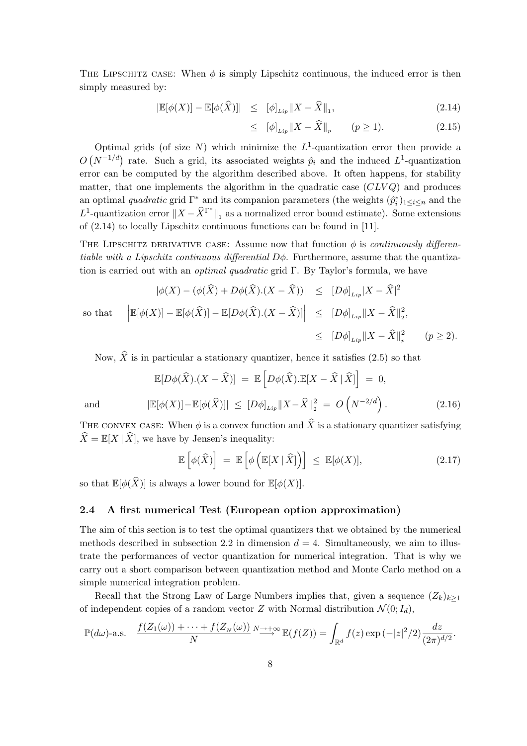The Lipschitz case: When $\phi$ is simply Lipschitz continuous, the induced error is then simply measured by:

$$|\mathbb{E}[\phi(X)] - \mathbb{E}[\phi(\widehat{X})]| \leq [\phi]_{Lip}\|X - \widehat{X}\|_1, \tag{2.14}$$

$$\leq [\phi]_{Lip}\|X - \widehat{X}\|_p \qquad (p \geq 1). \tag{2.15}$$

Optimal grids (of size $N$) which minimize the $L^1$-quantization error then provide a $O\left(N^{-1/d}\right)$ rate. Such a grid, its associated weights $\hat{p}_i$ and the induced $L^1$-quantization error can be computed by the algorithm described above. It often happens, for stability matter, that one implements the algorithm in the quadratic case ($CLVQ$) and produces an optimal *quadratic* grid $\Gamma^*$ and its companion parameters (the weights $(\hat{p}_i^*)_{1\leq i\leq n}$ and the $L^1$-quantization error $\|X - \widehat{X}^{\Gamma^*}\|_1$ as a normalized error bound estimate). Some extensions of (2.14) to locally Lipschitz continuous functions can be found in [11].

The Lipschitz derivative case: Assume now that function $\phi$ is *continuously differentiable with a Lipschitz continuous differential* $D\phi$. Furthermore, assume that the quantization is carried out with an *optimal quadratic* grid $\Gamma$. By Taylor's formula, we have

$$|\phi(X) - (\phi(\widehat{X}) + D\phi(\widehat{X}).(X - \widehat{X}))| \leq [D\phi]_{Lip}|X - \widehat{X}|^2$$

so that

$$\left|\mathbb{E}[\phi(X)] - \mathbb{E}[\phi(\widehat{X})] - \mathbb{E}[D\phi(\widehat{X}).(X - \widehat{X})]\right| \leq [D\phi]_{Lip}\|X - \widehat{X}\|_2^2,$$

$$\leq [D\phi]_{Lip}\|X - \widehat{X}\|_p^2 \qquad (p \geq 2).$$

Now, $\widehat{X}$ is in particular a stationary quantizer, hence it satisfies (2.5) so that

$$\mathbb{E}[D\phi(\widehat{X}).(X - \widehat{X})] = \mathbb{E}\left[D\phi(\widehat{X}).\mathbb{E}[X - \widehat{X} \,|\, \widehat{X}]\right] = 0,$$

and

$$|\mathbb{E}[\phi(X)] - \mathbb{E}[\phi(\widehat{X})]| \leq [D\phi]_{Lip}\|X - \widehat{X}\|_2^2 = O\left(N^{-2/d}\right). \tag{2.16}$$

The convex case: When $\phi$ is a convex function and $\widehat{X}$ is a stationary quantizer satisfying $\widehat{X} = \mathbb{E}[X \,|\, \widehat{X}]$, we have by Jensen's inequality:

$$\mathbb{E}\left[\phi(\widehat{X})\right] = \mathbb{E}\left[\phi\left(\mathbb{E}[X \,|\, \widehat{X}]\right)\right] \leq \mathbb{E}[\phi(X)], \tag{2.17}$$

so that $\mathbb{E}[\phi(\widehat{X})]$ is always a lower bound for $\mathbb{E}[\phi(X)]$.

## 2.4 A first numerical Test (European option approximation)

The aim of this section is to test the optimal quantizers that we obtained by the numerical methods described in subsection 2.2 in dimension $d = 4$. Simultaneously, we aim to illustrate the performances of vector quantization for numerical integration. That is why we carry out a short comparison between quantization method and Monte Carlo method on a simple numerical integration problem.

Recall that the Strong Law of Large Numbers implies that, given a sequence $(Z_k)_{k\geq 1}$ of independent copies of a random vector $Z$ with Normal distribution $\mathcal{N}(0; I_d)$,

$$\mathbb{P}(d\omega)\text{-a.s.} \quad \frac{f(Z_1(\omega)) + \cdots + f(Z_N(\omega))}{N} \overset{N\to+\infty}{\longrightarrow} \mathbb{E}(f(Z)) = \int_{\mathbb{R}^d} f(z)\exp\left(-|z|^2/2\right)\frac{dz}{(2\pi)^{d/2}}.$$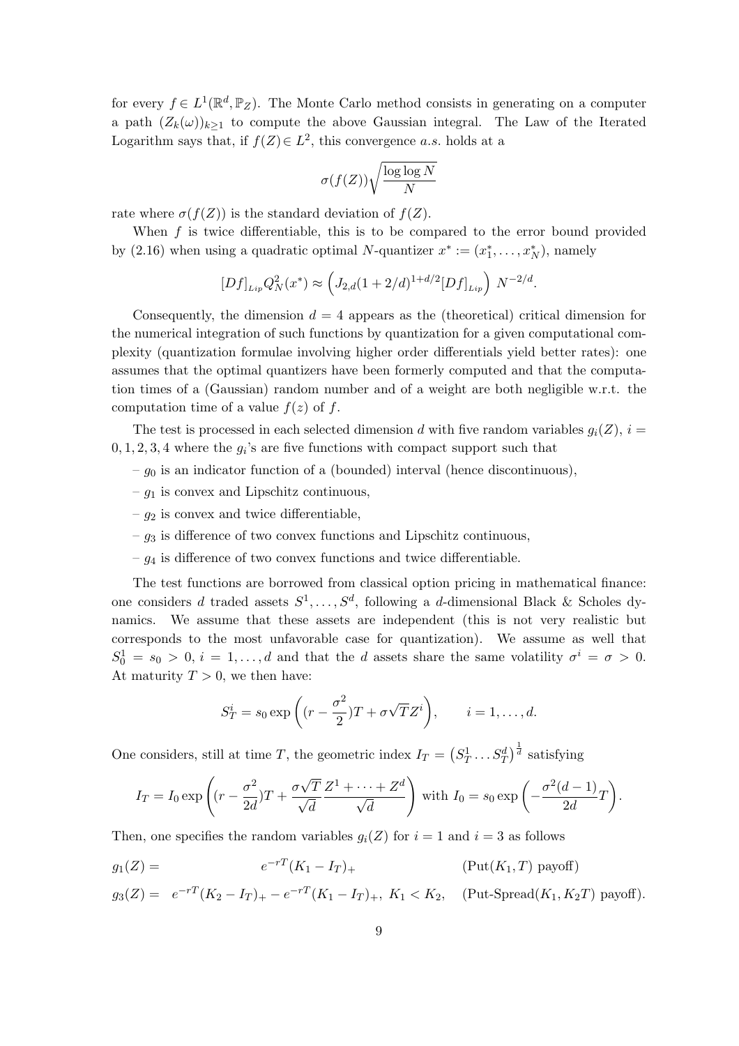for every $f \in L^1(\mathbb{R}^d, \mathbb{P}_Z)$. The Monte Carlo method consists in generating on a computer a path $(Z_k(\omega))_{k\geq 1}$ to compute the above Gaussian integral. The Law of the Iterated Logarithm says that, if $f(Z) \in L^2$, this convergence *a.s.* holds at a

$$\sigma(f(Z))\sqrt{\frac{\log\log N}{N}}$$

rate where $\sigma(f(Z))$ is the standard deviation of $f(Z)$.

When $f$ is twice differentiable, this is to be compared to the error bound provided by (2.16) when using a quadratic optimal $N$-quantizer $x^* := (x_1^*, \ldots, x_N^*)$, namely

$$[Df]_{Lip} Q_N^2(x^*) \approx \left(J_{2,d}(1+2/d)^{1+d/2}[Df]_{Lip}\right) N^{-2/d}.$$

Consequently, the dimension $d = 4$ appears as the (theoretical) critical dimension for the numerical integration of such functions by quantization for a given computational complexity (quantization formulae involving higher order differentials yield better rates): one assumes that the optimal quantizers have been formerly computed and that the computation times of a (Gaussian) random number and of a weight are both negligible w.r.t. the computation time of a value $f(z)$ of $f$.

The test is processed in each selected dimension $d$ with five random variables $g_i(Z)$, $i = 0, 1, 2, 3, 4$ where the $g_i$'s are five functions with compact support such that

– $g_0$ is an indicator function of a (bounded) interval (hence discontinuous),

– $g_1$ is convex and Lipschitz continuous,

– $g_2$ is convex and twice differentiable,

– $g_3$ is difference of two convex functions and Lipschitz continuous,

– $g_4$ is difference of two convex functions and twice differentiable.

The test functions are borrowed from classical option pricing in mathematical finance: one considers $d$ traded assets $S^1, \ldots, S^d$, following a $d$-dimensional Black & Scholes dynamics. We assume that these assets are independent (this is not very realistic but corresponds to the most unfavorable case for quantization). We assume as well that $S_0^1 = s_0 > 0$, $i = 1, \ldots, d$ and that the $d$ assets share the same volatility $\sigma^i = \sigma > 0$. At maturity $T > 0$, we then have:

$$S_T^i = s_0 \exp\left((r - \frac{\sigma^2}{2})T + \sigma\sqrt{T}Z^i\right), \qquad i = 1, \ldots, d.$$

One considers, still at time $T$, the geometric index $I_T = \left(S_T^1 \ldots S_T^d\right)^{\frac{1}{d}}$ satisfying

$$I_T = I_0 \exp\left((r - \frac{\sigma^2}{2d})T + \frac{\sigma\sqrt{T}}{\sqrt{d}}\frac{Z^1 + \cdots + Z^d}{\sqrt{d}}\right) \text{ with } I_0 = s_0 \exp\left(-\frac{\sigma^2(d-1)}{2d}T\right).$$

Then, one specifies the random variables $g_i(Z)$ for $i = 1$ and $i = 3$ as follows

$$g_1(Z) = \quad e^{-rT}(K_1 - I_T)_+ \qquad (\text{Put}(K_1, T) \text{ payoff})$$

$$g_3(Z) = \quad e^{-rT}(K_2 - I_T)_+ - e^{-rT}(K_1 - I_T)_+,\ K_1 < K_2, \quad (\text{Put-Spread}(K_1, K_2T) \text{ payoff}).$$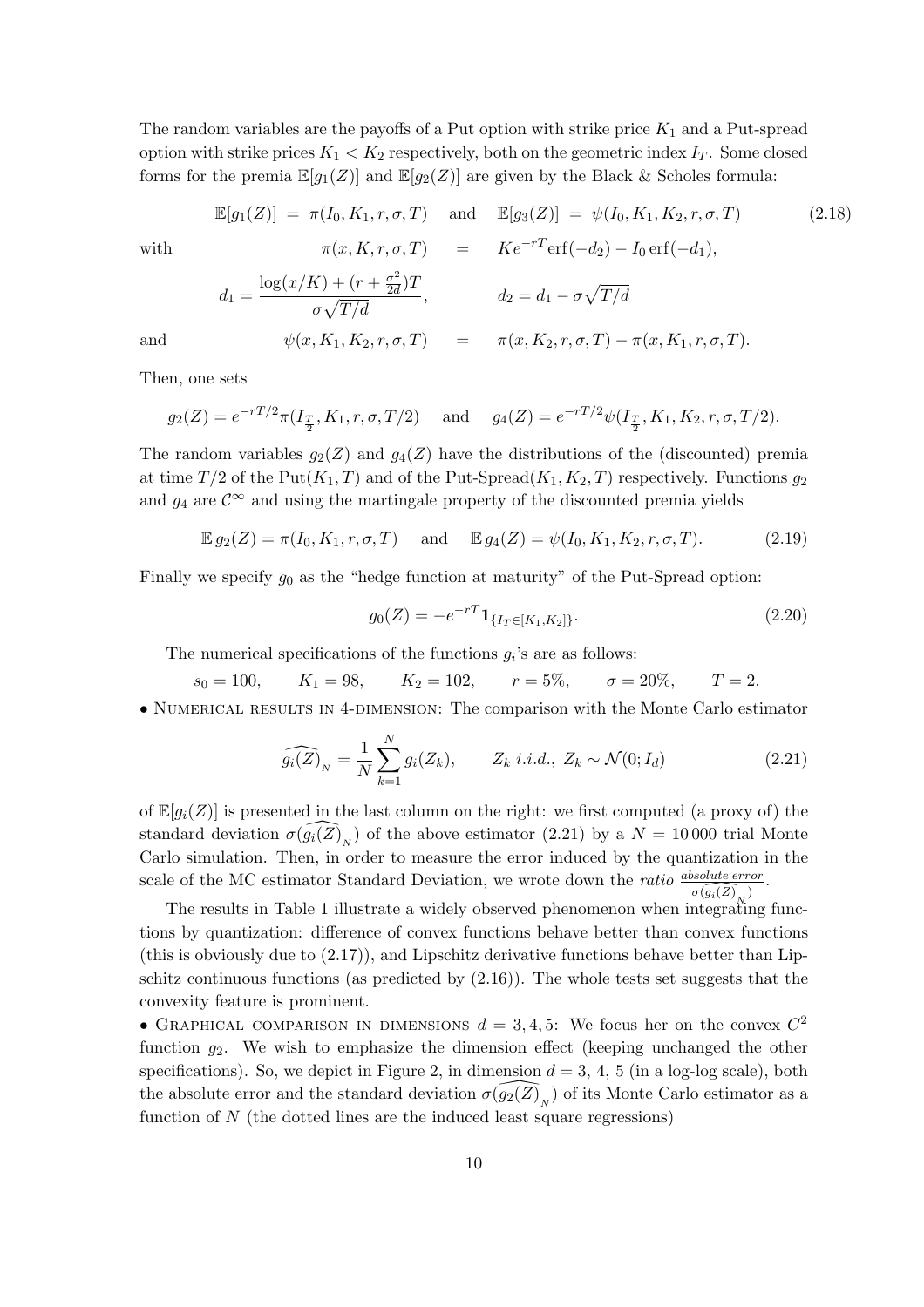The random variables are the payoffs of a Put option with strike price $K_1$ and a Put-spread option with strike prices $K_1 < K_2$ respectively, both on the geometric index $I_T$. Some closed forms for the premia $\mathbb{E}[g_1(Z)]$ and $\mathbb{E}[g_2(Z)]$ are given by the Black & Scholes formula:

$$\mathbb{E}[g_1(Z)] = \pi(I_0, K_1, r, \sigma, T) \quad \text{and} \quad \mathbb{E}[g_3(Z)] = \psi(I_0, K_1, K_2, r, \sigma, T) \tag{2.18}$$

with

$$\pi(x, K, r, \sigma, T) = Ke^{-rT}\text{erf}(-d_2) - I_0\,\text{erf}(-d_1),$$

$$d_1 = \frac{\log(x/K) + (r + \frac{\sigma^2}{2d})T}{\sigma\sqrt{T/d}}, \qquad d_2 = d_1 - \sigma\sqrt{T/d}$$

and

$$\psi(x, K_1, K_2, r, \sigma, T) = \pi(x, K_2, r, \sigma, T) - \pi(x, K_1, r, \sigma, T).$$

Then, one sets

$$g_2(Z) = e^{-rT/2}\pi(I_{\frac{T}{2}}, K_1, r, \sigma, T/2) \quad \text{and} \quad g_4(Z) = e^{-rT/2}\psi(I_{\frac{T}{2}}, K_1, K_2, r, \sigma, T/2).$$

The random variables $g_2(Z)$ and $g_4(Z)$ have the distributions of the (discounted) premia at time $T/2$ of the $\text{Put}(K_1, T)$ and of the Put-Spread$(K_1, K_2, T)$ respectively. Functions $g_2$ and $g_4$ are $\mathcal{C}^\infty$ and using the martingale property of the discounted premia yields

$$\mathbb{E}\, g_2(Z) = \pi(I_0, K_1, r, \sigma, T) \quad \text{and} \quad \mathbb{E}\, g_4(Z) = \psi(I_0, K_1, K_2, r, \sigma, T). \tag{2.19}$$

Finally we specify $g_0$ as the "hedge function at maturity" of the Put-Spread option:

$$g_0(Z) = -e^{-rT}\mathbf{1}_{\{I_T \in [K_1, K_2]\}}. \tag{2.20}$$

The numerical specifications of the functions $g_i$'s are as follows:

$$s_0 = 100, \qquad K_1 = 98, \qquad K_2 = 102, \qquad r = 5\%, \qquad \sigma = 20\%, \qquad T = 2.$$

• Numerical results in 4-dimension: The comparison with the Monte Carlo estimator

$$\widehat{g_i(Z)}_N = \frac{1}{N}\sum_{k=1}^{N} g_i(Z_k), \qquad Z_k \text{ i.i.d.}, \; Z_k \sim \mathcal{N}(0; I_d) \tag{2.21}$$

of $\mathbb{E}[g_i(Z)]$ is presented in the last column on the right: we first computed (a proxy of) the standard deviation $\sigma(\widehat{g_i(Z)}_N)$ of the above estimator (2.21) by a $N = 10\,000$ trial Monte Carlo simulation. Then, in order to measure the error induced by the quantization in the scale of the MC estimator Standard Deviation, we wrote down the *ratio* $\frac{\textit{absolute error}}{\sigma(\widehat{g_i(Z)}_N)}$.

The results in Table 1 illustrate a widely observed phenomenon when integrating functions by quantization: difference of convex functions behave better than convex functions (this is obviously due to (2.17)), and Lipschitz derivative functions behave better than Lipschitz continuous functions (as predicted by (2.16)). The whole tests set suggests that the convexity feature is prominent.

• Graphical comparison in dimensions $d = 3, 4, 5$: We focus her on the convex $C^2$ function $g_2$. We wish to emphasize the dimension effect (keeping unchanged the other specifications). So, we depict in Figure 2, in dimension $d = 3$, 4, 5 (in a log-log scale), both the absolute error and the standard deviation $\sigma(\widehat{g_2(Z)}_N)$ of its Monte Carlo estimator as a function of $N$ (the dotted lines are the induced least square regressions)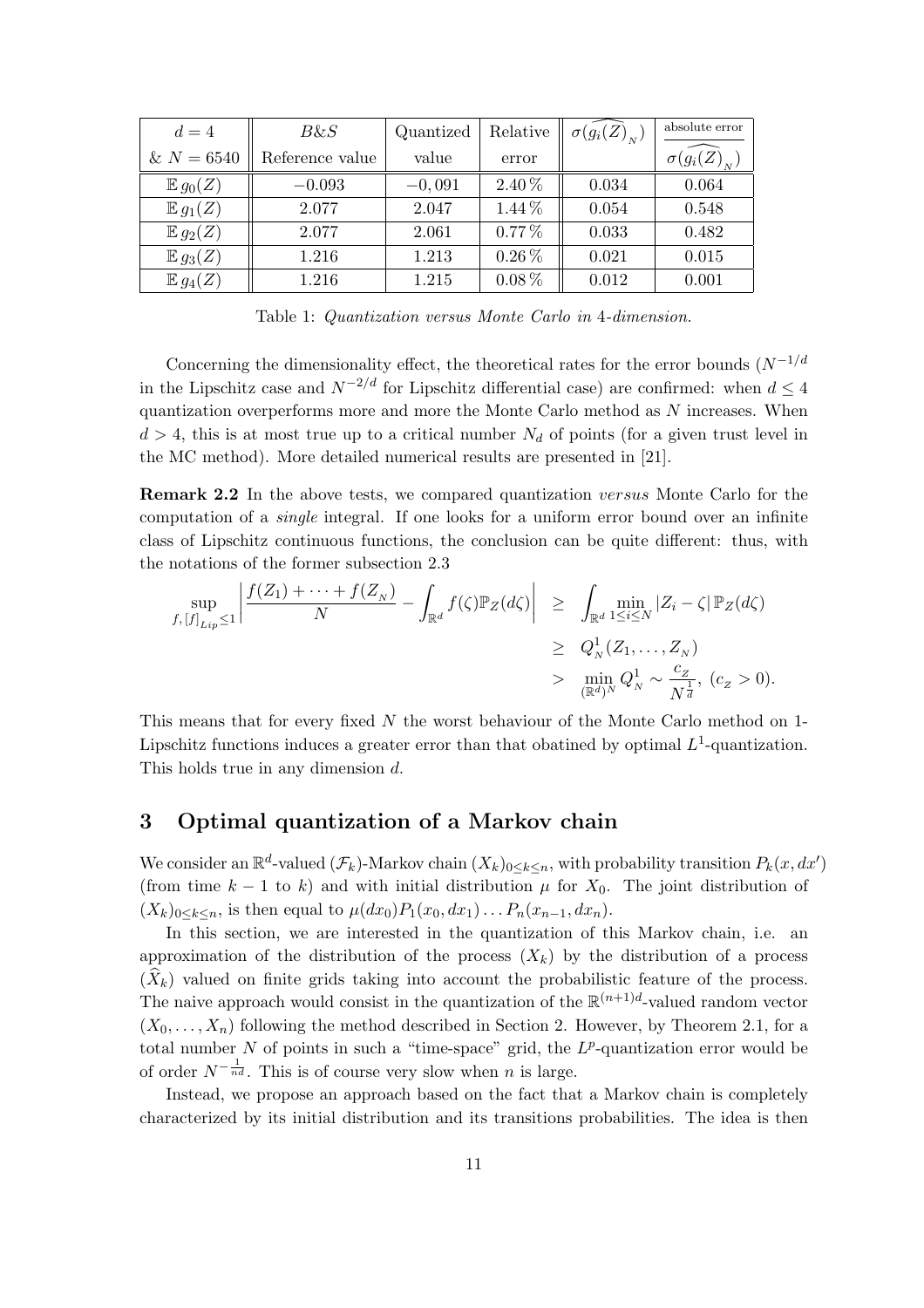| $d=4$ & $N=6540$ | $B\&S$ Reference value | Quantized value | Relative error | $\sigma(\widehat{g_i(Z)}_{_N})$ | $\dfrac{\text{absolute error}}{\sigma(\widehat{g_i(Z)}_{_N})}$ |
|---|---|---|---|---|---|
| $\mathbb{E}\, g_0(Z)$ | $-0.093$ | $-0,091$ | $2.40\,\%$ | 0.034 | 0.064 |
| $\mathbb{E}\, g_1(Z)$ | 2.077 | 2.047 | $1.44\,\%$ | 0.054 | 0.548 |
| $\mathbb{E}\, g_2(Z)$ | 2.077 | 2.061 | $0.77\,\%$ | 0.033 | 0.482 |
| $\mathbb{E}\, g_3(Z)$ | 1.216 | 1.213 | $0.26\,\%$ | 0.021 | 0.015 |
| $\mathbb{E}\, g_4(Z)$ | 1.216 | 1.215 | $0.08\,\%$ | 0.012 | 0.001 |

Table 1: *Quantization versus Monte Carlo in 4-dimension.*

Concerning the dimensionality effect, the theoretical rates for the error bounds ($N^{-1/d}$ in the Lipschitz case and $N^{-2/d}$ for Lipschitz differential case) are confirmed: when $d \leq 4$ quantization overperforms more and more the Monte Carlo method as $N$ increases. When $d > 4$, this is at most true up to a critical number $N_d$ of points (for a given trust level in the MC method). More detailed numerical results are presented in [21].

**Remark 2.2** In the above tests, we compared quantization *versus* Monte Carlo for the computation of a *single* integral. If one looks for a uniform error bound over an infinite class of Lipschitz continuous functions, the conclusion can be quite different: thus, with the notations of the former subsection 2.3

$$\begin{aligned}
\sup_{f,\,[f]_{Lip}\leq 1}\left|\frac{f(Z_1)+\cdots+f(Z_{_N})}{N}-\int_{\mathbb{R}^d} f(\zeta)\mathbb{P}_Z(d\zeta)\right| &\geq \int_{\mathbb{R}^d}\min_{1\leq i\leq N}|Z_i-\zeta|\,\mathbb{P}_Z(d\zeta)\\
&\geq Q^1_{_N}(Z_1,\ldots,Z_{_N})\\
&> \min_{(\mathbb{R}^d)^N} Q^1_{_N} \sim \frac{c_{_Z}}{N^{\frac{1}{d}}},\ (c_{_Z}>0).
\end{aligned}$$

This means that for every fixed $N$ the worst behaviour of the Monte Carlo method on 1-Lipschitz functions induces a greater error than that obatined by optimal $L^1$-quantization. This holds true in any dimension $d$.

# 3 Optimal quantization of a Markov chain

We consider an $\mathbb{R}^d$-valued $(\mathcal{F}_k)$-Markov chain $(X_k)_{0\leq k\leq n}$, with probability transition $P_k(x, dx')$ (from time $k-1$ to $k$) and with initial distribution $\mu$ for $X_0$. The joint distribution of $(X_k)_{0\leq k\leq n}$, is then equal to $\mu(dx_0)P_1(x_0, dx_1)\ldots P_n(x_{n-1}, dx_n)$.

In this section, we are interested in the quantization of this Markov chain, i.e. an approximation of the distribution of the process $(X_k)$ by the distribution of a process $(\widehat{X}_k)$ valued on finite grids taking into account the probabilistic feature of the process. The naive approach would consist in the quantization of the $\mathbb{R}^{(n+1)d}$-valued random vector $(X_0, \ldots, X_n)$ following the method described in Section 2. However, by Theorem 2.1, for a total number $N$ of points in such a "time-space" grid, the $L^p$-quantization error would be of order $N^{-\frac{1}{nd}}$. This is of course very slow when $n$ is large.

Instead, we propose an approach based on the fact that a Markov chain is completely characterized by its initial distribution and its transitions probabilities. The idea is then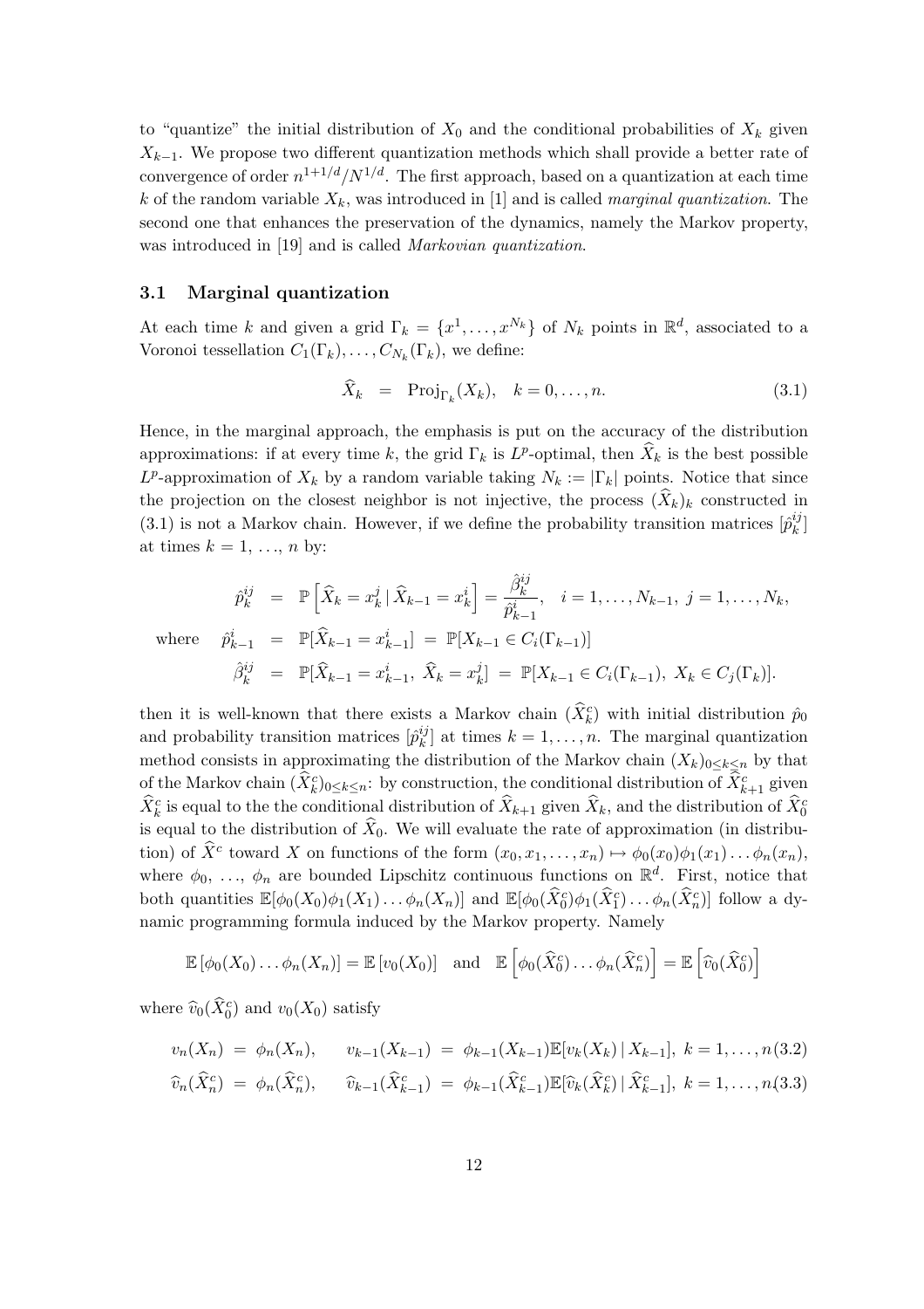to "quantize" the initial distribution of $X_0$ and the conditional probabilities of $X_k$ given $X_{k-1}$. We propose two different quantization methods which shall provide a better rate of convergence of order $n^{1+1/d}/N^{1/d}$. The first approach, based on a quantization at each time $k$ of the random variable $X_k$, was introduced in [1] and is called *marginal quantization*. The second one that enhances the preservation of the dynamics, namely the Markov property, was introduced in [19] and is called *Markovian quantization*.

### 3.1 Marginal quantization

At each time $k$ and given a grid $\Gamma_k = \{x^1, \ldots, x^{N_k}\}$ of $N_k$ points in $\mathbb{R}^d$, associated to a Voronoi tessellation $C_1(\Gamma_k), \ldots, C_{N_k}(\Gamma_k)$, we define:

$$\widehat{X}_k \;=\; \mathrm{Proj}_{\Gamma_k}(X_k), \quad k = 0, \ldots, n. \tag{3.1}$$

Hence, in the marginal approach, the emphasis is put on the accuracy of the distribution approximations: if at every time $k$, the grid $\Gamma_k$ is $L^p$-optimal, then $\widehat{X}_k$ is the best possible $L^p$-approximation of $X_k$ by a random variable taking $N_k := |\Gamma_k|$ points. Notice that since the projection on the closest neighbor is not injective, the process $(\widehat{X}_k)_k$ constructed in (3.1) is not a Markov chain. However, if we define the probability transition matrices $[\hat{p}_k^{ij}]$ at times $k = 1, \ldots, n$ by:

$$\begin{aligned}
\hat{p}_k^{ij} \;&=\; \mathbb{P}\left[\widehat{X}_k = x_k^j \,|\, \widehat{X}_{k-1} = x_k^i\right] = \frac{\hat{\beta}_k^{ij}}{\hat{p}_{k-1}^i}, \quad i = 1, \ldots, N_{k-1},\; j = 1, \ldots, N_k, \\
\text{where} \quad \hat{p}_{k-1}^i \;&=\; \mathbb{P}[\widehat{X}_{k-1} = x_{k-1}^i] \;=\; \mathbb{P}[X_{k-1} \in C_i(\Gamma_{k-1})] \\
\hat{\beta}_k^{ij} \;&=\; \mathbb{P}[\widehat{X}_{k-1} = x_{k-1}^i,\; \widehat{X}_k = x_k^j] \;=\; \mathbb{P}[X_{k-1} \in C_i(\Gamma_{k-1}),\; X_k \in C_j(\Gamma_k)].
\end{aligned}$$

then it is well-known that there exists a Markov chain $(\widehat{X}_k^c)$ with initial distribution $\hat{p}_0$ and probability transition matrices $[\hat{p}_k^{ij}]$ at times $k = 1, \ldots, n$. The marginal quantization method consists in approximating the distribution of the Markov chain $(X_k)_{0 \le k \le n}$ by that of the Markov chain $(\widehat{X}_k^c)_{0 \le k \le n}$: by construction, the conditional distribution of $\widehat{X}_{k+1}^c$ given $\widehat{X}_k^c$ is equal to the the conditional distribution of $\widehat{X}_{k+1}$ given $\widehat{X}_k$, and the distribution of $\widehat{X}_0^c$ is equal to the distribution of $\widehat{X}_0$. We will evaluate the rate of approximation (in distribution) of $\widehat{X}^c$ toward $X$ on functions of the form $(x_0, x_1, \ldots, x_n) \mapsto \phi_0(x_0)\phi_1(x_1)\ldots\phi_n(x_n)$, where $\phi_0, \ldots, \phi_n$ are bounded Lipschitz continuous functions on $\mathbb{R}^d$. First, notice that both quantities $\mathbb{E}[\phi_0(X_0)\phi_1(X_1)\ldots\phi_n(X_n)]$ and $\mathbb{E}[\phi_0(\widehat{X}_0^c)\phi_1(\widehat{X}_1^c)\ldots\phi_n(\widehat{X}_n^c)]$ follow a dynamic programming formula induced by the Markov property. Namely

$$\mathbb{E}\left[\phi_0(X_0)\ldots\phi_n(X_n)\right] = \mathbb{E}\left[v_0(X_0)\right] \quad \text{and} \quad \mathbb{E}\left[\phi_0(\widehat{X}_0^c)\ldots\phi_n(\widehat{X}_n^c)\right] = \mathbb{E}\left[\widehat{v}_0(\widehat{X}_0^c)\right]$$

where $\widehat{v}_0(\widehat{X}_0^c)$ and $v_0(X_0)$ satisfy

$$v_n(X_n) \;=\; \phi_n(X_n), \qquad v_{k-1}(X_{k-1}) \;=\; \phi_{k-1}(X_{k-1})\mathbb{E}[v_k(X_k) \,|\, X_{k-1}],\; k = 1, \ldots, n \tag{3.2}$$

$$\widehat{v}_n(\widehat{X}_n^c) \;=\; \phi_n(\widehat{X}_n^c), \qquad \widehat{v}_{k-1}(\widehat{X}_{k-1}^c) \;=\; \phi_{k-1}(\widehat{X}_{k-1}^c)\mathbb{E}[\widehat{v}_k(\widehat{X}_k^c) \,|\, \widehat{X}_{k-1}^c],\; k = 1, \ldots, n \tag{3.3}$$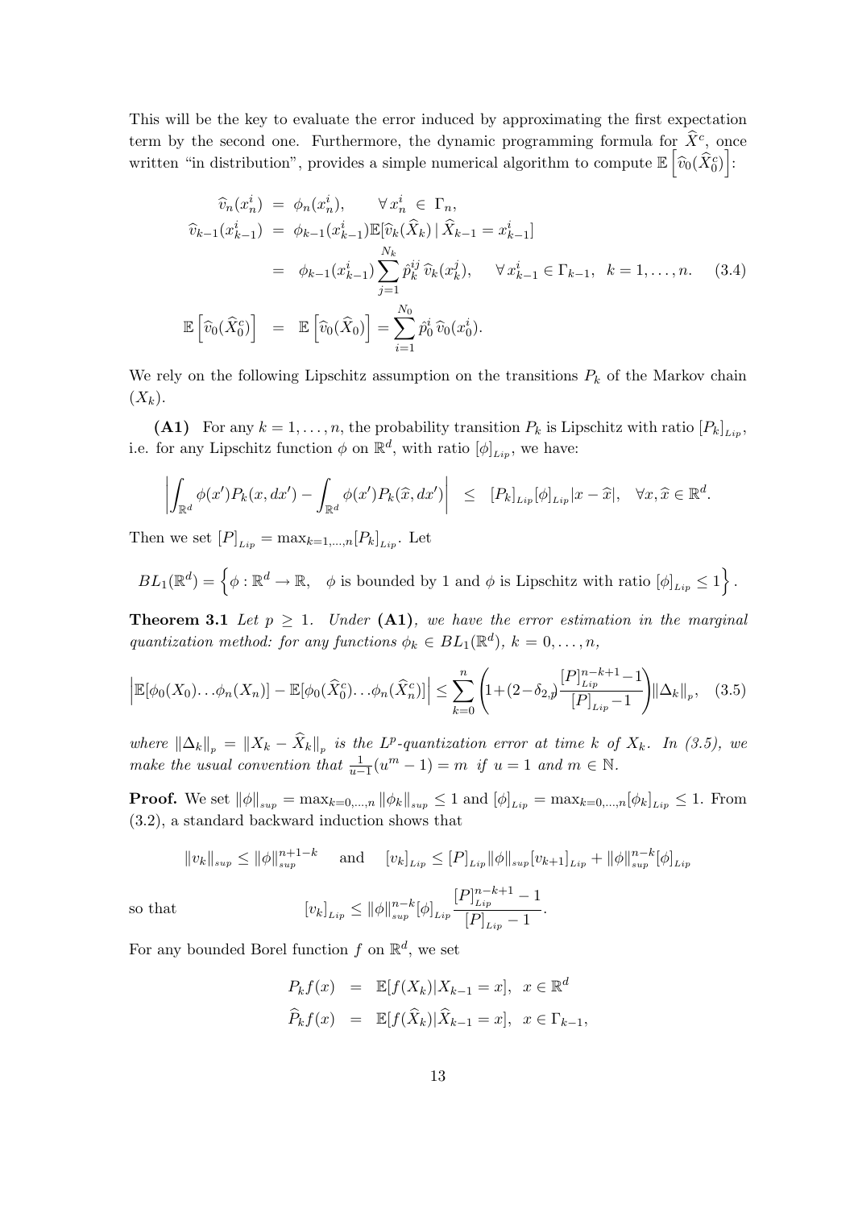This will be the key to evaluate the error induced by approximating the first expectation term by the second one. Furthermore, the dynamic programming formula for $\widehat{X}^c$, once written "in distribution", provides a simple numerical algorithm to compute $\mathbb{E}\left[\widehat{v}_0(\widehat{X}_0^c)\right]$:

$$
\begin{aligned}
\widehat{v}_n(x_n^i) &= \phi_n(x_n^i), \qquad \forall\, x_n^i \in \Gamma_n,\\
\widehat{v}_{k-1}(x_{k-1}^i) &= \phi_{k-1}(x_{k-1}^i)\mathbb{E}[\widehat{v}_k(\widehat{X}_k)\,|\,\widehat{X}_{k-1} = x_{k-1}^i]\\
&= \phi_{k-1}(x_{k-1}^i)\sum_{j=1}^{N_k} \hat{p}_k^{ij}\,\widehat{v}_k(x_k^j), \qquad \forall\, x_{k-1}^i \in \Gamma_{k-1},\ \ k = 1,\ldots,n. \qquad (3.4)\\
\mathbb{E}\left[\widehat{v}_0(\widehat{X}_0^c)\right] &= \mathbb{E}\left[\widehat{v}_0(\widehat{X}_0)\right] = \sum_{i=1}^{N_0} \hat{p}_0^i\,\widehat{v}_0(x_0^i).
\end{aligned}
$$

We rely on the following Lipschitz assumption on the transitions $P_k$ of the Markov chain $(X_k)$.

**(A1)** For any $k = 1,\ldots,n$, the probability transition $P_k$ is Lipschitz with ratio $[P_k]_{Lip}$, i.e. for any Lipschitz function $\phi$ on $\mathbb{R}^d$, with ratio $[\phi]_{Lip}$, we have:

$$
\left|\int_{\mathbb{R}^d}\phi(x')P_k(x,dx') - \int_{\mathbb{R}^d}\phi(x')P_k(\widehat{x},dx')\right| \;\le\; [P_k]_{Lip}[\phi]_{Lip}|x-\widehat{x}|, \quad \forall x,\widehat{x}\in\mathbb{R}^d.
$$

Then we set $[P]_{Lip} = \max_{k=1,\ldots,n}[P_k]_{Lip}$. Let

$$
BL_1(\mathbb{R}^d) = \left\{\phi:\mathbb{R}^d\to\mathbb{R}, \quad \phi \text{ is bounded by 1 and } \phi \text{ is Lipschitz with ratio } [\phi]_{Lip}\le 1\right\}.
$$

**Theorem 3.1** *Let $p \ge 1$. Under* **(A1)**, *we have the error estimation in the marginal quantization method: for any functions $\phi_k \in BL_1(\mathbb{R}^d)$, $k = 0,\ldots,n$,*

$$
\left|\mathbb{E}[\phi_0(X_0)\ldots\phi_n(X_n)] - \mathbb{E}[\phi_0(\widehat{X}_0^c)\ldots\phi_n(\widehat{X}_n^c)]\right| \le \sum_{k=0}^{n}\left(1+(2-\delta_{2,p})\frac{[P]_{Lip}^{n-k+1}-1}{[P]_{Lip}-1}\right)\|\Delta_k\|_p, \quad (3.5)
$$

*where $\|\Delta_k\|_p = \|X_k - \widehat{X}_k\|_p$ is the $L^p$-quantization error at time $k$ of $X_k$. In (3.5), we make the usual convention that $\frac{1}{u-1}(u^m-1) = m$ if $u = 1$ and $m \in \mathbb{N}$.*

**Proof.** We set $\|\phi\|_{sup} = \max_{k=0,\ldots,n}\|\phi_k\|_{sup} \le 1$ and $[\phi]_{Lip} = \max_{k=0,\ldots,n}[\phi_k]_{Lip} \le 1$. From (3.2), a standard backward induction shows that

$$
\|v_k\|_{sup} \le \|\phi\|_{sup}^{n+1-k} \quad \text{ and } \quad [v_k]_{Lip} \le [P]_{Lip}\|\phi\|_{sup}[v_{k+1}]_{Lip} + \|\phi\|_{sup}^{n-k}[\phi]_{Lip}
$$

so that

$$
[v_k]_{Lip} \le \|\phi\|_{sup}^{n-k}[\phi]_{Lip}\frac{[P]_{Lip}^{n-k+1}-1}{[P]_{Lip}-1}.
$$

For any bounded Borel function $f$ on $\mathbb{R}^d$, we set

$$
\begin{aligned}
P_k f(x) &= \mathbb{E}[f(X_k)|X_{k-1} = x], \ \ x\in\mathbb{R}^d\\
\widehat{P}_k f(x) &= \mathbb{E}[f(\widehat{X}_k)|\widehat{X}_{k-1} = x], \ \ x\in\Gamma_{k-1},
\end{aligned}
$$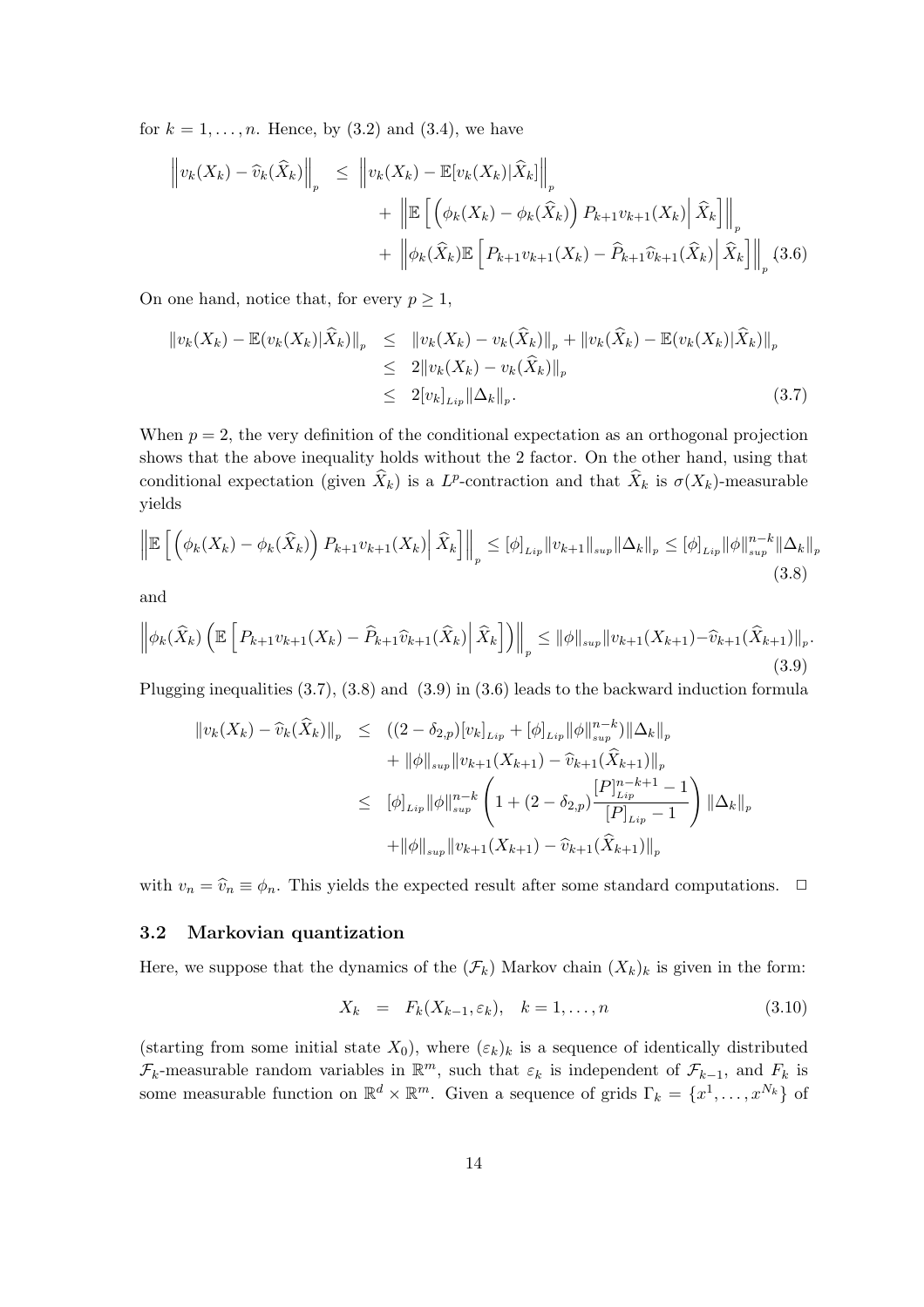for $k = 1, \ldots, n$. Hence, by (3.2) and (3.4), we have

$$
\begin{aligned}
\left\|v_k(X_k) - \widehat{v}_k(\widehat{X}_k)\right\|_p &\leq \left\|v_k(X_k) - \mathbb{E}[v_k(X_k)|\widehat{X}_k]\right\|_p \\
&+ \left\|\mathbb{E}\left[\left(\phi_k(X_k) - \phi_k(\widehat{X}_k)\right) P_{k+1}v_{k+1}(X_k)\right| \widehat{X}_k\right]\Big\|_p \\
&+ \left\|\phi_k(\widehat{X}_k)\mathbb{E}\left[P_{k+1}v_{k+1}(X_k) - \widehat{P}_{k+1}\widehat{v}_{k+1}(\widehat{X}_k)\right| \widehat{X}_k\right]\Big\|_p \quad (3.6)
\end{aligned}
$$

On one hand, notice that, for every $p \geq 1$,

$$
\begin{aligned}
\|v_k(X_k) - \mathbb{E}(v_k(X_k)|\widehat{X}_k)\|_p &\leq \|v_k(X_k) - v_k(\widehat{X}_k)\|_p + \|v_k(\widehat{X}_k) - \mathbb{E}(v_k(X_k)|\widehat{X}_k)\|_p \\
&\leq 2\|v_k(X_k) - v_k(\widehat{X}_k)\|_p \\
&\leq 2[v_k]_{Lip}\|\Delta_k\|_p. \qquad (3.7)
\end{aligned}
$$

When $p = 2$, the very definition of the conditional expectation as an orthogonal projection shows that the above inequality holds without the 2 factor. On the other hand, using that conditional expectation (given $\widehat{X}_k$) is a $L^p$-contraction and that $\widehat{X}_k$ is $\sigma(X_k)$-measurable yields

$$
\left\|\mathbb{E}\left[\left(\phi_k(X_k) - \phi_k(\widehat{X}_k)\right) P_{k+1}v_{k+1}(X_k)\right| \widehat{X}_k\right]\Big\|_p \leq [\phi]_{Lip}\|v_{k+1}\|_{sup}\|\Delta_k\|_p \leq [\phi]_{Lip}\|\phi\|_{sup}^{n-k}\|\Delta_k\|_p \quad (3.8)
$$

and

$$
\left\|\phi_k(\widehat{X}_k)\left(\mathbb{E}\left[P_{k+1}v_{k+1}(X_k) - \widehat{P}_{k+1}\widehat{v}_{k+1}(\widehat{X}_k)\right| \widehat{X}_k\right]\right)\Big\|_p \leq \|\phi\|_{sup}\|v_{k+1}(X_{k+1}) - \widehat{v}_{k+1}(\widehat{X}_{k+1})\|_p. \quad (3.9)
$$

Plugging inequalities (3.7), (3.8) and (3.9) in (3.6) leads to the backward induction formula

$$
\begin{aligned}
\|v_k(X_k) - \widehat{v}_k(\widehat{X}_k)\|_p &\leq ((2 - \delta_{2,p})[v_k]_{Lip} + [\phi]_{Lip}\|\phi\|_{sup}^{n-k})\|\Delta_k\|_p \\
&+ \|\phi\|_{sup}\|v_{k+1}(X_{k+1}) - \widehat{v}_{k+1}(\widehat{X}_{k+1})\|_p \\
&\leq [\phi]_{Lip}\|\phi\|_{sup}^{n-k}\left(1 + (2 - \delta_{2,p})\frac{[P]_{Lip}^{n-k+1} - 1}{[P]_{Lip} - 1}\right)\|\Delta_k\|_p \\
&+ \|\phi\|_{sup}\|v_{k+1}(X_{k+1}) - \widehat{v}_{k+1}(\widehat{X}_{k+1})\|_p
\end{aligned}
$$

with $v_n = \widehat{v}_n \equiv \phi_n$. This yields the expected result after some standard computations. $\square$

### 3.2 Markovian quantization

Here, we suppose that the dynamics of the $(\mathcal{F}_k)$ Markov chain $(X_k)_k$ is given in the form:

$$
X_k = F_k(X_{k-1}, \varepsilon_k), \quad k = 1, \ldots, n \qquad (3.10)
$$

(starting from some initial state $X_0$), where $(\varepsilon_k)_k$ is a sequence of identically distributed $\mathcal{F}_k$-measurable random variables in $\mathbb{R}^m$, such that $\varepsilon_k$ is independent of $\mathcal{F}_{k-1}$, and $F_k$ is some measurable function on $\mathbb{R}^d \times \mathbb{R}^m$. Given a sequence of grids $\Gamma_k = \{x^1, \ldots, x^{N_k}\}$ of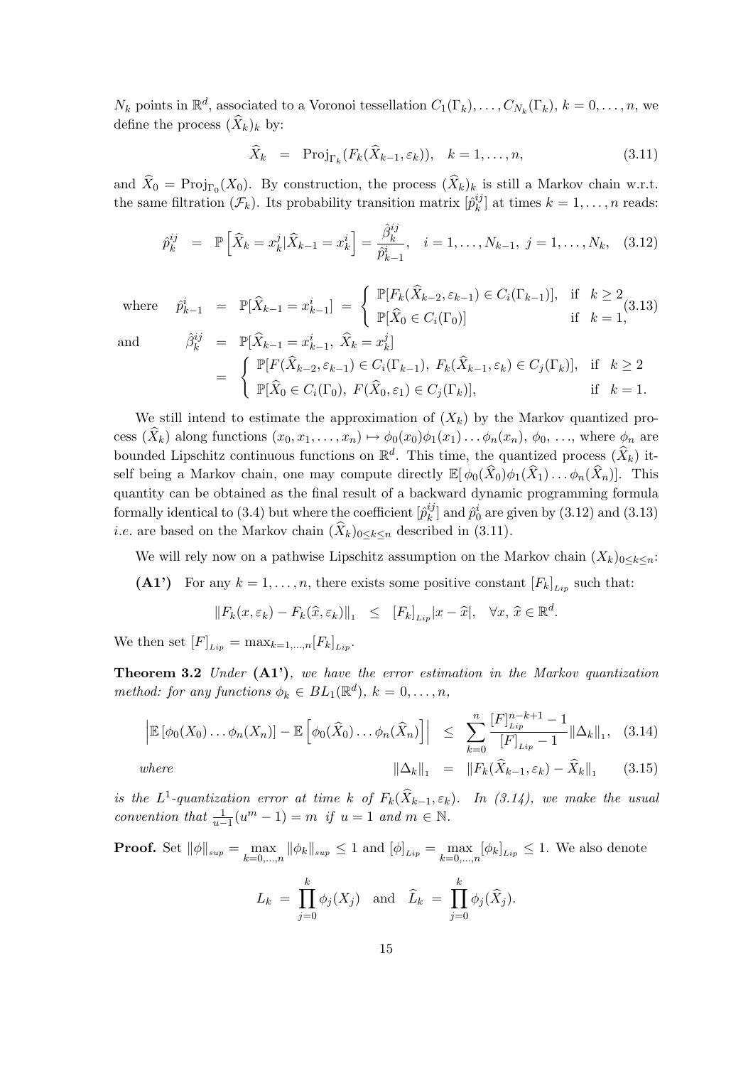$N_k$ points in $\mathbb{R}^d$, associated to a Voronoi tessellation $C_1(\Gamma_k), \ldots, C_{N_k}(\Gamma_k)$, $k = 0, \ldots, n$, we define the process $(\widehat{X}_k)_k$ by:

$$\widehat{X}_k \;=\; \mathrm{Proj}_{\Gamma_k}(F_k(\widehat{X}_{k-1}, \varepsilon_k)), \quad k = 1, \ldots, n, \tag{3.11}$$

and $\widehat{X}_0 = \mathrm{Proj}_{\Gamma_0}(X_0)$. By construction, the process $(\widehat{X}_k)_k$ is still a Markov chain w.r.t. the same filtration $(\mathcal{F}_k)$. Its probability transition matrix $[\hat{p}_k^{ij}]$ at times $k = 1, \ldots, n$ reads:

$$\hat{p}_k^{ij} \;=\; \mathbb{P}\left[\widehat{X}_k = x_k^j | \widehat{X}_{k-1} = x_k^i\right] = \frac{\hat{\beta}_k^{ij}}{\hat{p}_{k-1}^i}, \quad i = 1, \ldots, N_{k-1},\; j = 1, \ldots, N_k, \tag{3.12}$$

$$\text{where} \quad \hat{p}_{k-1}^i \;=\; \mathbb{P}[\widehat{X}_{k-1} = x_{k-1}^i] \;=\; \begin{cases} \mathbb{P}[F_k(\widehat{X}_{k-2}, \varepsilon_{k-1}) \in C_i(\Gamma_{k-1})], & \text{if } \; k \geq 2 \\ \mathbb{P}[\widehat{X}_0 \in C_i(\Gamma_0)] & \text{if } \; k = 1, \end{cases} \tag{3.13}$$

$$\begin{aligned}
\text{and} \qquad \hat{\beta}_k^{ij} \;&=\; \mathbb{P}[\widehat{X}_{k-1} = x_{k-1}^i,\; \widehat{X}_k = x_k^j] \\
&=\; \begin{cases} \mathbb{P}[F(\widehat{X}_{k-2}, \varepsilon_{k-1}) \in C_i(\Gamma_{k-1}),\; F_k(\widehat{X}_{k-1}, \varepsilon_k) \in C_j(\Gamma_k)], & \text{if } \; k \geq 2 \\ \mathbb{P}[\widehat{X}_0 \in C_i(\Gamma_0),\; F(\widehat{X}_0, \varepsilon_1) \in C_j(\Gamma_k)], & \text{if } \; k = 1. \end{cases}
\end{aligned}$$

We still intend to estimate the approximation of $(X_k)$ by the Markov quantized process $(\widehat{X}_k)$ along functions $(x_0, x_1, \ldots, x_n) \mapsto \phi_0(x_0)\phi_1(x_1)\ldots\phi_n(x_n)$, $\phi_0$, $\ldots$, where $\phi_n$ are bounded Lipschitz continuous functions on $\mathbb{R}^d$. This time, the quantized process $(\widehat{X}_k)$ itself being a Markov chain, one may compute directly $\mathbb{E}[\,\phi_0(\widehat{X}_0)\phi_1(\widehat{X}_1)\ldots\phi_n(\widehat{X}_n)]$. This quantity can be obtained as the final result of a backward dynamic programming formula formally identical to (3.4) but where the coefficient $[\hat{p}_k^{ij}]$ and $\hat{p}_0^i$ are given by (3.12) and (3.13) *i.e.* are based on the Markov chain $(\widehat{X}_k)_{0 \leq k \leq n}$ described in (3.11).

We will rely now on a pathwise Lipschitz assumption on the Markov chain $(X_k)_{0 \leq k \leq n}$:

**(A1')** For any $k = 1, \ldots, n$, there exists some positive constant $[F_k]_{Lip}$ such that:

$$\|F_k(x, \varepsilon_k) - F_k(\widehat{x}, \varepsilon_k)\|_1 \;\leq\; [F_k]_{Lip}|x - \widehat{x}|, \quad \forall x, \widehat{x} \in \mathbb{R}^d.$$

We then set $[F]_{Lip} = \max_{k=1,\ldots,n}[F_k]_{Lip}$.

**Theorem 3.2** *Under* **(A1')***, we have the error estimation in the Markov quantization method: for any functions $\phi_k \in BL_1(\mathbb{R}^d)$, $k = 0, \ldots, n$,*

$$\left|\mathbb{E}\left[\phi_0(X_0)\ldots\phi_n(X_n)\right] - \mathbb{E}\left[\phi_0(\widehat{X}_0)\ldots\phi_n(\widehat{X}_n)\right]\right| \;\leq\; \sum_{k=0}^{n} \frac{[F]_{Lip}^{n-k+1} - 1}{[F]_{Lip} - 1}\|\Delta_k\|_1, \tag{3.14}$$

$$\text{where} \qquad \|\Delta_k\|_1 \;=\; \|F_k(\widehat{X}_{k-1}, \varepsilon_k) - \widehat{X}_k\|_1 \tag{3.15}$$

*is the $L^1$-quantization error at time $k$ of $F_k(\widehat{X}_{k-1}, \varepsilon_k)$. In (3.14), we make the usual convention that $\frac{1}{u-1}(u^m - 1) = m$ if $u = 1$ and $m \in \mathbb{N}$.*

**Proof.** Set $\|\phi\|_{sup} = \max_{k=0,\ldots,n}\|\phi_k\|_{sup} \leq 1$ and $[\phi]_{Lip} = \max_{k=0,\ldots,n}[\phi_k]_{Lip} \leq 1$. We also denote

$$L_k \;=\; \prod_{j=0}^{k}\phi_j(X_j) \quad \text{and} \quad \widehat{L}_k \;=\; \prod_{j=0}^{k}\phi_j(\widehat{X}_j).$$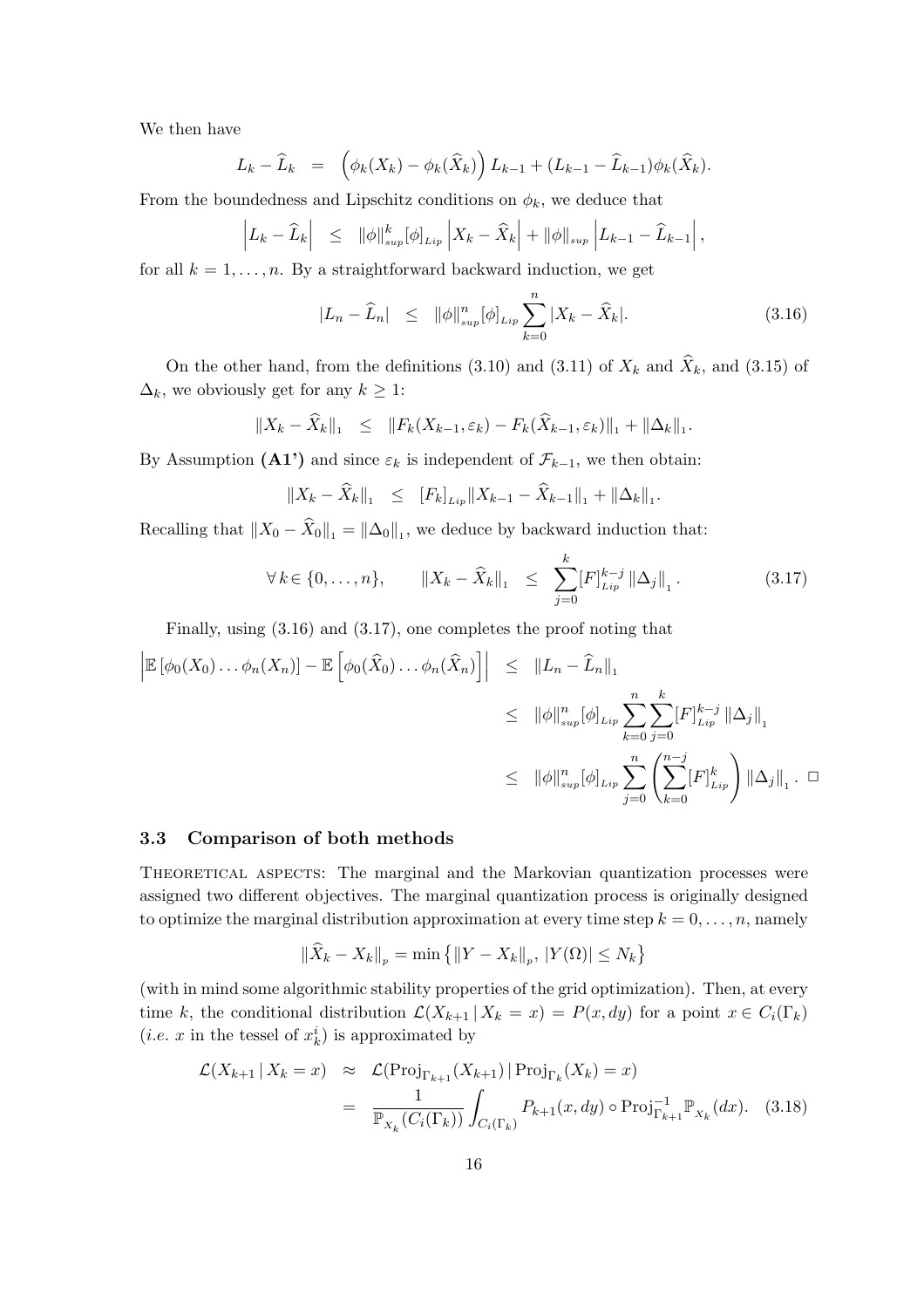We then have

$$L_k - \widehat{L}_k \;=\; \left(\phi_k(X_k) - \phi_k(\widehat{X}_k)\right) L_{k-1} + (L_{k-1} - \widehat{L}_{k-1})\phi_k(\widehat{X}_k).$$

From the boundedness and Lipschitz conditions on $\phi_k$, we deduce that

$$\left|L_k - \widehat{L}_k\right| \;\leq\; \|\phi\|_{sup}^k [\phi]_{Lip} \left|X_k - \widehat{X}_k\right| + \|\phi\|_{sup} \left|L_{k-1} - \widehat{L}_{k-1}\right|,$$

for all $k = 1, \ldots, n$. By a straightforward backward induction, we get

$$|L_n - \widehat{L}_n| \;\leq\; \|\phi\|_{sup}^n [\phi]_{Lip} \sum_{k=0}^{n} |X_k - \widehat{X}_k|. \tag{3.16}$$

On the other hand, from the definitions (3.10) and (3.11) of $X_k$ and $\widehat{X}_k$, and (3.15) of $\Delta_k$, we obviously get for any $k \geq 1$:

$$\|X_k - \widehat{X}_k\|_1 \;\leq\; \|F_k(X_{k-1}, \varepsilon_k) - F_k(\widehat{X}_{k-1}, \varepsilon_k)\|_1 + \|\Delta_k\|_1.$$

By Assumption **(A1')** and since $\varepsilon_k$ is independent of $\mathcal{F}_{k-1}$, we then obtain:

$$\|X_k - \widehat{X}_k\|_1 \;\leq\; [F_k]_{Lip} \|X_{k-1} - \widehat{X}_{k-1}\|_1 + \|\Delta_k\|_1.$$

Recalling that $\|X_0 - \widehat{X}_0\|_1 = \|\Delta_0\|_1$, we deduce by backward induction that:

$$\forall\, k \in \{0, \ldots, n\}, \qquad \|X_k - \widehat{X}_k\|_1 \;\leq\; \sum_{j=0}^{k} [F]_{Lip}^{k-j} \|\Delta_j\|_1. \tag{3.17}$$

Finally, using (3.16) and (3.17), one completes the proof noting that

$$\begin{aligned}
\left|\mathbb{E}\left[\phi_0(X_0)\ldots\phi_n(X_n)\right] - \mathbb{E}\left[\phi_0(\widehat{X}_0)\ldots\phi_n(\widehat{X}_n)\right]\right| &\leq \|L_n - \widehat{L}_n\|_1 \\
&\leq \|\phi\|_{sup}^n [\phi]_{Lip} \sum_{k=0}^{n} \sum_{j=0}^{k} [F]_{Lip}^{k-j} \|\Delta_j\|_1 \\
&\leq \|\phi\|_{sup}^n [\phi]_{Lip} \sum_{j=0}^{n} \left( \sum_{k=0}^{n-j} [F]_{Lip}^{k} \right) \|\Delta_j\|_1. \quad \square
\end{aligned}$$

### 3.3 Comparison of both methods

Theoretical aspects: The marginal and the Markovian quantization processes were assigned two different objectives. The marginal quantization process is originally designed to optimize the marginal distribution approximation at every time step $k = 0, \ldots, n$, namely

$$\|\widehat{X}_k - X_k\|_p = \min\left\{\|Y - X_k\|_p,\ |Y(\Omega)| \leq N_k\right\}$$

(with in mind some algorithmic stability properties of the grid optimization). Then, at every time $k$, the conditional distribution $\mathcal{L}(X_{k+1} \,|\, X_k = x) = P(x, dy)$ for a point $x \in C_i(\Gamma_k)$ (*i.e.* $x$ in the tessel of $x_k^i$) is approximated by

$$\begin{aligned}
\mathcal{L}(X_{k+1} \,|\, X_k = x) &\approx \mathcal{L}(\mathrm{Proj}_{\Gamma_{k+1}}(X_{k+1}) \,|\, \mathrm{Proj}_{\Gamma_k}(X_k) = x) \\
&= \frac{1}{\mathbb{P}_{X_k}(C_i(\Gamma_k))} \int_{C_i(\Gamma_k)} P_{k+1}(x, dy) \circ \mathrm{Proj}_{\Gamma_{k+1}}^{-1} \mathbb{P}_{X_k}(dx). \quad (3.18)
\end{aligned}$$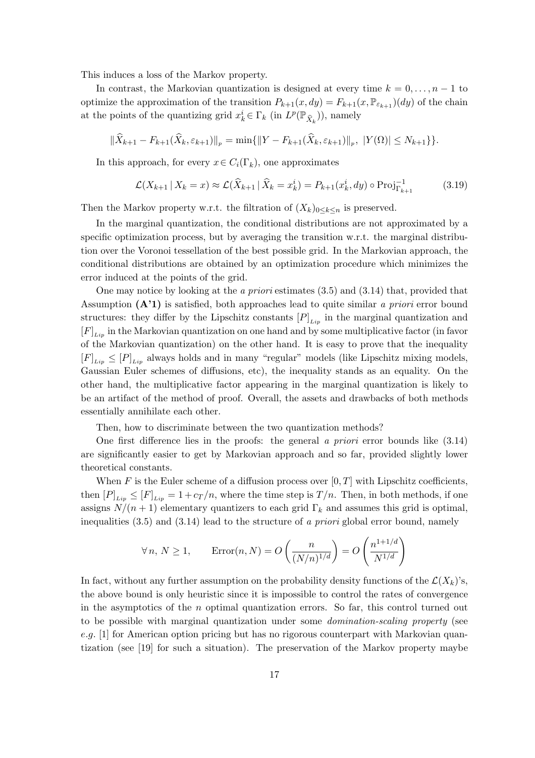This induces a loss of the Markov property.

In contrast, the Markovian quantization is designed at every time $k = 0, \ldots, n-1$ to optimize the approximation of the transition $P_{k+1}(x, dy) = F_{k+1}(x, \mathbb{P}_{\varepsilon_{k+1}})(dy)$ of the chain at the points of the quantizing grid $x_k^i \in \Gamma_k$ (in $L^p(\mathbb{P}_{\widehat{X}_k})$), namely

$$\|\widehat{X}_{k+1} - F_{k+1}(\widehat{X}_k, \varepsilon_{k+1})\|_p = \min\{\|Y - F_{k+1}(\widehat{X}_k, \varepsilon_{k+1})\|_p,\ |Y(\Omega)| \le N_{k+1}\}\}.$$

In this approach, for every $x \in C_i(\Gamma_k)$, one approximates

$$\mathcal{L}(X_{k+1} \,|\, X_k = x) \approx \mathcal{L}(\widehat{X}_{k+1} \,|\, \widehat{X}_k = x_k^i) = P_{k+1}(x_k^i, dy) \circ \mathrm{Proj}_{\Gamma_{k+1}}^{-1} \tag{3.19}$$

Then the Markov property w.r.t. the filtration of $(X_k)_{0 \le k \le n}$ is preserved.

In the marginal quantization, the conditional distributions are not approximated by a specific optimization process, but by averaging the transition w.r.t. the marginal distribution over the Voronoi tessellation of the best possible grid. In the Markovian approach, the conditional distributions are obtained by an optimization procedure which minimizes the error induced at the points of the grid.

One may notice by looking at the *a priori* estimates (3.5) and (3.14) that, provided that Assumption **(A'1)** is satisfied, both approaches lead to quite similar *a priori* error bound structures: they differ by the Lipschitz constants $[P]_{Lip}$ in the marginal quantization and $[F]_{Lip}$ in the Markovian quantization on one hand and by some multiplicative factor (in favor of the Markovian quantization) on the other hand. It is easy to prove that the inequality $[F]_{Lip} \le [P]_{Lip}$ always holds and in many "regular" models (like Lipschitz mixing models, Gaussian Euler schemes of diffusions, etc), the inequality stands as an equality. On the other hand, the multiplicative factor appearing in the marginal quantization is likely to be an artifact of the method of proof. Overall, the assets and drawbacks of both methods essentially annihilate each other.

Then, how to discriminate between the two quantization methods?

One first difference lies in the proofs: the general *a priori* error bounds like (3.14) are significantly easier to get by Markovian approach and so far, provided slightly lower theoretical constants.

When $F$ is the Euler scheme of a diffusion process over $[0, T]$ with Lipschitz coefficients, then $[P]_{Lip} \le [F]_{Lip} = 1 + c_T/n$, where the time step is $T/n$. Then, in both methods, if one assigns $N/(n+1)$ elementary quantizers to each grid $\Gamma_k$ and assumes this grid is optimal, inequalities (3.5) and (3.14) lead to the structure of *a priori* global error bound, namely

$$\forall\, n,\, N \ge 1, \qquad \mathrm{Error}(n, N) = O\left(\frac{n}{(N/n)^{1/d}}\right) = O\left(\frac{n^{1+1/d}}{N^{1/d}}\right)$$

In fact, without any further assumption on the probability density functions of the $\mathcal{L}(X_k)$'s, the above bound is only heuristic since it is impossible to control the rates of convergence in the asymptotics of the $n$ optimal quantization errors. So far, this control turned out to be possible with marginal quantization under some *domination-scaling property* (see *e.g.* [1] for American option pricing but has no rigorous counterpart with Markovian quantization (see [19] for such a situation). The preservation of the Markov property maybe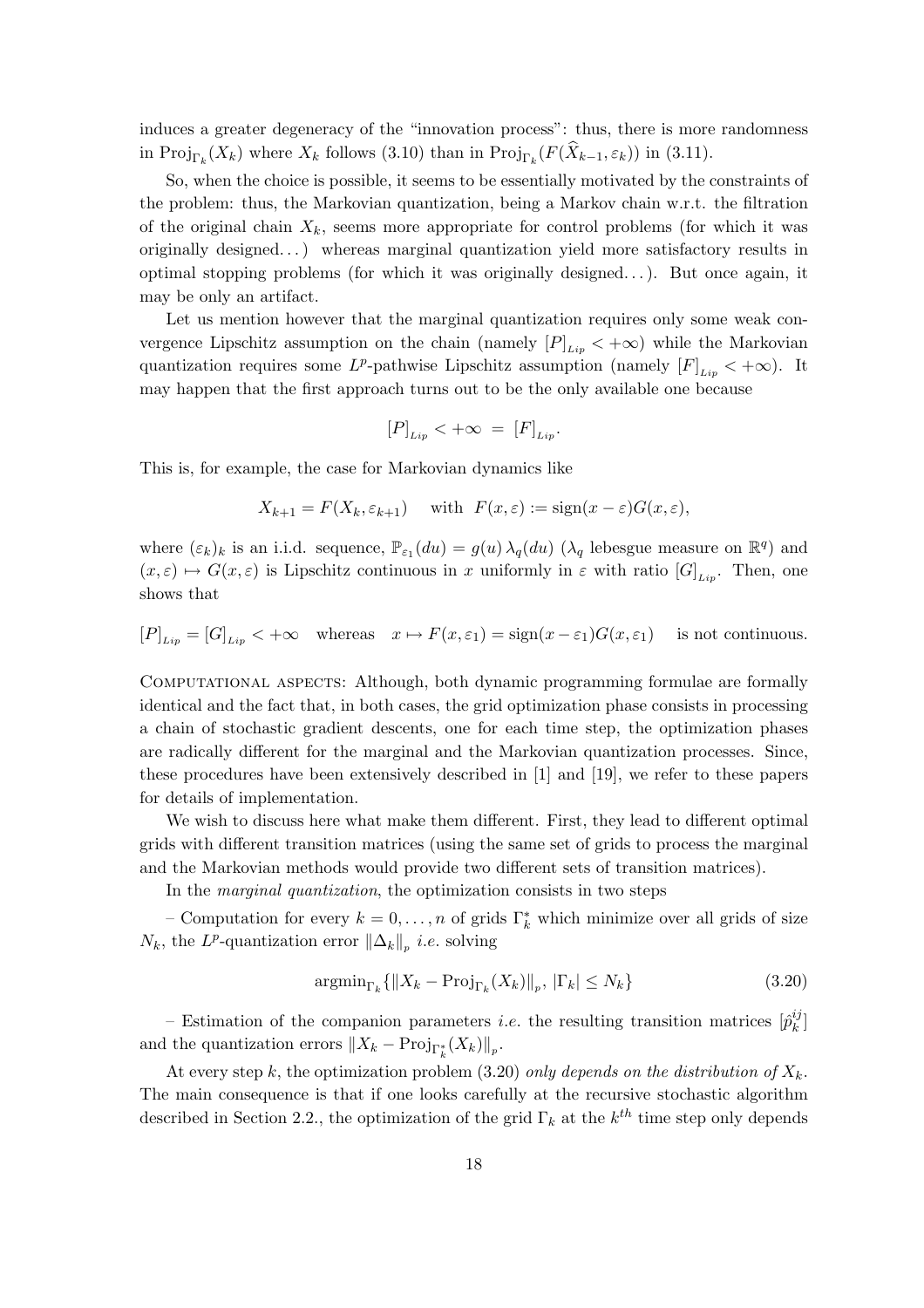induces a greater degeneracy of the "innovation process": thus, there is more randomness in $\mathrm{Proj}_{\Gamma_k}(X_k)$ where $X_k$ follows (3.10) than in $\mathrm{Proj}_{\Gamma_k}(F(\widehat{X}_{k-1}, \varepsilon_k))$ in (3.11).

So, when the choice is possible, it seems to be essentially motivated by the constraints of the problem: thus, the Markovian quantization, being a Markov chain w.r.t. the filtration of the original chain $X_k$, seems more appropriate for control problems (for which it was originally designed...) whereas marginal quantization yield more satisfactory results in optimal stopping problems (for which it was originally designed...). But once again, it may be only an artifact.

Let us mention however that the marginal quantization requires only some weak convergence Lipschitz assumption on the chain (namely $[P]_{Lip} < +\infty$) while the Markovian quantization requires some $L^p$-pathwise Lipschitz assumption (namely $[F]_{Lip} < +\infty$). It may happen that the first approach turns out to be the only available one because

$$[P]_{Lip} < +\infty \;=\; [F]_{Lip}.$$

This is, for example, the case for Markovian dynamics like

$$X_{k+1} = F(X_k, \varepsilon_{k+1}) \quad \text{ with } \; F(x, \varepsilon) := \mathrm{sign}(x - \varepsilon) G(x, \varepsilon),$$

where $(\varepsilon_k)_k$ is an i.i.d. sequence, $\mathbb{P}_{\varepsilon_1}(du) = g(u)\,\lambda_q(du)$ ($\lambda_q$ lebesgue measure on $\mathbb{R}^q$) and $(x, \varepsilon) \mapsto G(x, \varepsilon)$ is Lipschitz continuous in $x$ uniformly in $\varepsilon$ with ratio $[G]_{Lip}$. Then, one shows that

$$[P]_{Lip} = [G]_{Lip} < +\infty \quad \text{whereas} \quad x \mapsto F(x, \varepsilon_1) = \mathrm{sign}(x - \varepsilon_1) G(x, \varepsilon_1) \quad \text{ is not continuous.}$$

Computational aspects: Although, both dynamic programming formulae are formally identical and the fact that, in both cases, the grid optimization phase consists in processing a chain of stochastic gradient descents, one for each time step, the optimization phases are radically different for the marginal and the Markovian quantization processes. Since, these procedures have been extensively described in [1] and [19], we refer to these papers for details of implementation.

We wish to discuss here what make them different. First, they lead to different optimal grids with different transition matrices (using the same set of grids to process the marginal and the Markovian methods would provide two different sets of transition matrices).

In the *marginal quantization*, the optimization consists in two steps

– Computation for every $k = 0, \ldots, n$ of grids $\Gamma_k^*$ which minimize over all grids of size $N_k$, the $L^p$-quantization error $\|\Delta_k\|_p$ *i.e.* solving

$$\mathrm{argmin}_{\Gamma_k}\{\|X_k - \mathrm{Proj}_{\Gamma_k}(X_k)\|_p,\; |\Gamma_k| \le N_k\} \tag{3.20}$$

– Estimation of the companion parameters *i.e.* the resulting transition matrices $[\hat{p}_k^{ij}]$ and the quantization errors $\|X_k - \mathrm{Proj}_{\Gamma_k^*}(X_k)\|_p$.

At every step $k$, the optimization problem (3.20) *only depends on the distribution of* $X_k$. The main consequence is that if one looks carefully at the recursive stochastic algorithm described in Section 2.2., the optimization of the grid $\Gamma_k$ at the $k^{th}$ time step only depends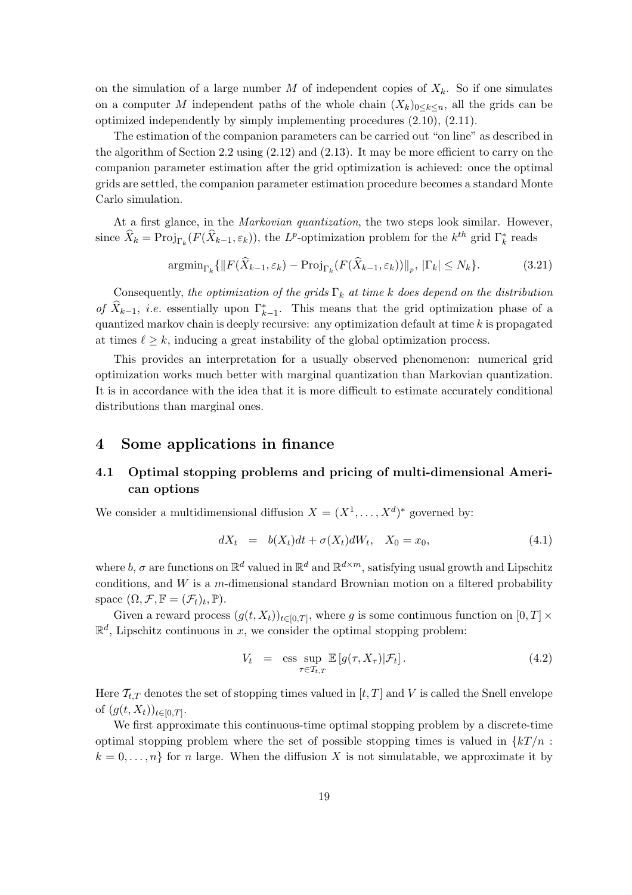on the simulation of a large number $M$ of independent copies of $X_k$. So if one simulates on a computer $M$ independent paths of the whole chain $(X_k)_{0\le k\le n}$, all the grids can be optimized independently by simply implementing procedures (2.10), (2.11).

The estimation of the companion parameters can be carried out "on line" as described in the algorithm of Section 2.2 using (2.12) and (2.13). It may be more efficient to carry on the companion parameter estimation after the grid optimization is achieved: once the optimal grids are settled, the companion parameter estimation procedure becomes a standard Monte Carlo simulation.

At a first glance, in the *Markovian quantization*, the two steps look similar. However, since $\widehat{X}_k = \text{Proj}_{\Gamma_k}(F(\widehat{X}_{k-1}, \varepsilon_k))$, the $L^p$-optimization problem for the $k^{th}$ grid $\Gamma_k^*$ reads

$$\text{argmin}_{\Gamma_k}\{\|F(\widehat{X}_{k-1}, \varepsilon_k) - \text{Proj}_{\Gamma_k}(F(\widehat{X}_{k-1}, \varepsilon_k))\|_p,\ |\Gamma_k| \le N_k\}. \tag{3.21}$$

Consequently, *the optimization of the grids* $\Gamma_k$ *at time* $k$ *does depend on the distribution of* $\widehat{X}_{k-1}$, *i.e.* essentially upon $\Gamma_{k-1}^*$. This means that the grid optimization phase of a quantized markov chain is deeply recursive: any optimization default at time $k$ is propagated at times $\ell \ge k$, inducing a great instability of the global optimization process.

This provides an interpretation for a usually observed phenomenon: numerical grid optimization works much better with marginal quantization than Markovian quantization. It is in accordance with the idea that it is more difficult to estimate accurately conditional distributions than marginal ones.

# 4 Some applications in finance

## 4.1 Optimal stopping problems and pricing of multi-dimensional American options

We consider a multidimensional diffusion $X = (X^1, \ldots, X^d)^*$ governed by:

$$dX_t = b(X_t)dt + \sigma(X_t)dW_t, \quad X_0 = x_0, \tag{4.1}$$

where $b$, $\sigma$ are functions on $\mathbb{R}^d$ valued in $\mathbb{R}^d$ and $\mathbb{R}^{d\times m}$, satisfying usual growth and Lipschitz conditions, and $W$ is a $m$-dimensional standard Brownian motion on a filtered probability space $(\Omega, \mathcal{F}, \mathbb{F} = (\mathcal{F}_t)_t, \mathbb{P})$.

Given a reward process $(g(t, X_t))_{t\in[0,T]}$, where $g$ is some continuous function on $[0,T]\times\mathbb{R}^d$, Lipschitz continuous in $x$, we consider the optimal stopping problem:

$$V_t = \operatorname*{ess\,sup}_{\tau\in\mathcal{T}_{t,T}} \mathbb{E}\left[g(\tau, X_\tau)|\mathcal{F}_t\right]. \tag{4.2}$$

Here $\mathcal{T}_{t,T}$ denotes the set of stopping times valued in $[t,T]$ and $V$ is called the Snell envelope of $(g(t, X_t))_{t\in[0,T]}$.

We first approximate this continuous-time optimal stopping problem by a discrete-time optimal stopping problem where the set of possible stopping times is valued in $\{kT/n : k = 0, \ldots, n\}$ for $n$ large. When the diffusion $X$ is not simulatable, we approximate it by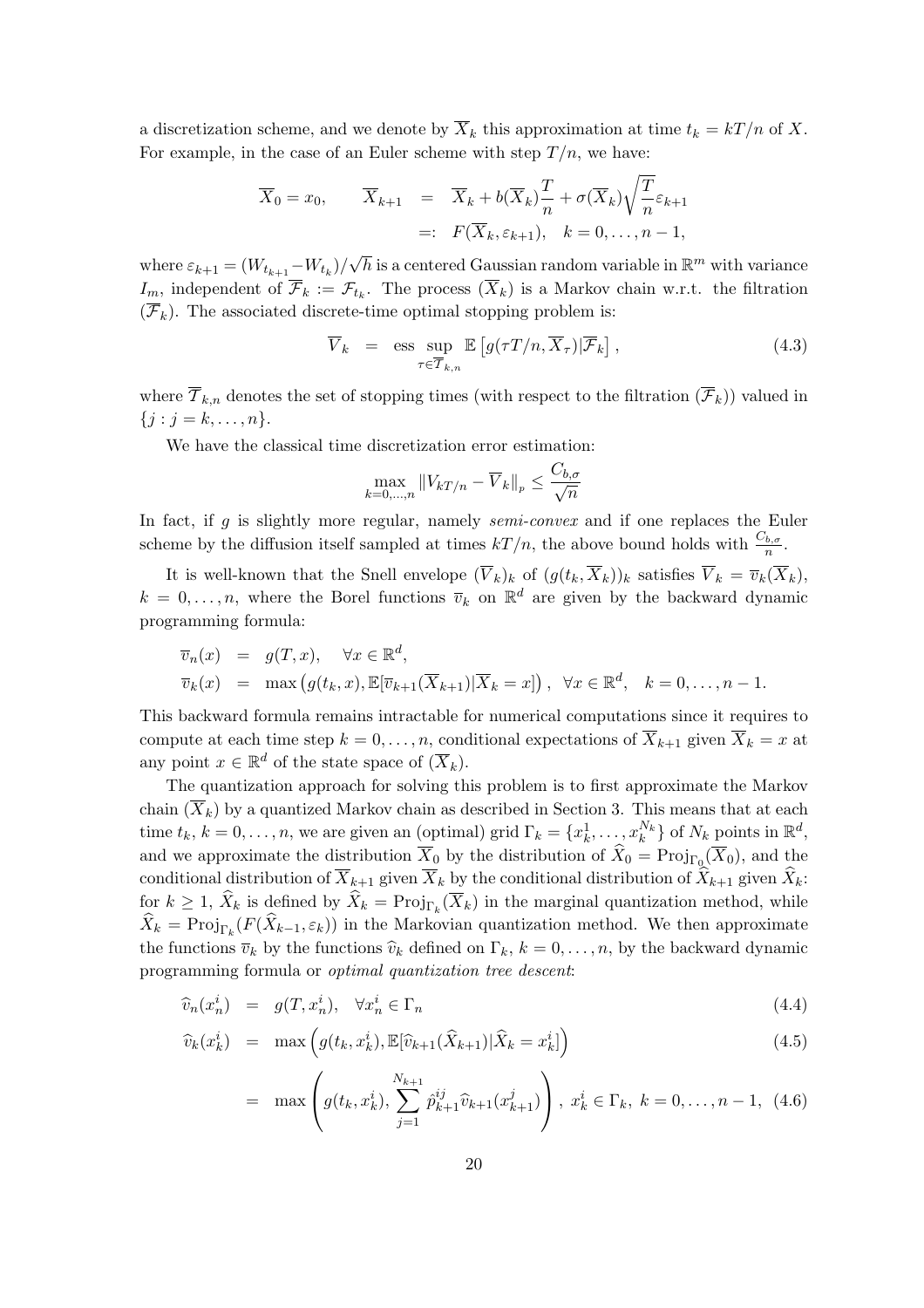a discretization scheme, and we denote by $\overline{X}_k$ this approximation at time $t_k = kT/n$ of $X$. For example, in the case of an Euler scheme with step $T/n$, we have:

$$
\begin{aligned}
\overline{X}_0 = x_0, \qquad \overline{X}_{k+1} &= \overline{X}_k + b(\overline{X}_k)\frac{T}{n} + \sigma(\overline{X}_k)\sqrt{\frac{T}{n}}\varepsilon_{k+1} \\
&=: F(\overline{X}_k, \varepsilon_{k+1}), \quad k = 0, \ldots, n-1,
\end{aligned}
$$

where $\varepsilon_{k+1} = (W_{t_{k+1}} - W_{t_k})/\sqrt{h}$ is a centered Gaussian random variable in $\mathbb{R}^m$ with variance $I_m$, independent of $\overline{\mathcal{F}}_k := \mathcal{F}_{t_k}$. The process $(\overline{X}_k)$ is a Markov chain w.r.t. the filtration $(\overline{\mathcal{F}}_k)$. The associated discrete-time optimal stopping problem is:

$$
\overline{V}_k \;=\; \operatorname*{ess\,sup}_{\tau \in \overline{\mathcal{T}}_{k,n}} \mathbb{E}\left[ g(\tau T/n, \overline{X}_\tau) | \overline{\mathcal{F}}_k \right], \tag{4.3}
$$

where $\overline{\mathcal{T}}_{k,n}$ denotes the set of stopping times (with respect to the filtration $(\overline{\mathcal{F}}_k)$) valued in $\{j : j = k, \ldots, n\}$.

We have the classical time discretization error estimation:

$$
\max_{k=0,\ldots,n} \|V_{kT/n} - \overline{V}_k\|_p \leq \frac{C_{b,\sigma}}{\sqrt{n}}
$$

In fact, if $g$ is slightly more regular, namely *semi-convex* and if one replaces the Euler scheme by the diffusion itself sampled at times $kT/n$, the above bound holds with $\frac{C_{b,\sigma}}{n}$.

It is well-known that the Snell envelope $(\overline{V}_k)_k$ of $(g(t_k, \overline{X}_k))_k$ satisfies $\overline{V}_k = \overline{v}_k(\overline{X}_k)$, $k = 0, \ldots, n$, where the Borel functions $\overline{v}_k$ on $\mathbb{R}^d$ are given by the backward dynamic programming formula:

$$
\begin{aligned}
\overline{v}_n(x) &= g(T, x), \quad \forall x \in \mathbb{R}^d, \\
\overline{v}_k(x) &= \max\left( g(t_k, x), \mathbb{E}[\overline{v}_{k+1}(\overline{X}_{k+1}) | \overline{X}_k = x] \right), \;\; \forall x \in \mathbb{R}^d, \quad k = 0, \ldots, n-1.
\end{aligned}
$$

This backward formula remains intractable for numerical computations since it requires to compute at each time step $k = 0, \ldots, n$, conditional expectations of $\overline{X}_{k+1}$ given $\overline{X}_k = x$ at any point $x \in \mathbb{R}^d$ of the state space of $(\overline{X}_k)$.

The quantization approach for solving this problem is to first approximate the Markov chain $(\overline{X}_k)$ by a quantized Markov chain as described in Section 3. This means that at each time $t_k$, $k = 0, \ldots, n$, we are given an (optimal) grid $\Gamma_k = \{x_k^1, \ldots, x_k^{N_k}\}$ of $N_k$ points in $\mathbb{R}^d$, and we approximate the distribution $\overline{X}_0$ by the distribution of $\widehat{X}_0 = \mathrm{Proj}_{\Gamma_0}(\overline{X}_0)$, and the conditional distribution of $\overline{X}_{k+1}$ given $\overline{X}_k$ by the conditional distribution of $\widehat{X}_{k+1}$ given $\widehat{X}_k$: for $k \geq 1$, $\widehat{X}_k$ is defined by $\widehat{X}_k = \mathrm{Proj}_{\Gamma_k}(\overline{X}_k)$ in the marginal quantization method, while $\widehat{X}_k = \mathrm{Proj}_{\Gamma_k}(F(\widehat{X}_{k-1}, \varepsilon_k))$ in the Markovian quantization method. We then approximate the functions $\overline{v}_k$ by the functions $\widehat{v}_k$ defined on $\Gamma_k$, $k = 0, \ldots, n$, by the backward dynamic programming formula or *optimal quantization tree descent*:

$$
\widehat{v}_n(x_n^i) \;=\; g(T, x_n^i), \quad \forall x_n^i \in \Gamma_n \tag{4.4}
$$

$$
\widehat{v}_k(x_k^i) \;=\; \max\left( g(t_k, x_k^i), \mathbb{E}[\widehat{v}_{k+1}(\widehat{X}_{k+1}) | \widehat{X}_k = x_k^i] \right) \tag{4.5}
$$

$$
\;=\; \max\left( g(t_k, x_k^i), \sum_{j=1}^{N_{k+1}} \hat{p}_{k+1}^{ij} \widehat{v}_{k+1}(x_{k+1}^j) \right), \; x_k^i \in \Gamma_k, \; k = 0, \ldots, n-1, \tag{4.6}
$$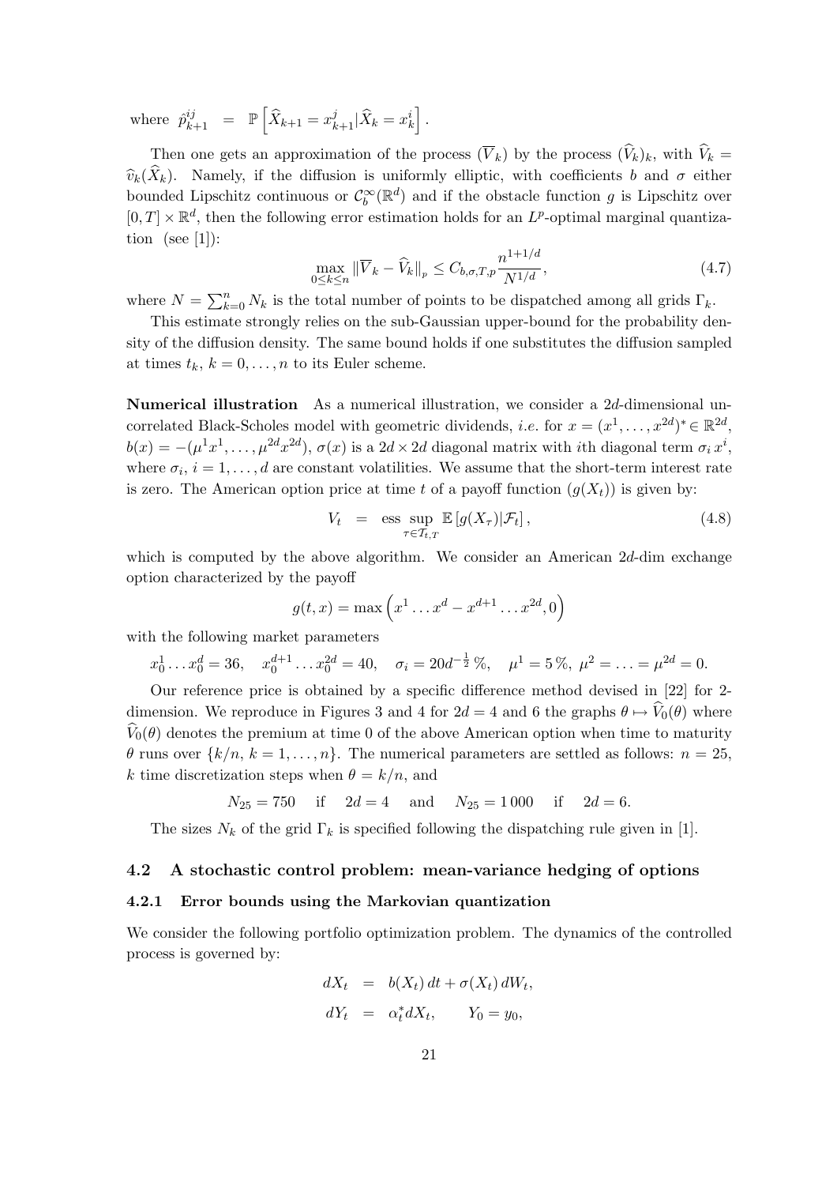where $\hat{p}_{k+1}^{ij} \;=\; \mathbb{P}\left[\widehat{X}_{k+1} = x_{k+1}^{j} | \widehat{X}_k = x_k^i\right]$.

Then one gets an approximation of the process $(\overline{V}_k)$ by the process $(\widehat{V}_k)_k$, with $\widehat{V}_k = \widehat{v}_k(\widehat{X}_k)$. Namely, if the diffusion is uniformly elliptic, with coefficients $b$ and $\sigma$ either bounded Lipschitz continuous or $\mathcal{C}_b^\infty(\mathbb{R}^d)$ and if the obstacle function $g$ is Lipschitz over $[0,T]\times\mathbb{R}^d$, then the following error estimation holds for an $L^p$-optimal marginal quantization (see [1]):

$$\max_{0\le k\le n} \|\overline{V}_k - \widehat{V}_k\|_p \le C_{b,\sigma,T,p}\frac{n^{1+1/d}}{N^{1/d}}, \tag{4.7}$$

where $N = \sum_{k=0}^{n} N_k$ is the total number of points to be dispatched among all grids $\Gamma_k$.

This estimate strongly relies on the sub-Gaussian upper-bound for the probability density of the diffusion density. The same bound holds if one substitutes the diffusion sampled at times $t_k$, $k=0,\dots,n$ to its Euler scheme.

**Numerical illustration** As a numerical illustration, we consider a $2d$-dimensional uncorrelated Black-Scholes model with geometric dividends, *i.e.* for $x = (x^1,\dots,x^{2d})^* \in \mathbb{R}^{2d}$, $b(x) = -(\mu^1 x^1,\dots,\mu^{2d}x^{2d})$, $\sigma(x)$ is a $2d\times 2d$ diagonal matrix with $i$th diagonal term $\sigma_i\, x^i$, where $\sigma_i$, $i=1,\dots,d$ are constant volatilities. We assume that the short-term interest rate is zero. The American option price at time $t$ of a payoff function $(g(X_t))$ is given by:

$$V_t \;=\; \operatorname*{ess\,sup}_{\tau\in\mathcal{T}_{t,T}} \mathbb{E}\left[g(X_\tau)|\mathcal{F}_t\right], \tag{4.8}$$

which is computed by the above algorithm. We consider an American $2d$-dim exchange option characterized by the payoff

$$g(t,x) = \max\left(x^1\dots x^d - x^{d+1}\dots x^{2d}, 0\right)$$

with the following market parameters

$$x_0^1\dots x_0^d = 36, \quad x_0^{d+1}\dots x_0^{2d} = 40, \quad \sigma_i = 20d^{-\frac{1}{2}}\,\%, \quad \mu^1 = 5\,\%,\ \mu^2 = \dots = \mu^{2d} = 0.$$

Our reference price is obtained by a specific difference method devised in [22] for 2-dimension. We reproduce in Figures 3 and 4 for $2d = 4$ and 6 the graphs $\theta \mapsto \widehat{V}_0(\theta)$ where $\widehat{V}_0(\theta)$ denotes the premium at time 0 of the above American option when time to maturity $\theta$ runs over $\{k/n,\ k=1,\dots,n\}$. The numerical parameters are settled as follows: $n = 25$, $k$ time discretization steps when $\theta = k/n$, and

$$N_{25} = 750 \quad \text{if} \quad 2d = 4 \quad \text{and} \quad N_{25} = 1\,000 \quad \text{if} \quad 2d = 6.$$

The sizes $N_k$ of the grid $\Gamma_k$ is specified following the dispatching rule given in [1].

### 4.2 A stochastic control problem: mean-variance hedging of options

#### 4.2.1 Error bounds using the Markovian quantization

We consider the following portfolio optimization problem. The dynamics of the controlled process is governed by:

$$\begin{aligned} dX_t &= b(X_t)\,dt + \sigma(X_t)\,dW_t, \\ dY_t &= \alpha_t^* dX_t, \qquad Y_0 = y_0, \end{aligned}$$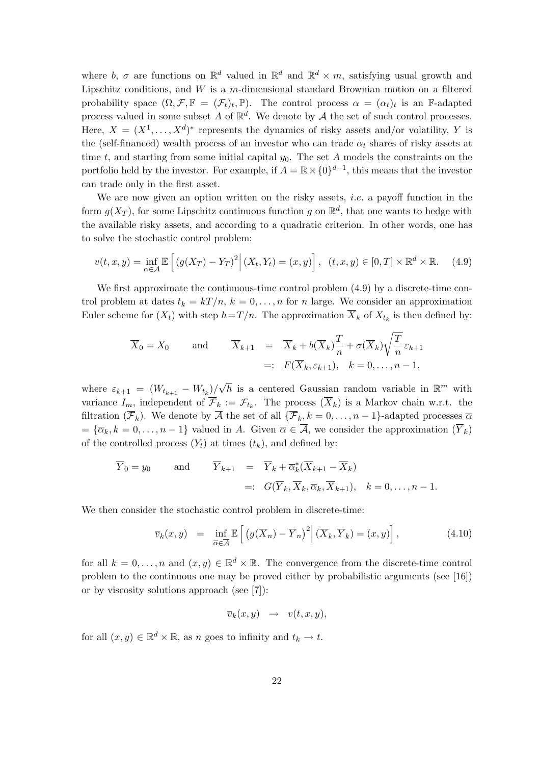where $b$, $\sigma$ are functions on $\mathbb{R}^d$ valued in $\mathbb{R}^d$ and $\mathbb{R}^d \times m$, satisfying usual growth and Lipschitz conditions, and $W$ is a $m$-dimensional standard Brownian motion on a filtered probability space $(\Omega, \mathcal{F}, \mathbb{F} = (\mathcal{F}_t)_t, \mathbb{P})$. The control process $\alpha = (\alpha_t)_t$ is an $\mathbb{F}$-adapted process valued in some subset $A$ of $\mathbb{R}^d$. We denote by $\mathcal{A}$ the set of such control processes. Here, $X = (X^1, \ldots, X^d)^*$ represents the dynamics of risky assets and/or volatility, $Y$ is the (self-financed) wealth process of an investor who can trade $\alpha_t$ shares of risky assets at time $t$, and starting from some initial capital $y_0$. The set $A$ models the constraints on the portfolio held by the investor. For example, if $A = \mathbb{R} \times \{0\}^{d-1}$, this means that the investor can trade only in the first asset.

We are now given an option written on the risky assets, *i.e.* a payoff function in the form $g(X_T)$, for some Lipschitz continuous function $g$ on $\mathbb{R}^d$, that one wants to hedge with the available risky assets, and according to a quadratic criterion. In other words, one has to solve the stochastic control problem:

$$v(t, x, y) = \inf_{\alpha \in \mathcal{A}} \mathbb{E}\Big[ (g(X_T) - Y_T)^2 \Big| (X_t, Y_t) = (x, y) \Big], \quad (t, x, y) \in [0, T] \times \mathbb{R}^d \times \mathbb{R}. \tag{4.9}$$

We first approximate the continuous-time control problem (4.9) by a discrete-time control problem at dates $t_k = kT/n$, $k = 0, \ldots, n$ for $n$ large. We consider an approximation Euler scheme for $(X_t)$ with step $h = T/n$. The approximation $\overline{X}_k$ of $X_{t_k}$ is then defined by:

$$\overline{X}_0 = X_0 \qquad \text{and} \qquad \begin{aligned} \overline{X}_{k+1} &= \overline{X}_k + b(\overline{X}_k)\frac{T}{n} + \sigma(\overline{X}_k)\sqrt{\frac{T}{n}}\,\varepsilon_{k+1} \\ &=: F(\overline{X}_k, \varepsilon_{k+1}), \quad k = 0, \ldots, n-1, \end{aligned}$$

where $\varepsilon_{k+1} = (W_{t_{k+1}} - W_{t_k})/\sqrt{h}$ is a centered Gaussian random variable in $\mathbb{R}^m$ with variance $I_m$, independent of $\overline{\mathcal{F}}_k := \mathcal{F}_{t_k}$. The process $(\overline{X}_k)$ is a Markov chain w.r.t. the filtration $(\overline{\mathcal{F}}_k)$. We denote by $\overline{\mathcal{A}}$ the set of all $\{\overline{\mathcal{F}}_k, k = 0, \ldots, n-1\}$-adapted processes $\overline{\alpha} = \{\overline{\alpha}_k, k = 0, \ldots, n-1\}$ valued in $A$. Given $\overline{\alpha} \in \overline{\mathcal{A}}$, we consider the approximation $(\overline{Y}_k)$ of the controlled process $(Y_t)$ at times $(t_k)$, and defined by:

$$\overline{Y}_0 = y_0 \qquad \text{and} \qquad \begin{aligned} \overline{Y}_{k+1} &= \overline{Y}_k + \overline{\alpha}_k^*(\overline{X}_{k+1} - \overline{X}_k) \\ &=: G(\overline{Y}_k, \overline{X}_k, \overline{\alpha}_k, \overline{X}_{k+1}), \quad k = 0, \ldots, n-1. \end{aligned}$$

We then consider the stochastic control problem in discrete-time:

$$\overline{v}_k(x, y) = \inf_{\overline{\alpha} \in \overline{\mathcal{A}}} \mathbb{E}\Big[ \big(g(\overline{X}_n) - \overline{Y}_n\big)^2 \Big| (\overline{X}_k, \overline{Y}_k) = (x, y) \Big], \tag{4.10}$$

for all $k = 0, \ldots, n$ and $(x, y) \in \mathbb{R}^d \times \mathbb{R}$. The convergence from the discrete-time control problem to the continuous one may be proved either by probabilistic arguments (see [16]) or by viscosity solutions approach (see [7]):

$$\overline{v}_k(x, y) \quad \to \quad v(t, x, y),$$

for all $(x, y) \in \mathbb{R}^d \times \mathbb{R}$, as $n$ goes to infinity and $t_k \to t$.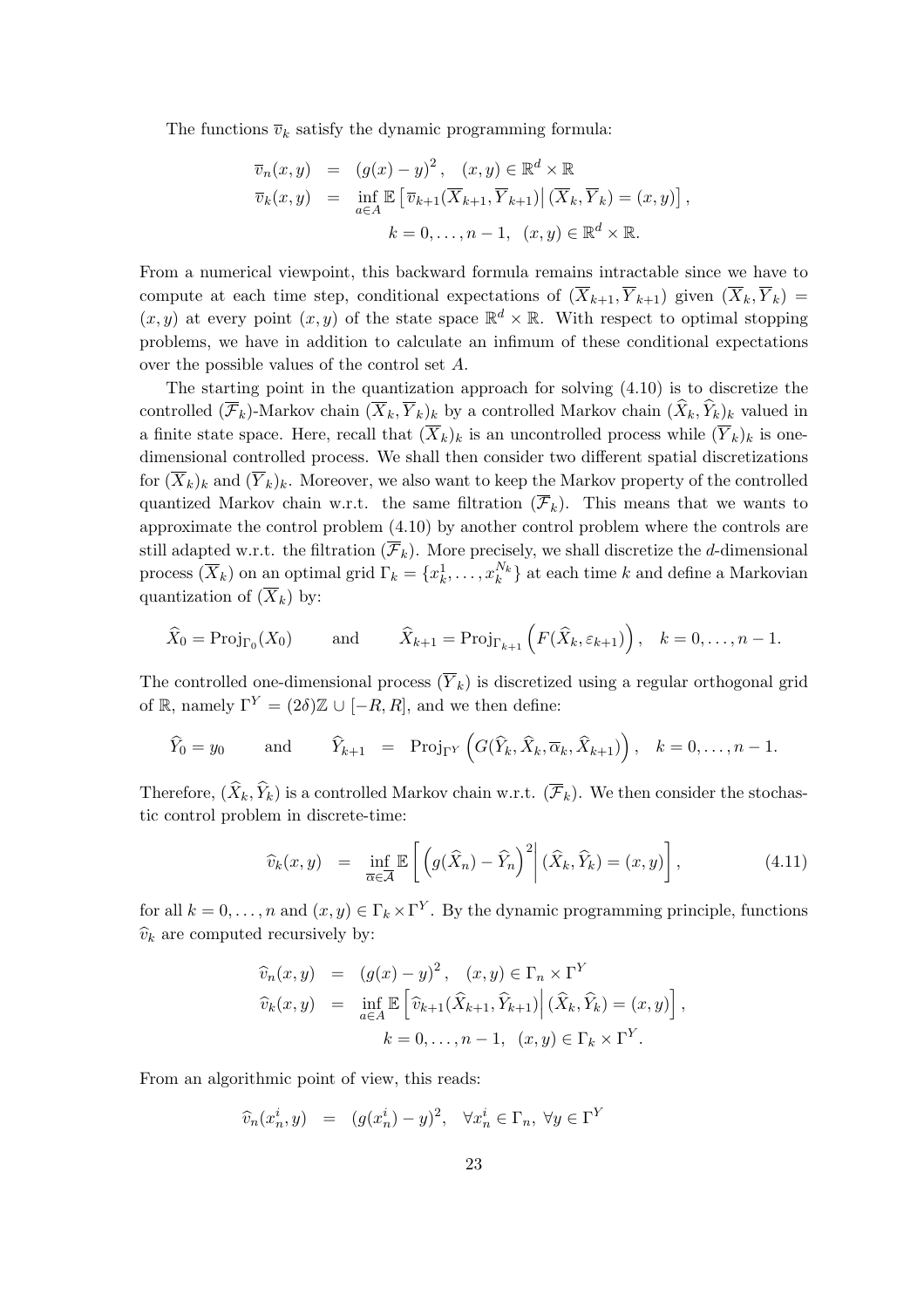The functions $\overline{v}_k$ satisfy the dynamic programming formula:

$$
\begin{aligned}
\overline{v}_n(x,y) &= (g(x)-y)^2, \quad (x,y) \in \mathbb{R}^d \times \mathbb{R} \\
\overline{v}_k(x,y) &= \inf_{a \in A} \mathbb{E}\left[ \overline{v}_{k+1}(\overline{X}_{k+1}, \overline{Y}_{k+1}) \middle| (\overline{X}_k, \overline{Y}_k) = (x,y) \right], \\
& \qquad k = 0, \ldots, n-1, \quad (x,y) \in \mathbb{R}^d \times \mathbb{R}.
\end{aligned}
$$

From a numerical viewpoint, this backward formula remains intractable since we have to compute at each time step, conditional expectations of $(\overline{X}_{k+1}, \overline{Y}_{k+1})$ given $(\overline{X}_k, \overline{Y}_k) = (x,y)$ at every point $(x,y)$ of the state space $\mathbb{R}^d \times \mathbb{R}$. With respect to optimal stopping problems, we have in addition to calculate an infimum of these conditional expectations over the possible values of the control set $A$.

The starting point in the quantization approach for solving (4.10) is to discretize the controlled $(\overline{\mathcal{F}}_k)$-Markov chain $(\overline{X}_k, \overline{Y}_k)_k$ by a controlled Markov chain $(\widehat{X}_k, \widehat{Y}_k)_k$ valued in a finite state space. Here, recall that $(\overline{X}_k)_k$ is an uncontrolled process while $(\overline{Y}_k)_k$ is one-dimensional controlled process. We shall then consider two different spatial discretizations for $(\overline{X}_k)_k$ and $(\overline{Y}_k)_k$. Moreover, we also want to keep the Markov property of the controlled quantized Markov chain w.r.t. the same filtration $(\overline{\mathcal{F}}_k)$. This means that we wants to approximate the control problem (4.10) by another control problem where the controls are still adapted w.r.t. the filtration $(\overline{\mathcal{F}}_k)$. More precisely, we shall discretize the $d$-dimensional process $(\overline{X}_k)$ on an optimal grid $\Gamma_k = \{x_k^1, \ldots, x_k^{N_k}\}$ at each time $k$ and define a Markovian quantization of $(\overline{X}_k)$ by:

$$
\widehat{X}_0 = \mathrm{Proj}_{\Gamma_0}(X_0) \qquad \text{and} \qquad \widehat{X}_{k+1} = \mathrm{Proj}_{\Gamma_{k+1}}\left( F(\widehat{X}_k, \varepsilon_{k+1}) \right), \quad k = 0, \ldots, n-1.
$$

The controlled one-dimensional process $(\overline{Y}_k)$ is discretized using a regular orthogonal grid of $\mathbb{R}$, namely $\Gamma^Y = (2\delta)\mathbb{Z} \cup [-R, R]$, and we then define:

$$
\widehat{Y}_0 = y_0 \qquad \text{and} \qquad \widehat{Y}_{k+1} = \mathrm{Proj}_{\Gamma^Y}\left( G(\widehat{Y}_k, \widehat{X}_k, \overline{\alpha}_k, \widehat{X}_{k+1}) \right), \quad k = 0, \ldots, n-1.
$$

Therefore, $(\widehat{X}_k, \widehat{Y}_k)$ is a controlled Markov chain w.r.t. $(\overline{\mathcal{F}}_k)$. We then consider the stochastic control problem in discrete-time:

$$
\widehat{v}_k(x,y) = \inf_{\overline{\alpha} \in \overline{\mathcal{A}}} \mathbb{E}\left[ \left( g(\widehat{X}_n) - \widehat{Y}_n \right)^2 \middle| (\widehat{X}_k, \widehat{Y}_k) = (x,y) \right], \tag{4.11}
$$

for all $k = 0, \ldots, n$ and $(x,y) \in \Gamma_k \times \Gamma^Y$. By the dynamic programming principle, functions $\widehat{v}_k$ are computed recursively by:

$$
\begin{aligned}
\widehat{v}_n(x,y) &= (g(x)-y)^2, \quad (x,y) \in \Gamma_n \times \Gamma^Y \\
\widehat{v}_k(x,y) &= \inf_{a \in A} \mathbb{E}\left[ \widehat{v}_{k+1}(\widehat{X}_{k+1}, \widehat{Y}_{k+1}) \middle| (\widehat{X}_k, \widehat{Y}_k) = (x,y) \right], \\
& \qquad k = 0, \ldots, n-1, \quad (x,y) \in \Gamma_k \times \Gamma^Y.
\end{aligned}
$$

From an algorithmic point of view, this reads:

$$
\widehat{v}_n(x_n^i, y) = (g(x_n^i) - y)^2, \quad \forall x_n^i \in \Gamma_n, \ \forall y \in \Gamma^Y
$$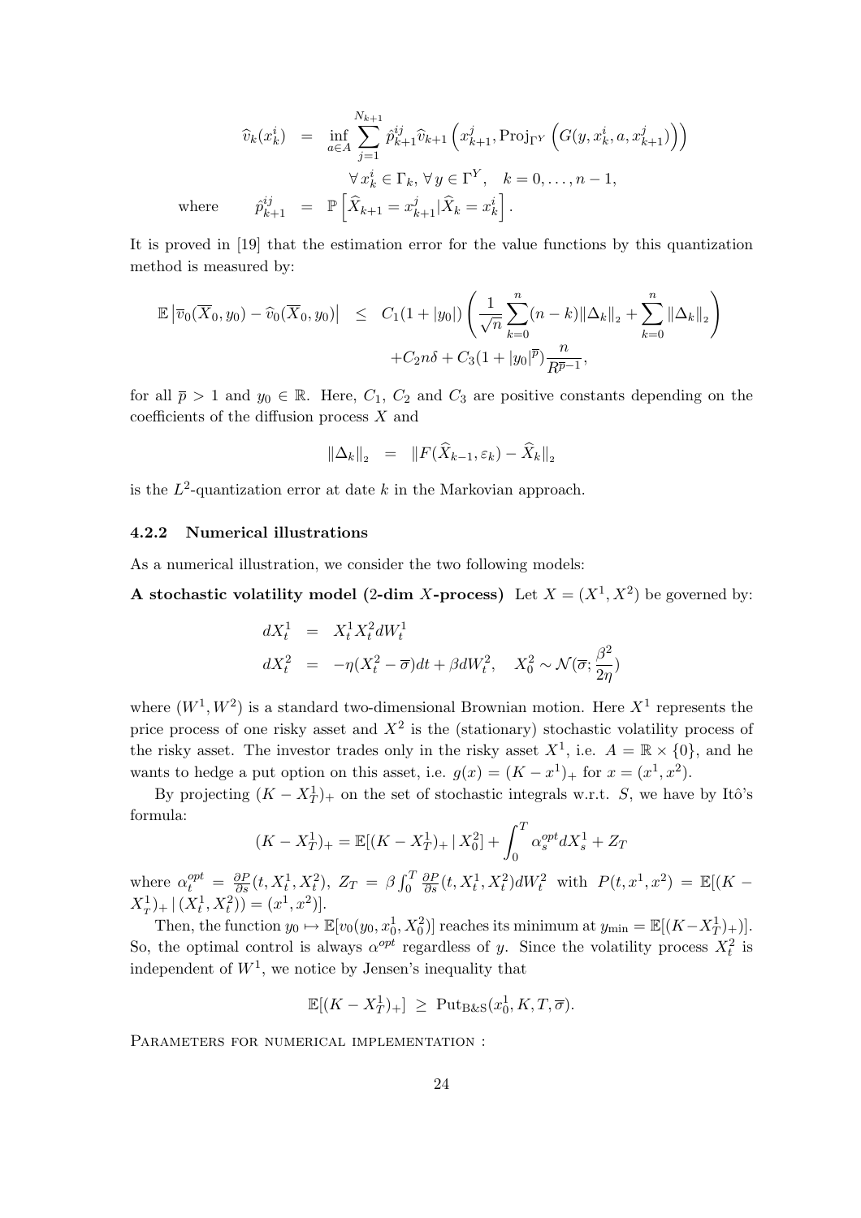$$
\begin{aligned}
\widehat{v}_k(x_k^i) &= \inf_{a\in A} \sum_{j=1}^{N_{k+1}} \hat{p}_{k+1}^{ij} \widehat{v}_{k+1}\left(x_{k+1}^j, \mathrm{Proj}_{\Gamma^Y}\left(G(y, x_k^i, a, x_{k+1}^j)\right)\right) \\
&\qquad \forall\, x_k^i \in \Gamma_k,\ \forall\, y \in \Gamma^Y, \quad k = 0, \ldots, n-1, \\
\text{where} \qquad \hat{p}_{k+1}^{ij} &= \mathbb{P}\left[\widehat{X}_{k+1} = x_{k+1}^j | \widehat{X}_k = x_k^i\right].
\end{aligned}
$$

It is proved in [19] that the estimation error for the value functions by this quantization method is measured by:

$$
\begin{aligned}
\mathbb{E}\left|\overline{v}_0(\overline{X}_0, y_0) - \widehat{v}_0(\overline{X}_0, y_0)\right| &\leq C_1(1+|y_0|)\left(\frac{1}{\sqrt{n}}\sum_{k=0}^{n}(n-k)\|\Delta_k\|_2 + \sum_{k=0}^{n}\|\Delta_k\|_2\right) \\
&\quad + C_2 n\delta + C_3(1+|y_0|^{\overline{p}})\frac{n}{R^{\overline{p}-1}},
\end{aligned}
$$

for all $\overline{p} > 1$ and $y_0 \in \mathbb{R}$. Here, $C_1$, $C_2$ and $C_3$ are positive constants depending on the coefficients of the diffusion process $X$ and

$$
\|\Delta_k\|_2 = \|F(\widehat{X}_{k-1}, \varepsilon_k) - \widehat{X}_k\|_2
$$

is the $L^2$-quantization error at date $k$ in the Markovian approach.

### 4.2.2 Numerical illustrations

As a numerical illustration, we consider the two following models:

**A stochastic volatility model (2-dim $X$-process)** Let $X = (X^1, X^2)$ be governed by:

$$
\begin{aligned}
dX_t^1 &= X_t^1 X_t^2 dW_t^1 \\
dX_t^2 &= -\eta(X_t^2 - \overline{\sigma})dt + \beta dW_t^2, \quad X_0^2 \sim \mathcal{N}(\overline{\sigma}; \frac{\beta^2}{2\eta})
\end{aligned}
$$

where $(W^1, W^2)$ is a standard two-dimensional Brownian motion. Here $X^1$ represents the price process of one risky asset and $X^2$ is the (stationary) stochastic volatility process of the risky asset. The investor trades only in the risky asset $X^1$, i.e. $A = \mathbb{R} \times \{0\}$, and he wants to hedge a put option on this asset, i.e. $g(x) = (K - x^1)_+$ for $x = (x^1, x^2)$.

By projecting $(K - X_T^1)_+$ on the set of stochastic integrals w.r.t. $S$, we have by Itô's formula:

$$
(K - X_T^1)_+ = \mathbb{E}[(K - X_T^1)_+ \,|\, X_0^2] + \int_0^T \alpha_s^{opt} dX_s^1 + Z_T
$$

where $\alpha_t^{opt} = \frac{\partial P}{\partial s}(t, X_t^1, X_t^2)$, $Z_T = \beta\int_0^T \frac{\partial P}{\partial s}(t, X_t^1, X_t^2)dW_t^2$ with $P(t, x^1, x^2) = \mathbb{E}[(K - X_T^1)_+ \,|\, (X_t^1, X_t^2)) = (x^1, x^2)]$.

Then, the function $y_0 \mapsto \mathbb{E}[v_0(y_0, x_0^1, X_0^2)]$ reaches its minimum at $y_{\min} = \mathbb{E}[(K - X_T^1)_+)]$. So, the optimal control is always $\alpha^{opt}$ regardless of $y$. Since the volatility process $X_t^2$ is independent of $W^1$, we notice by Jensen's inequality that

$$
\mathbb{E}[(K - X_T^1)_+] \geq \mathrm{Put}_{\mathrm{B\&S}}(x_0^1, K, T, \overline{\sigma}).
$$

Parameters for numerical implementation :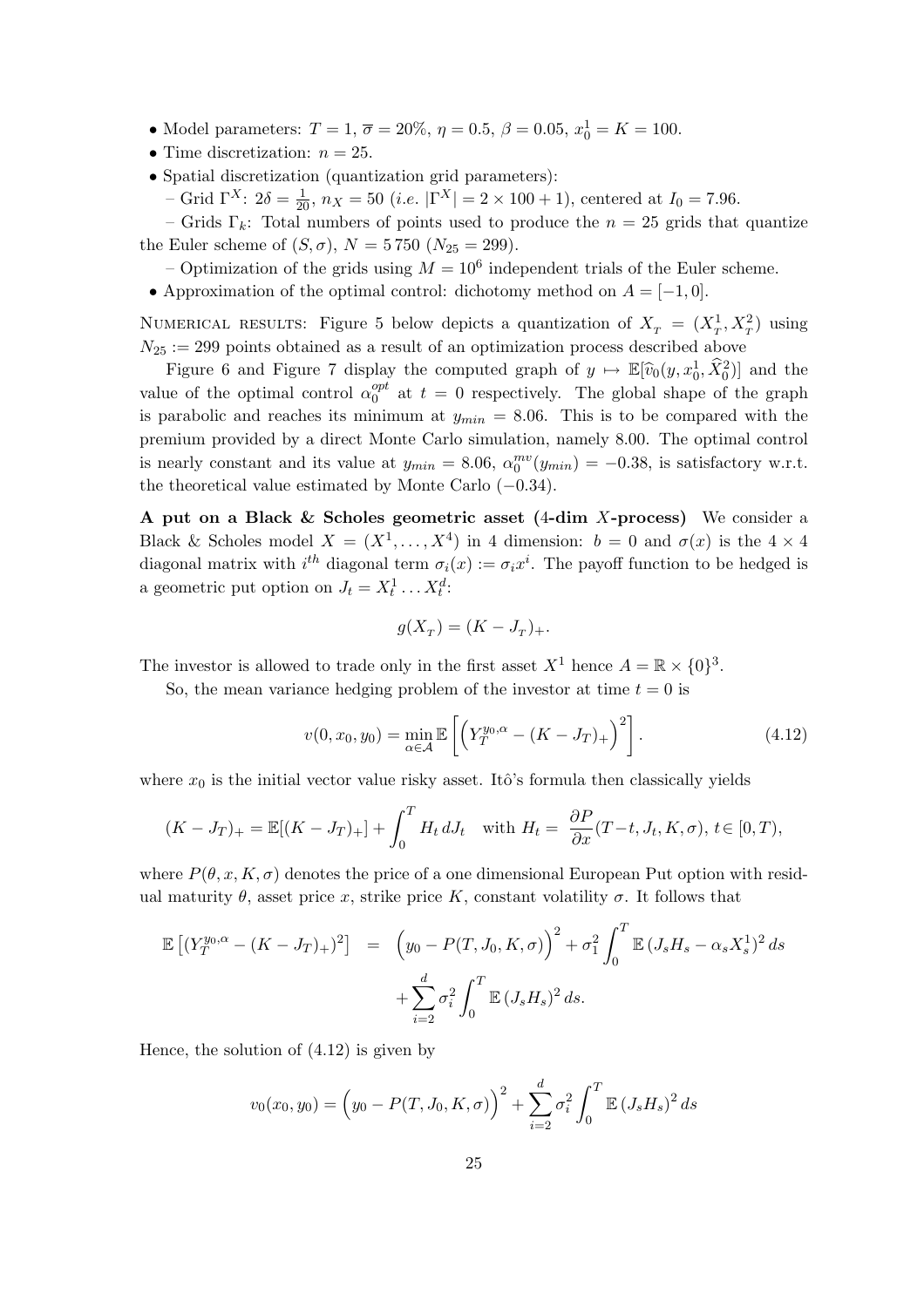- Model parameters: $T = 1$, $\overline{\sigma} = 20\%$, $\eta = 0.5$, $\beta = 0.05$, $x_0^1 = K = 100$.
- Time discretization: $n = 25$.
- Spatial discretization (quantization grid parameters):
  – Grid $\Gamma^X$: $2\delta = \frac{1}{20}$, $n_X = 50$ (*i.e.* $|\Gamma^X| = 2 \times 100 + 1$), centered at $I_0 = 7.96$.
  – Grids $\Gamma_k$: Total numbers of points used to produce the $n = 25$ grids that quantize the Euler scheme of $(S, \sigma)$, $N = 5\,750$ ($N_{25} = 299$).
  – Optimization of the grids using $M = 10^6$ independent trials of the Euler scheme.
- Approximation of the optimal control: dichotomy method on $A = [-1, 0]$.

NUMERICAL RESULTS: Figure 5 below depicts a quantization of $X_T = (X_T^1, X_T^2)$ using $N_{25} := 299$ points obtained as a result of an optimization process described above

Figure 6 and Figure 7 display the computed graph of $y \mapsto \mathbb{E}[\widehat{v}_0(y, x_0^1, \widehat{X}_0^2)]$ and the value of the optimal control $\alpha_0^{opt}$ at $t = 0$ respectively. The global shape of the graph is parabolic and reaches its minimum at $y_{min} = 8.06$. This is to be compared with the premium provided by a direct Monte Carlo simulation, namely 8.00. The optimal control is nearly constant and its value at $y_{min} = 8.06$, $\alpha_0^{mv}(y_{min}) = -0.38$, is satisfactory w.r.t. the theoretical value estimated by Monte Carlo ($-0.34$).

**A put on a Black & Scholes geometric asset (4-dim $X$-process)** We consider a Black & Scholes model $X = (X^1, \ldots, X^4)$ in 4 dimension: $b = 0$ and $\sigma(x)$ is the $4 \times 4$ diagonal matrix with $i^{th}$ diagonal term $\sigma_i(x) := \sigma_i x^i$. The payoff function to be hedged is a geometric put option on $J_t = X_t^1 \ldots X_t^d$:

$$g(X_T) = (K - J_T)_+.$$

The investor is allowed to trade only in the first asset $X^1$ hence $A = \mathbb{R} \times \{0\}^3$.

So, the mean variance hedging problem of the investor at time $t = 0$ is

$$v(0, x_0, y_0) = \min_{\alpha \in \mathcal{A}} \mathbb{E}\left[\left(Y_T^{y_0,\alpha} - (K - J_T)_+\right)^2\right]. \tag{4.12}$$

where $x_0$ is the initial vector value risky asset. Itô's formula then classically yields

$$(K - J_T)_+ = \mathbb{E}[(K - J_T)_+] + \int_0^T H_t \, dJ_t \quad \text{with } H_t = \frac{\partial P}{\partial x}(T - t, J_t, K, \sigma),\ t \in [0, T),$$

where $P(\theta, x, K, \sigma)$ denotes the price of a one dimensional European Put option with residual maturity $\theta$, asset price $x$, strike price $K$, constant volatility $\sigma$. It follows that

$$\begin{aligned} \mathbb{E}\left[(Y_T^{y_0,\alpha} - (K - J_T)_+)^2\right] &= \left(y_0 - P(T, J_0, K, \sigma)\right)^2 + \sigma_1^2 \int_0^T \mathbb{E}\left(J_s H_s - \alpha_s X_s^1\right)^2 ds \\ &\quad + \sum_{i=2}^d \sigma_i^2 \int_0^T \mathbb{E}\left(J_s H_s\right)^2 ds. \end{aligned}$$

Hence, the solution of (4.12) is given by

$$v_0(x_0, y_0) = \left(y_0 - P(T, J_0, K, \sigma)\right)^2 + \sum_{i=2}^d \sigma_i^2 \int_0^T \mathbb{E}\left(J_s H_s\right)^2 ds$$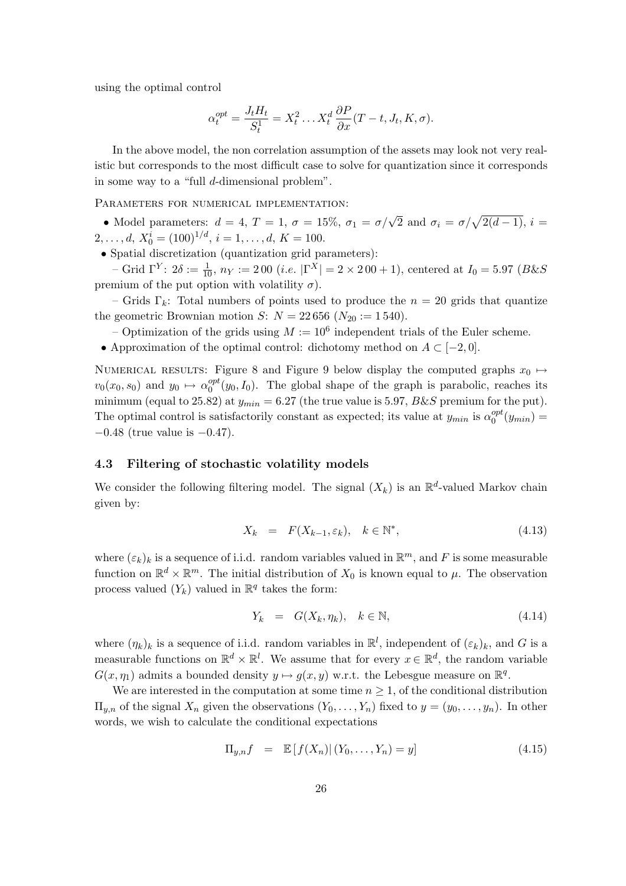using the optimal control

$$\alpha_t^{opt} = \frac{J_t H_t}{S_t^1} = X_t^2 \dots X_t^d \frac{\partial P}{\partial x}(T-t, J_t, K, \sigma).$$

In the above model, the non correlation assumption of the assets may look not very realistic but corresponds to the most difficult case to solve for quantization since it corresponds in some way to a "full $d$-dimensional problem".

PARAMETERS FOR NUMERICAL IMPLEMENTATION:

• Model parameters: $d = 4$, $T = 1$, $\sigma = 15\%$, $\sigma_1 = \sigma/\sqrt{2}$ and $\sigma_i = \sigma/\sqrt{2(d-1)}$, $i = 2, \dots, d$, $X_0^i = (100)^{1/d}$, $i = 1, \dots, d$, $K = 100$.

• Spatial discretization (quantization grid parameters):

– Grid $\Gamma^Y$: $2\delta := \frac{1}{10}$, $n_Y := 2\,00$ (*i.e.* $|\Gamma^X| = 2 \times 2\,00 + 1$), centered at $I_0 = 5.97$ (*B&S* premium of the put option with volatility $\sigma$).

– Grids $\Gamma_k$: Total numbers of points used to produce the $n = 20$ grids that quantize the geometric Brownian motion $S$: $N = 22\,656$ ($N_{20} := 1\,540$).

– Optimization of the grids using $M := 10^6$ independent trials of the Euler scheme.

• Approximation of the optimal control: dichotomy method on $A \subset [-2, 0]$.

NUMERICAL RESULTS: Figure 8 and Figure 9 below display the computed graphs $x_0 \mapsto v_0(x_0, s_0)$ and $y_0 \mapsto \alpha_0^{opt}(y_0, I_0)$. The global shape of the graph is parabolic, reaches its minimum (equal to 25.82) at $y_{min} = 6.27$ (the true value is 5.97, *B&S* premium for the put). The optimal control is satisfactorily constant as expected; its value at $y_{min}$ is $\alpha_0^{opt}(y_{min}) = -0.48$ (true value is $-0.47$).

### 4.3 Filtering of stochastic volatility models

We consider the following filtering model. The signal $(X_k)$ is an $\mathbb{R}^d$-valued Markov chain given by:

$$X_k = F(X_{k-1}, \varepsilon_k), \quad k \in \mathbb{N}^*, \tag{4.13}$$

where $(\varepsilon_k)_k$ is a sequence of i.i.d. random variables valued in $\mathbb{R}^m$, and $F$ is some measurable function on $\mathbb{R}^d \times \mathbb{R}^m$. The initial distribution of $X_0$ is known equal to $\mu$. The observation process valued $(Y_k)$ valued in $\mathbb{R}^q$ takes the form:

$$Y_k = G(X_k, \eta_k), \quad k \in \mathbb{N}, \tag{4.14}$$

where $(\eta_k)_k$ is a sequence of i.i.d. random variables in $\mathbb{R}^l$, independent of $(\varepsilon_k)_k$, and $G$ is a measurable functions on $\mathbb{R}^d \times \mathbb{R}^l$. We assume that for every $x \in \mathbb{R}^d$, the random variable $G(x, \eta_1)$ admits a bounded density $y \mapsto g(x, y)$ w.r.t. the Lebesgue measure on $\mathbb{R}^q$.

We are interested in the computation at some time $n \geq 1$, of the conditional distribution $\Pi_{y,n}$ of the signal $X_n$ given the observations $(Y_0, \dots, Y_n)$ fixed to $y = (y_0, \dots, y_n)$. In other words, we wish to calculate the conditional expectations

$$\Pi_{y,n} f = \mathbb{E}\left[ f(X_n) | (Y_0, \dots, Y_n) = y \right] \tag{4.15}$$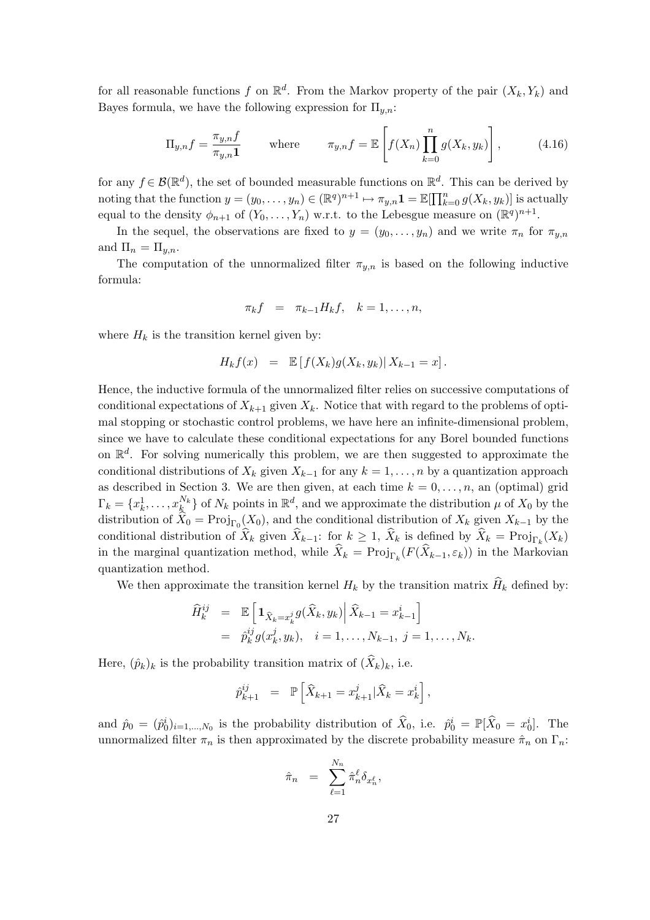for all reasonable functions $f$ on $\mathbb{R}^d$. From the Markov property of the pair $(X_k, Y_k)$ and Bayes formula, we have the following expression for $\Pi_{y,n}$:

$$\Pi_{y,n} f = \frac{\pi_{y,n} f}{\pi_{y,n} \mathbf{1}} \qquad \text{where} \qquad \pi_{y,n} f = \mathbb{E}\left[ f(X_n) \prod_{k=0}^{n} g(X_k, y_k) \right], \tag{4.16}$$

for any $f \in \mathcal{B}(\mathbb{R}^d)$, the set of bounded measurable functions on $\mathbb{R}^d$. This can be derived by noting that the function $y = (y_0, \ldots, y_n) \in (\mathbb{R}^q)^{n+1} \mapsto \pi_{y,n}\mathbf{1} = \mathbb{E}[\prod_{k=0}^n g(X_k, y_k)]$ is actually equal to the density $\phi_{n+1}$ of $(Y_0, \ldots, Y_n)$ w.r.t. to the Lebesgue measure on $(\mathbb{R}^q)^{n+1}$.

In the sequel, the observations are fixed to $y = (y_0, \ldots, y_n)$ and we write $\pi_n$ for $\pi_{y,n}$ and $\Pi_n = \Pi_{y,n}$.

The computation of the unnormalized filter $\pi_{y,n}$ is based on the following inductive formula:

$$\pi_k f \;\; = \;\; \pi_{k-1} H_k f, \quad k = 1, \ldots, n,$$

where $H_k$ is the transition kernel given by:

$$H_k f(x) \;\; = \;\; \mathbb{E}\left[ f(X_k) g(X_k, y_k) \middle| X_{k-1} = x \right].$$

Hence, the inductive formula of the unnormalized filter relies on successive computations of conditional expectations of $X_{k+1}$ given $X_k$. Notice that with regard to the problems of optimal stopping or stochastic control problems, we have here an infinite-dimensional problem, since we have to calculate these conditional expectations for any Borel bounded functions on $\mathbb{R}^d$. For solving numerically this problem, we are then suggested to approximate the conditional distributions of $X_k$ given $X_{k-1}$ for any $k = 1, \ldots, n$ by a quantization approach as described in Section 3. We are then given, at each time $k = 0, \ldots, n$, an (optimal) grid $\Gamma_k = \{x_k^1, \ldots, x_k^{N_k}\}$ of $N_k$ points in $\mathbb{R}^d$, and we approximate the distribution $\mu$ of $X_0$ by the distribution of $\widehat{X}_0 = \mathrm{Proj}_{\Gamma_0}(X_0)$, and the conditional distribution of $X_k$ given $X_{k-1}$ by the conditional distribution of $\widehat{X}_k$ given $\widehat{X}_{k-1}$: for $k \geq 1$, $\widehat{X}_k$ is defined by $\widehat{X}_k = \mathrm{Proj}_{\Gamma_k}(X_k)$ in the marginal quantization method, while $\widehat{X}_k = \mathrm{Proj}_{\Gamma_k}(F(\widehat{X}_{k-1}, \varepsilon_k))$ in the Markovian quantization method.

We then approximate the transition kernel $H_k$ by the transition matrix $\widehat{H}_k$ defined by:

$$\begin{aligned}
\widehat{H}_k^{ij} &= \mathbb{E}\left[ \mathbf{1}_{\widehat{X}_k = x_k^j} g(\widehat{X}_k, y_k) \middle| \widehat{X}_{k-1} = x_{k-1}^i \right] \\
&= \hat{p}_k^{ij} g(x_k^j, y_k), \quad i = 1, \ldots, N_{k-1}, \; j = 1, \ldots, N_k.
\end{aligned}$$

Here, $(\hat{p}_k)_k$ is the probability transition matrix of $(\widehat{X}_k)_k$, i.e.

$$\hat{p}_{k+1}^{ij} \;\; = \;\; \mathbb{P}\left[ \widehat{X}_{k+1} = x_{k+1}^j | \widehat{X}_k = x_k^i \right],$$

and $\hat{p}_0 = (\hat{p}_0^i)_{i=1,\ldots,N_0}$ is the probability distribution of $\widehat{X}_0$, i.e. $\hat{p}_0^i = \mathbb{P}[\widehat{X}_0 = x_0^i]$. The unnormalized filter $\pi_n$ is then approximated by the discrete probability measure $\hat{\pi}_n$ on $\Gamma_n$:

$$\hat{\pi}_n \;\; = \;\; \sum_{\ell=1}^{N_n} \hat{\pi}_n^\ell \delta_{x_n^\ell},$$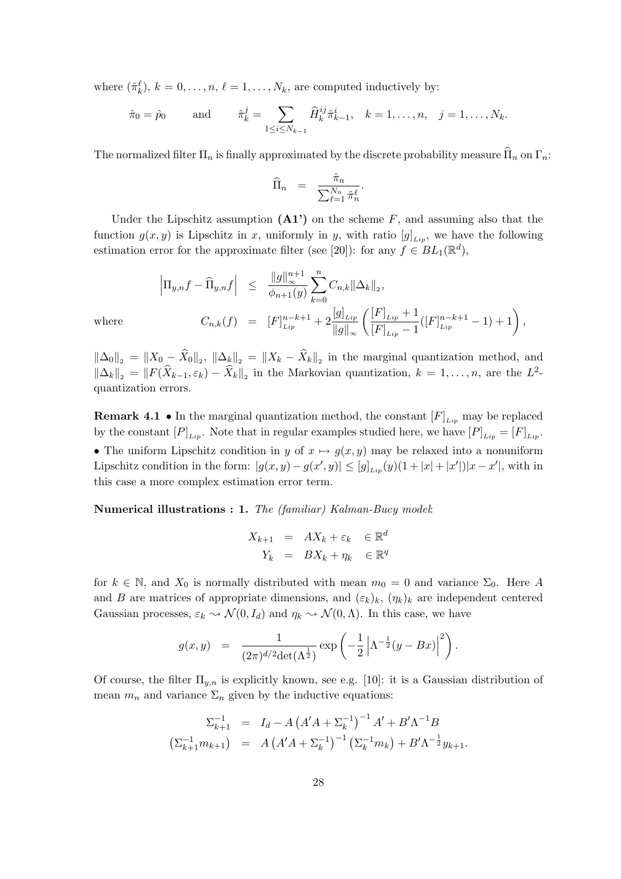where $(\hat{\pi}_k^\ell)$, $k = 0, \ldots, n$, $\ell = 1, \ldots, N_k$, are computed inductively by:

$$\hat{\pi}_0 = \hat{p}_0 \qquad \text{and} \qquad \hat{\pi}_k^j = \sum_{1 \leq i \leq N_{k-1}} \widehat{H}_k^{ij} \hat{\pi}_{k-1}^i, \quad k = 1, \ldots, n, \quad j = 1, \ldots, N_k.$$

The normalized filter $\Pi_n$ is finally approximated by the discrete probability measure $\widehat{\Pi}_n$ on $\Gamma_n$:

$$\widehat{\Pi}_n \;=\; \frac{\hat{\pi}_n}{\sum_{\ell=1}^{N_n} \hat{\pi}_n^\ell}.$$

Under the Lipschitz assumption **(A1')** on the scheme $F$, and assuming also that the function $g(x,y)$ is Lipschitz in $x$, uniformly in $y$, with ratio $[g]_{Lip}$, we have the following estimation error for the approximate filter (see [20]): for any $f \in BL_1(\mathbb{R}^d)$,

$$\left| \Pi_{y,n} f - \widehat{\Pi}_{y,n} f \right| \;\leq\; \frac{\|g\|_\infty^{n+1}}{\phi_{n+1}(y)} \sum_{k=0}^{n} C_{n,k} \|\Delta_k\|_2,$$

where

$$C_{n,k}(f) \;=\; [F]_{Lip}^{n-k+1} + 2\frac{[g]_{Lip}}{\|g\|_\infty} \left( \frac{[F]_{Lip} + 1}{[F]_{Lip} - 1} ([F]_{Lip}^{n-k+1} - 1) + 1 \right),$$

$\|\Delta_0\|_2 = \|X_0 - \widehat{X}_0\|_2$, $\|\Delta_k\|_2 = \|X_k - \widehat{X}_k\|_2$ in the marginal quantization method, and $\|\Delta_k\|_2 = \|F(\widehat{X}_{k-1}, \varepsilon_k) - \widehat{X}_k\|_2$ in the Markovian quantization, $k = 1, \ldots, n$, are the $L^2$-quantization errors.

**Remark 4.1** • In the marginal quantization method, the constant $[F]_{Lip}$ may be replaced by the constant $[P]_{Lip}$. Note that in regular examples studied here, we have $[P]_{Lip} = [F]_{Lip}$.
• The uniform Lipschitz condition in $y$ of $x \mapsto g(x,y)$ may be relaxed into a nonuniform Lipschitz condition in the form: $|g(x,y) - g(x',y)| \leq [g]_{Lip}(y)(1 + |x| + |x'|)|x - x'|$, with in this case a more complex estimation error term.

**Numerical illustrations : 1.** *The (familiar) Kalman-Bucy model*:

$$\begin{aligned} X_{k+1} &= AX_k + \varepsilon_k \quad \in \mathbb{R}^d \\ Y_k &= BX_k + \eta_k \quad \in \mathbb{R}^q \end{aligned}$$

for $k \in \mathbb{N}$, and $X_0$ is normally distributed with mean $m_0 = 0$ and variance $\Sigma_0$. Here $A$ and $B$ are matrices of appropriate dimensions, and $(\varepsilon_k)_k$, $(\eta_k)_k$ are independent centered Gaussian processes, $\varepsilon_k \rightsquigarrow \mathcal{N}(0, I_d)$ and $\eta_k \rightsquigarrow \mathcal{N}(0, \Lambda)$. In this case, we have

$$g(x,y) \;=\; \frac{1}{(2\pi)^{d/2} \det(\Lambda^{\frac{1}{2}})} \exp\left( -\frac{1}{2} \left| \Lambda^{-\frac{1}{2}}(y - Bx) \right|^2 \right).$$

Of course, the filter $\Pi_{y,n}$ is explicitly known, see e.g. [10]: it is a Gaussian distribution of mean $m_n$ and variance $\Sigma_n$ given by the inductive equations:

$$\begin{aligned} \Sigma_{k+1}^{-1} &= I_d - A\left(A'A + \Sigma_k^{-1}\right)^{-1} A' + B'\Lambda^{-1}B \\ \left(\Sigma_{k+1}^{-1} m_{k+1}\right) &= A\left(A'A + \Sigma_k^{-1}\right)^{-1} \left(\Sigma_k^{-1} m_k\right) + B'\Lambda^{-\frac{1}{2}} y_{k+1}. \end{aligned}$$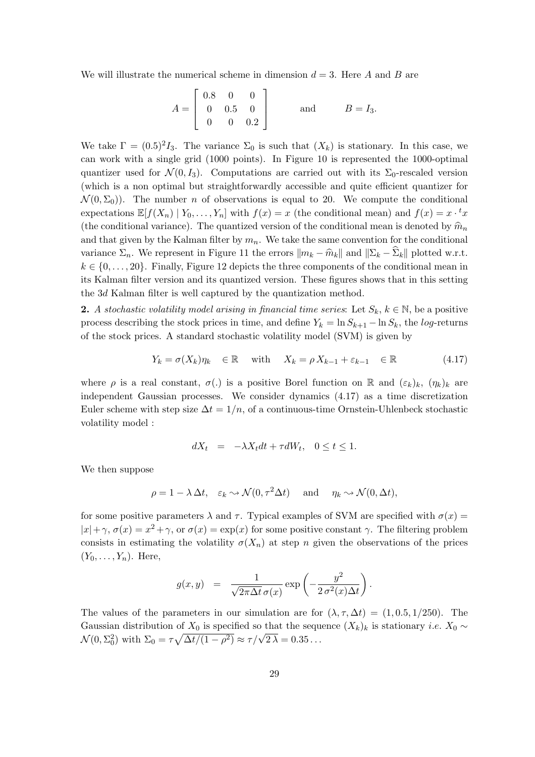We will illustrate the numerical scheme in dimension $d = 3$. Here $A$ and $B$ are

$$A = \begin{bmatrix} 0.8 & 0 & 0 \\ 0 & 0.5 & 0 \\ 0 & 0 & 0.2 \end{bmatrix} \qquad \text{and} \qquad B = I_3.$$

We take $\Gamma = (0.5)^2 I_3$. The variance $\Sigma_0$ is such that $(X_k)$ is stationary. In this case, we can work with a single grid (1000 points). In Figure 10 is represented the 1000-optimal quantizer used for $\mathcal{N}(0, I_3)$. Computations are carried out with its $\Sigma_0$-rescaled version (which is a non optimal but straightforwardly accessible and quite efficient quantizer for $\mathcal{N}(0, \Sigma_0)$). The number $n$ of observations is equal to 20. We compute the conditional expectations $\mathbb{E}[f(X_n) \mid Y_0, \ldots, Y_n]$ with $f(x) = x$ (the conditional mean) and $f(x) = x \cdot {}^t x$ (the conditional variance). The quantized version of the conditional mean is denoted by $\widehat{m}_n$ and that given by the Kalman filter by $m_n$. We take the same convention for the conditional variance $\Sigma_n$. We represent in Figure 11 the errors $\|m_k - \widehat{m}_k\|$ and $\|\Sigma_k - \widehat{\Sigma}_k\|$ plotted w.r.t. $k \in \{0, \ldots, 20\}$. Finally, Figure 12 depicts the three components of the conditional mean in its Kalman filter version and its quantized version. These figures shows that in this setting the 3$d$ Kalman filter is well captured by the quantization method.

**2.** *A stochastic volatility model arising in financial time series*: Let $S_k$, $k \in \mathbb{N}$, be a positive process describing the stock prices in time, and define $Y_k = \ln S_{k+1} - \ln S_k$, the *log*-returns of the stock prices. A standard stochastic volatility model (SVM) is given by

$$Y_k = \sigma(X_k)\eta_k \quad \in \mathbb{R} \quad \text{ with } \quad X_k = \rho\, X_{k-1} + \varepsilon_{k-1} \quad \in \mathbb{R} \tag{4.17}$$

where $\rho$ is a real constant, $\sigma(.)$ is a positive Borel function on $\mathbb{R}$ and $(\varepsilon_k)_k$, $(\eta_k)_k$ are independent Gaussian processes. We consider dynamics (4.17) as a time discretization Euler scheme with step size $\Delta t = 1/n$, of a continuous-time Ornstein-Uhlenbeck stochastic volatility model :

$$dX_t \;=\; -\lambda X_t dt + \tau dW_t, \quad 0 \le t \le 1.$$

We then suppose

$$\rho = 1 - \lambda\, \Delta t, \quad \varepsilon_k \rightsquigarrow \mathcal{N}(0, \tau^2 \Delta t) \quad \text{ and } \quad \eta_k \rightsquigarrow \mathcal{N}(0, \Delta t),$$

for some positive parameters $\lambda$ and $\tau$. Typical examples of SVM are specified with $\sigma(x) = |x| + \gamma$, $\sigma(x) = x^2 + \gamma$, or $\sigma(x) = \exp(x)$ for some positive constant $\gamma$. The filtering problem consists in estimating the volatility $\sigma(X_n)$ at step $n$ given the observations of the prices $(Y_0, \ldots, Y_n)$. Here,

$$g(x, y) \;=\; \frac{1}{\sqrt{2\pi \Delta t}\, \sigma(x)} \exp\left( - \frac{y^2}{2\, \sigma^2(x) \Delta t} \right).$$

The values of the parameters in our simulation are for $(\lambda, \tau, \Delta t) = (1, 0.5, 1/250)$. The Gaussian distribution of $X_0$ is specified so that the sequence $(X_k)_k$ is stationary *i.e.* $X_0 \sim \mathcal{N}(0, \Sigma_0^2)$ with $\Sigma_0 = \tau \sqrt{\Delta t / (1 - \rho^2)} \approx \tau / \sqrt{2\, \lambda} = 0.35 \ldots$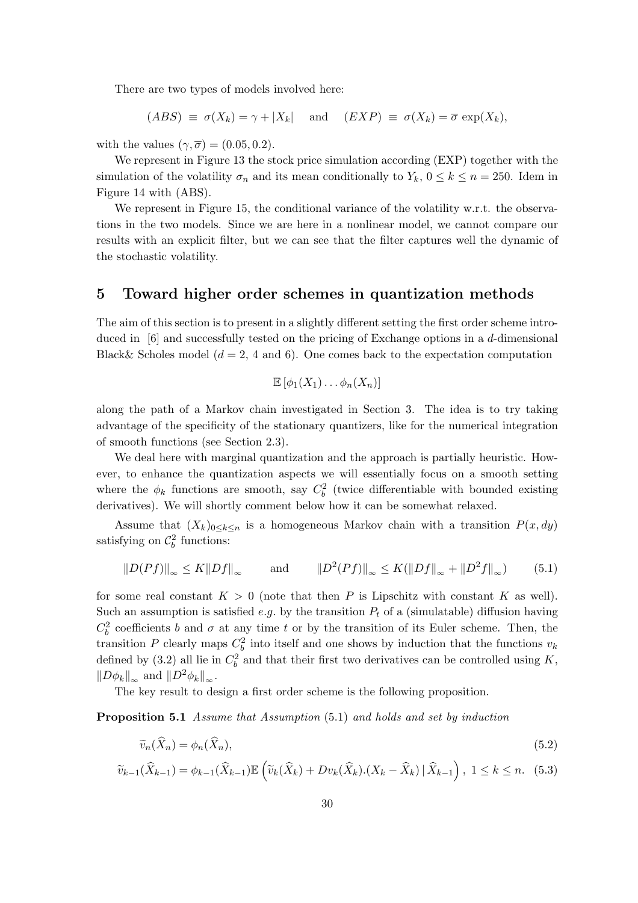There are two types of models involved here:

$$(ABS) \equiv \sigma(X_k) = \gamma + |X_k| \quad \text{and} \quad (EXP) \equiv \sigma(X_k) = \overline{\sigma}\, \exp(X_k),$$

with the values $(\gamma, \overline{\sigma}) = (0.05, 0.2)$.

We represent in Figure 13 the stock price simulation according (EXP) together with the simulation of the volatility $\sigma_n$ and its mean conditionally to $Y_k$, $0 \le k \le n = 250$. Idem in Figure 14 with (ABS).

We represent in Figure 15, the conditional variance of the volatility w.r.t. the observations in the two models. Since we are here in a nonlinear model, we cannot compare our results with an explicit filter, but we can see that the filter captures well the dynamic of the stochastic volatility.

# 5 Toward higher order schemes in quantization methods

The aim of this section is to present in a slightly different setting the first order scheme introduced in [6] and successfully tested on the pricing of Exchange options in a $d$-dimensional Black& Scholes model ($d = 2$, 4 and 6). One comes back to the expectation computation

$$\mathbb{E}\left[\phi_1(X_1) \ldots \phi_n(X_n)\right]$$

along the path of a Markov chain investigated in Section 3. The idea is to try taking advantage of the specificity of the stationary quantizers, like for the numerical integration of smooth functions (see Section 2.3).

We deal here with marginal quantization and the approach is partially heuristic. However, to enhance the quantization aspects we will essentially focus on a smooth setting where the $\phi_k$ functions are smooth, say $C_b^2$ (twice differentiable with bounded existing derivatives). We will shortly comment below how it can be somewhat relaxed.

Assume that $(X_k)_{0 \le k \le n}$ is a homogeneous Markov chain with a transition $P(x, dy)$ satisfying on $\mathcal{C}_b^2$ functions:

$$\|D(Pf)\|_\infty \le K \|Df\|_\infty \qquad \text{and} \qquad \|D^2(Pf)\|_\infty \le K(\|Df\|_\infty + \|D^2 f\|_\infty) \tag{5.1}$$

for some real constant $K > 0$ (note that then $P$ is Lipschitz with constant $K$ as well). Such an assumption is satisfied *e.g.* by the transition $P_t$ of a (simulatable) diffusion having $C_b^2$ coefficients $b$ and $\sigma$ at any time $t$ or by the transition of its Euler scheme. Then, the transition $P$ clearly maps $C_b^2$ into itself and one shows by induction that the functions $v_k$ defined by (3.2) all lie in $C_b^2$ and that their first two derivatives can be controlled using $K$, $\|D\phi_k\|_\infty$ and $\|D^2\phi_k\|_\infty$.

The key result to design a first order scheme is the following proposition.

**Proposition 5.1** *Assume that Assumption* (5.1) *and holds and set by induction*

$$\widetilde{v}_n(\widehat{X}_n) = \phi_n(\widehat{X}_n), \tag{5.2}$$

$$\widetilde{v}_{k-1}(\widehat{X}_{k-1}) = \phi_{k-1}(\widehat{X}_{k-1}) \mathbb{E}\left(\widetilde{v}_k(\widehat{X}_k) + Dv_k(\widehat{X}_k).(X_k - \widehat{X}_k) \,|\, \widehat{X}_{k-1}\right), \ 1 \le k \le n. \tag{5.3}$$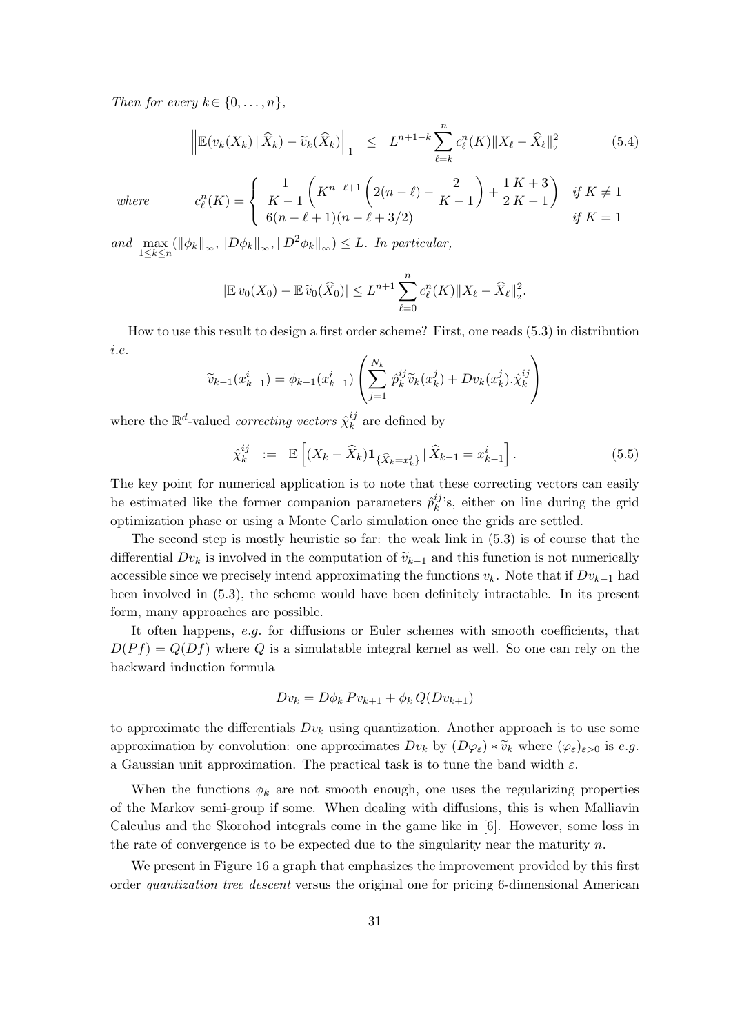*Then for every* $k \in \{0, \ldots, n\}$,

$$\left\|\mathbb{E}(v_k(X_k)\,|\,\widehat{X}_k) - \widetilde{v}_k(\widehat{X}_k)\right\|_1 \;\leq\; L^{n+1-k}\sum_{\ell=k}^{n} c_\ell^n(K)\|X_\ell - \widehat{X}_\ell\|_2^2 \tag{5.4}$$

*where*
$$c_\ell^n(K) = \begin{cases} \dfrac{1}{K-1}\left(K^{n-\ell+1}\left(2(n-\ell) - \dfrac{2}{K-1}\right) + \dfrac{1}{2}\dfrac{K+3}{K-1}\right) & \text{if } K \neq 1 \\ 6(n-\ell+1)(n-\ell+3/2) & \text{if } K = 1 \end{cases}$$

*and* $\max_{1\leq k\leq n}(\|\phi_k\|_\infty, \|D\phi_k\|_\infty, \|D^2\phi_k\|_\infty) \leq L$. *In particular,*

$$|\mathbb{E}\, v_0(X_0) - \mathbb{E}\,\widetilde{v}_0(\widehat{X}_0)| \leq L^{n+1}\sum_{\ell=0}^{n} c_\ell^n(K)\|X_\ell - \widehat{X}_\ell\|_2^2.$$

How to use this result to design a first order scheme? First, one reads (5.3) in distribution *i.e.*

$$\widetilde{v}_{k-1}(x_{k-1}^i) = \phi_{k-1}(x_{k-1}^i)\left(\sum_{j=1}^{N_k} \hat{p}_k^{ij}\widetilde{v}_k(x_k^j) + Dv_k(x_k^j).\hat{\chi}_k^{ij}\right)$$

where the $\mathbb{R}^d$-valued *correcting vectors* $\hat{\chi}_k^{ij}$ are defined by

$$\hat{\chi}_k^{ij} \;:=\; \mathbb{E}\left[(X_k - \widehat{X}_k)\mathbf{1}_{\{\widehat{X}_k = x_k^j\}}\,|\,\widehat{X}_{k-1} = x_{k-1}^i\right]. \tag{5.5}$$

The key point for numerical application is to note that these correcting vectors can easily be estimated like the former companion parameters $\hat{p}_k^{ij}$'s, either on line during the grid optimization phase or using a Monte Carlo simulation once the grids are settled.

The second step is mostly heuristic so far: the weak link in (5.3) is of course that the differential $Dv_k$ is involved in the computation of $\widetilde{v}_{k-1}$ and this function is not numerically accessible since we precisely intend approximating the functions $v_k$. Note that if $Dv_{k-1}$ had been involved in (5.3), the scheme would have been definitely intractable. In its present form, many approaches are possible.

It often happens, *e.g.* for diffusions or Euler schemes with smooth coefficients, that $D(Pf) = Q(Df)$ where $Q$ is a simulatable integral kernel as well. So one can rely on the backward induction formula

$$Dv_k = D\phi_k\, Pv_{k+1} + \phi_k\, Q(Dv_{k+1})$$

to approximate the differentials $Dv_k$ using quantization. Another approach is to use some approximation by convolution: one approximates $Dv_k$ by $(D\varphi_\varepsilon) * \widetilde{v}_k$ where $(\varphi_\varepsilon)_{\varepsilon>0}$ is *e.g.* a Gaussian unit approximation. The practical task is to tune the band width $\varepsilon$.

When the functions $\phi_k$ are not smooth enough, one uses the regularizing properties of the Markov semi-group if some. When dealing with diffusions, this is when Malliavin Calculus and the Skorohod integrals come in the game like in [6]. However, some loss in the rate of convergence is to be expected due to the singularity near the maturity $n$.

We present in Figure 16 a graph that emphasizes the improvement provided by this first order *quantization tree descent* versus the original one for pricing 6-dimensional American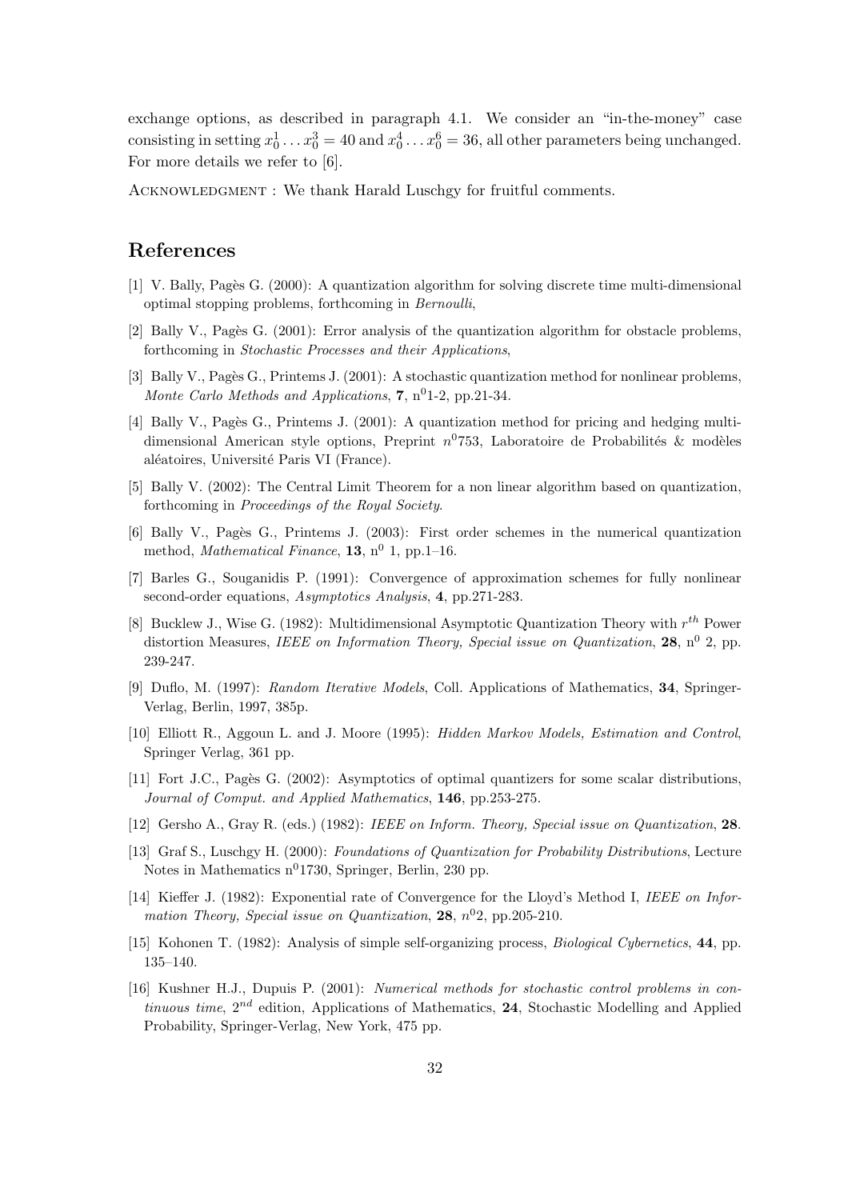exchange options, as described in paragraph 4.1. We consider an "in-the-money" case consisting in setting $x_0^1 \dots x_0^3 = 40$ and $x_0^4 \dots x_0^6 = 36$, all other parameters being unchanged. For more details we refer to [6].

ACKNOWLEDGMENT : We thank Harald Luschgy for fruitful comments.

# References

[1] V. Bally, Pagès G. (2000): A quantization algorithm for solving discrete time multi-dimensional optimal stopping problems, forthcoming in *Bernoulli*,

[2] Bally V., Pagès G. (2001): Error analysis of the quantization algorithm for obstacle problems, forthcoming in *Stochastic Processes and their Applications*,

[3] Bally V., Pagès G., Printems J. (2001): A stochastic quantization method for nonlinear problems, *Monte Carlo Methods and Applications*, **7**, $n^0$1-2, pp.21-34.

[4] Bally V., Pagès G., Printems J. (2001): A quantization method for pricing and hedging multi-dimensional American style options, Preprint $n^0$753, Laboratoire de Probabilités & modèles aléatoires, Université Paris VI (France).

[5] Bally V. (2002): The Central Limit Theorem for a non linear algorithm based on quantization, forthcoming in *Proceedings of the Royal Society*.

[6] Bally V., Pagès G., Printems J. (2003): First order schemes in the numerical quantization method, *Mathematical Finance*, **13**, $n^0$ 1, pp.1–16.

[7] Barles G., Souganidis P. (1991): Convergence of approximation schemes for fully nonlinear second-order equations, *Asymptotics Analysis*, **4**, pp.271-283.

[8] Bucklew J., Wise G. (1982): Multidimensional Asymptotic Quantization Theory with $r^{th}$ Power distortion Measures, *IEEE on Information Theory, Special issue on Quantization*, **28**, $n^0$ 2, pp. 239-247.

[9] Duflo, M. (1997): *Random Iterative Models*, Coll. Applications of Mathematics, **34**, Springer-Verlag, Berlin, 1997, 385p.

[10] Elliott R., Aggoun L. and J. Moore (1995): *Hidden Markov Models, Estimation and Control*, Springer Verlag, 361 pp.

[11] Fort J.C., Pagès G. (2002): Asymptotics of optimal quantizers for some scalar distributions, *Journal of Comput. and Applied Mathematics*, **146**, pp.253-275.

[12] Gersho A., Gray R. (eds.) (1982): *IEEE on Inform. Theory, Special issue on Quantization*, **28**.

[13] Graf S., Luschgy H. (2000): *Foundations of Quantization for Probability Distributions*, Lecture Notes in Mathematics $n^0$1730, Springer, Berlin, 230 pp.

[14] Kieffer J. (1982): Exponential rate of Convergence for the Lloyd's Method I, *IEEE on Information Theory, Special issue on Quantization*, **28**, $n^0$2, pp.205-210.

[15] Kohonen T. (1982): Analysis of simple self-organizing process, *Biological Cybernetics*, **44**, pp. 135–140.

[16] Kushner H.J., Dupuis P. (2001): *Numerical methods for stochastic control problems in continuous time*, $2^{nd}$ edition, Applications of Mathematics, **24**, Stochastic Modelling and Applied Probability, Springer-Verlag, New York, 475 pp.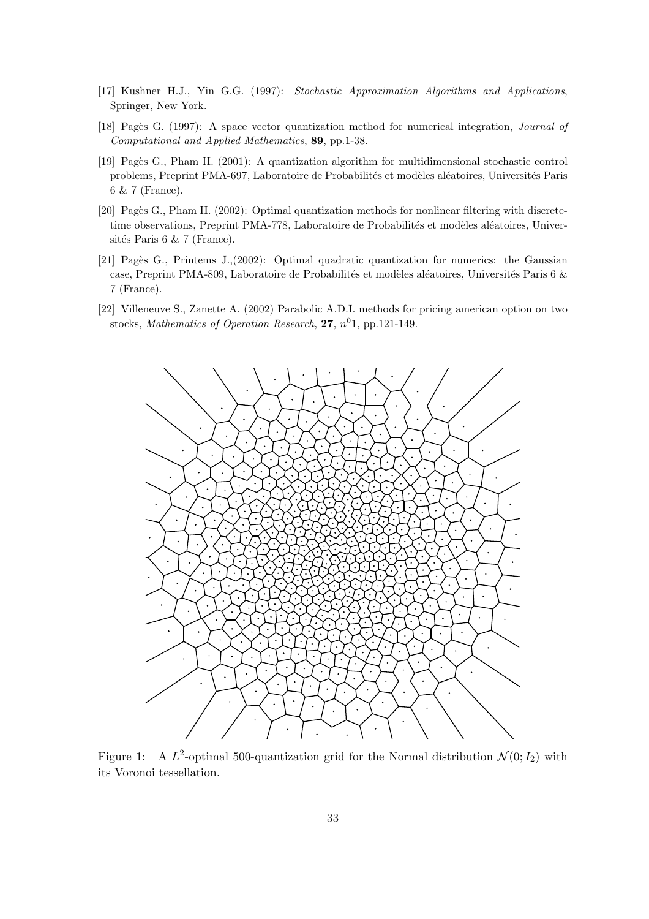[17] Kushner H.J., Yin G.G. (1997): *Stochastic Approximation Algorithms and Applications*, Springer, New York.

[18] Pagès G. (1997): A space vector quantization method for numerical integration, *Journal of Computational and Applied Mathematics*, **89**, pp.1-38.

[19] Pagès G., Pham H. (2001): A quantization algorithm for multidimensional stochastic control problems, Preprint PMA-697, Laboratoire de Probabilités et modèles aléatoires, Universités Paris 6 & 7 (France).

[20] Pagès G., Pham H. (2002): Optimal quantization methods for nonlinear filtering with discrete-time observations, Preprint PMA-778, Laboratoire de Probabilités et modèles aléatoires, Universités Paris 6 & 7 (France).

[21] Pagès G., Printems J.,(2002): Optimal quadratic quantization for numerics: the Gaussian case, Preprint PMA-809, Laboratoire de Probabilités et modèles aléatoires, Universités Paris 6 & 7 (France).

[22] Villeneuve S., Zanette A. (2002) Parabolic A.D.I. methods for pricing american option on two stocks, *Mathematics of Operation Research*, **27**, $n^0 1$, pp.121-149.

Figure 1: A $L^2$-optimal 500-quantization grid for the Normal distribution $\mathcal{N}(0; I_2)$ with its Voronoi tessellation.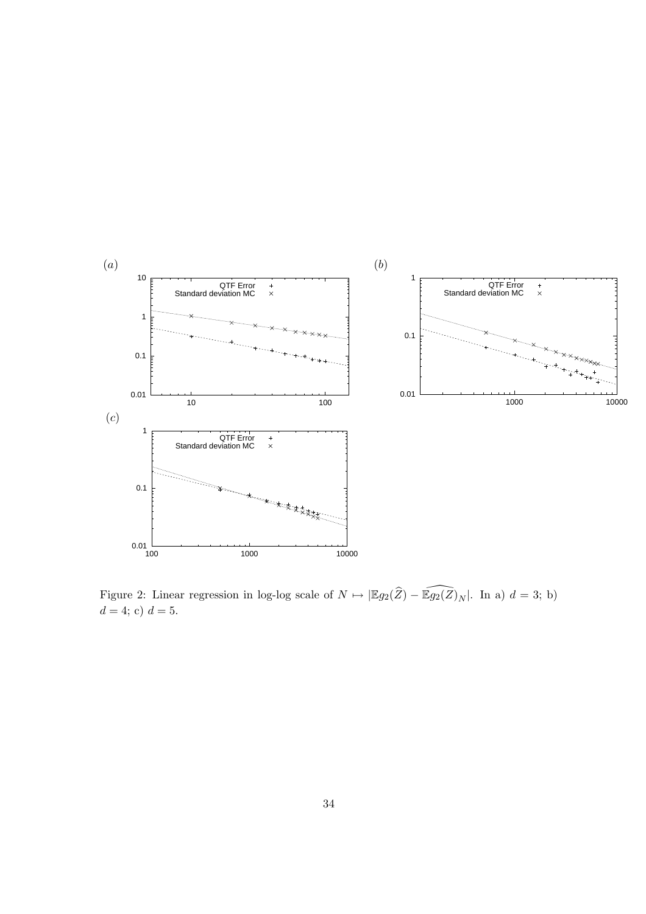Figure 2: Linear regression in log-log scale of $N \mapsto |\mathbb{E}g_2(\widehat{Z}) - \widehat{\mathbb{E}g_2(Z)}_N|$. In a) $d = 3$; b) $d = 4$; c) $d = 5$.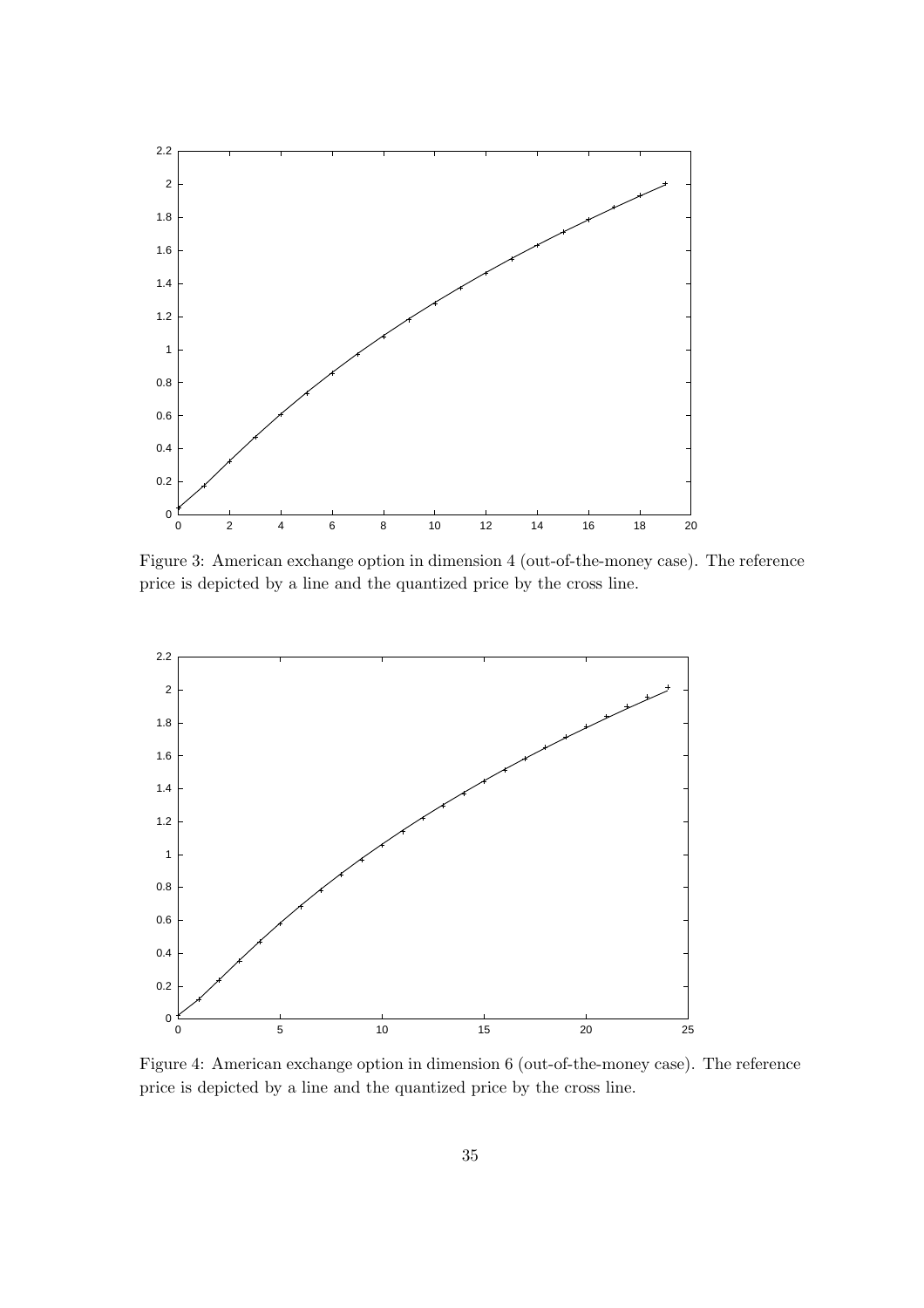Figure 3: American exchange option in dimension 4 (out-of-the-money case). The reference price is depicted by a line and the quantized price by the cross line.

Figure 4: American exchange option in dimension 6 (out-of-the-money case). The reference price is depicted by a line and the quantized price by the cross line.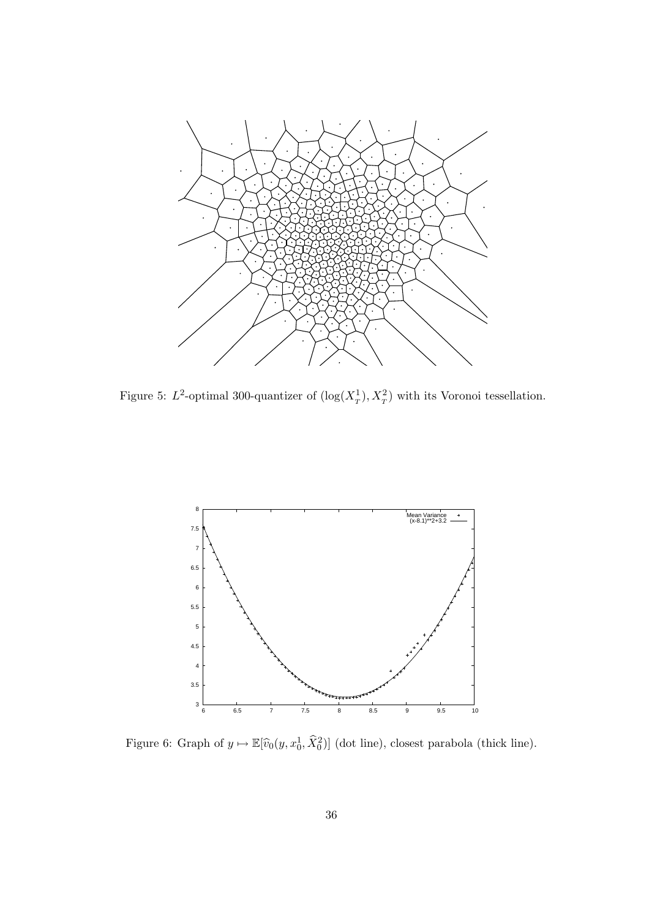Figure 5: $L^2$-optimal 300-quantizer of $(\log(X^1_T), X^2_T)$ with its Voronoi tessellation.

Figure 6: Graph of $y \mapsto \mathbb{E}[\widehat{v}_0(y, x^1_0, \widehat{X}^2_0)]$ (dot line), closest parabola (thick line).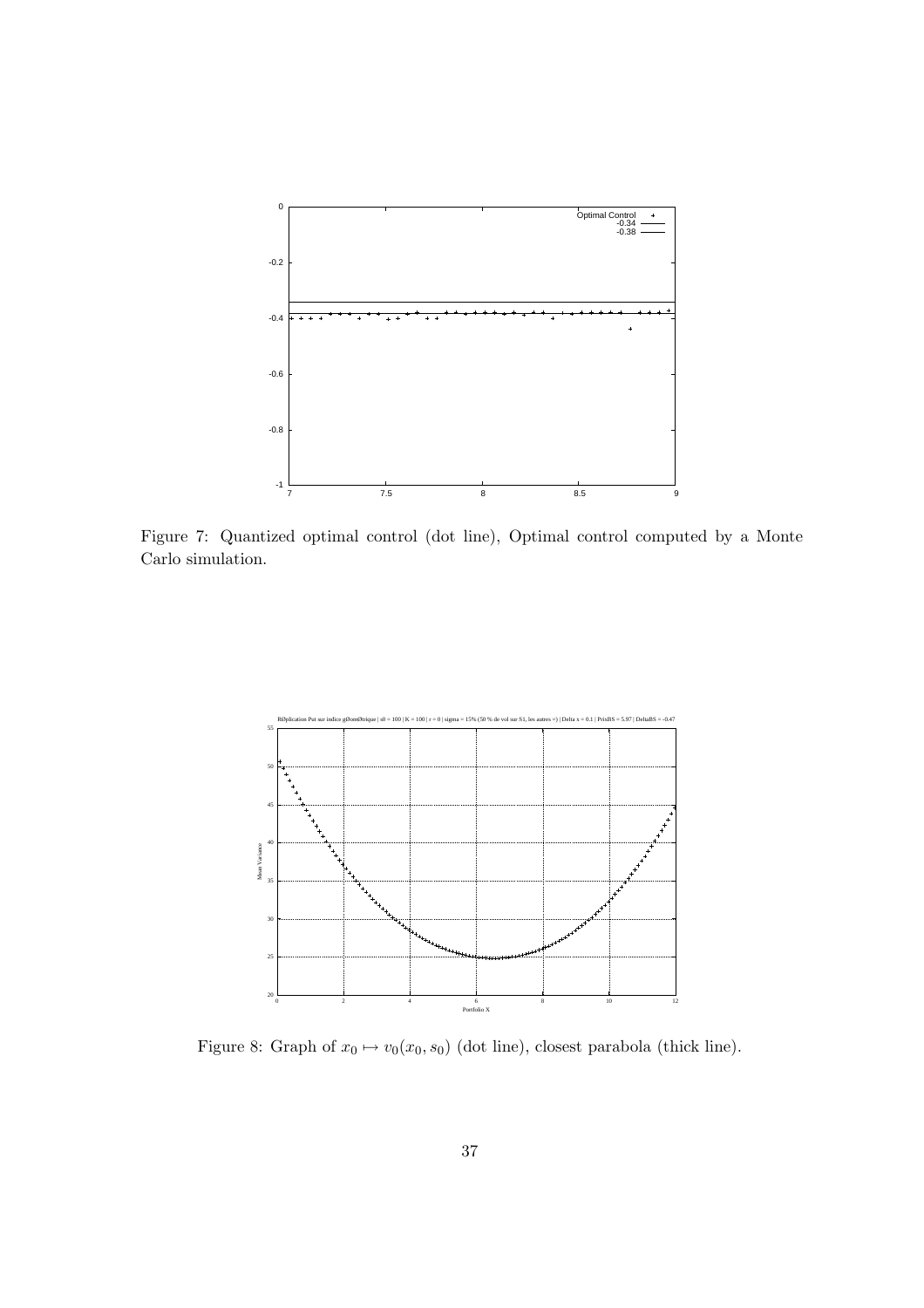Figure 7: Quantized optimal control (dot line), Optimal control computed by a Monte Carlo simulation.

Figure 8: Graph of $x_0 \mapsto v_0(x_0, s_0)$ (dot line), closest parabola (thick line).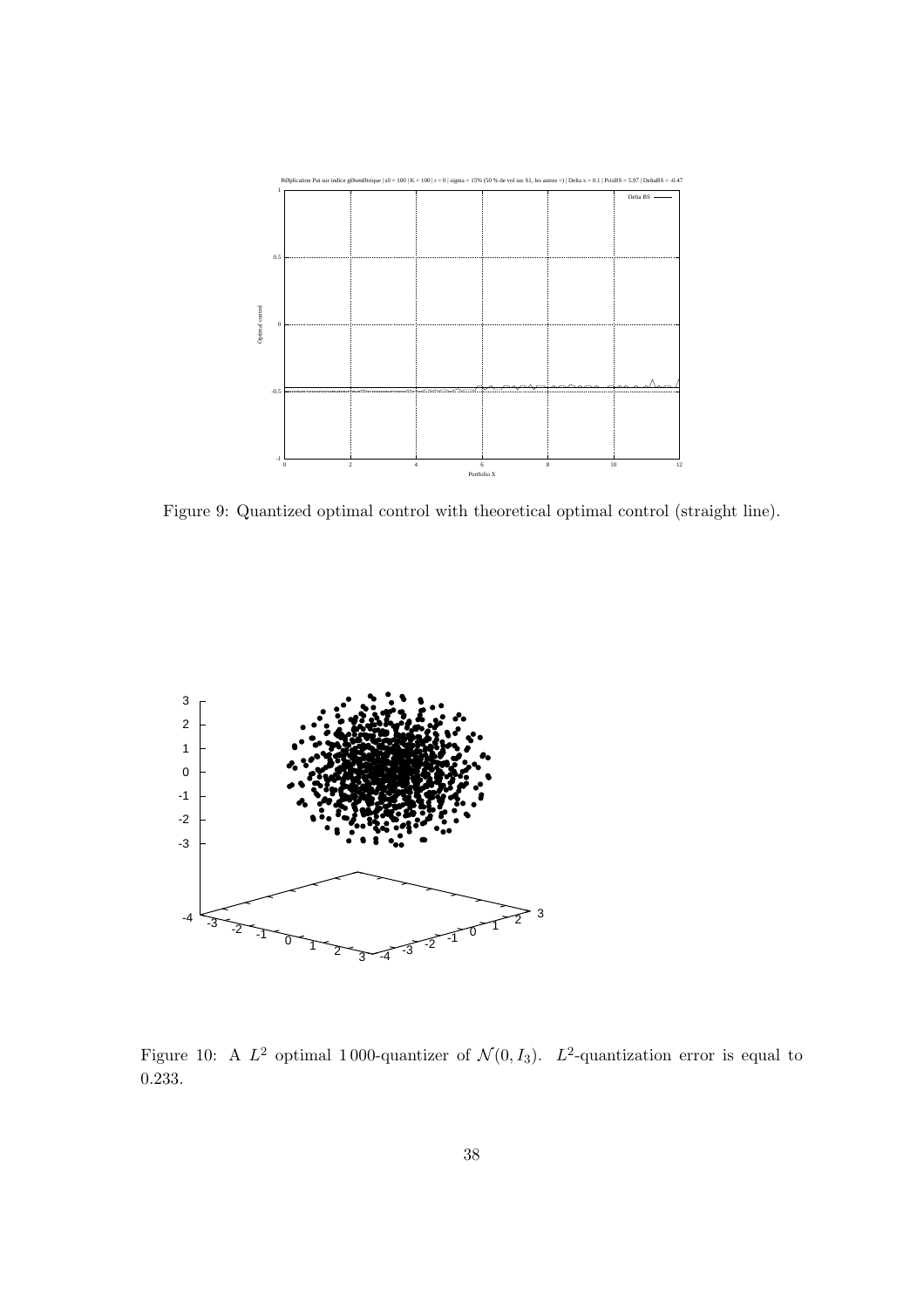Figure 9: Quantized optimal control with theoretical optimal control (straight line).

Figure 10: A $L^2$ optimal 1 000-quantizer of $\mathcal{N}(0, I_3)$. $L^2$-quantization error is equal to 0.233.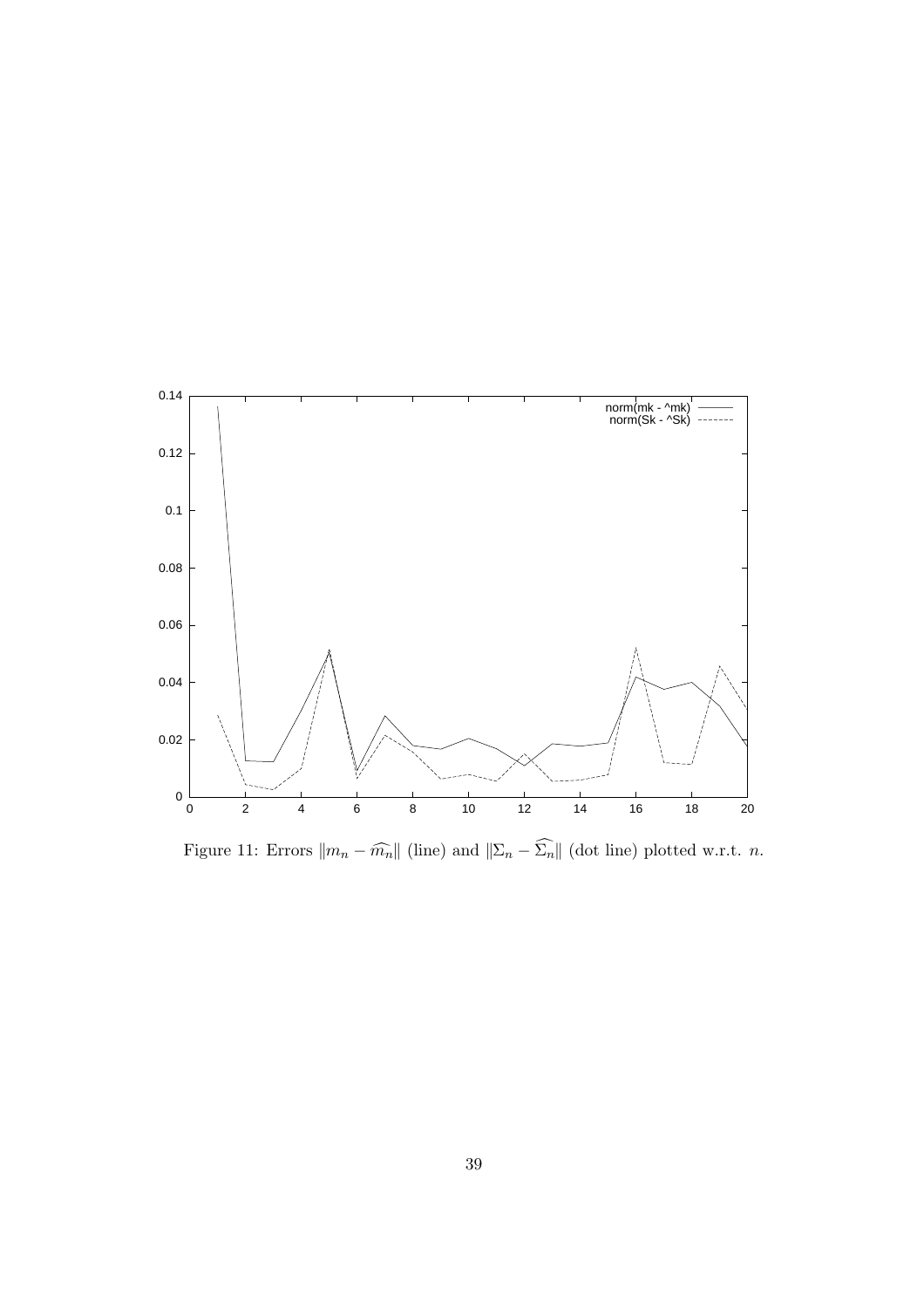Figure 11: Errors $\|m_n - \widehat{m_n}\|$ (line) and $\|\Sigma_n - \widehat{\Sigma_n}\|$ (dot line) plotted w.r.t. $n$.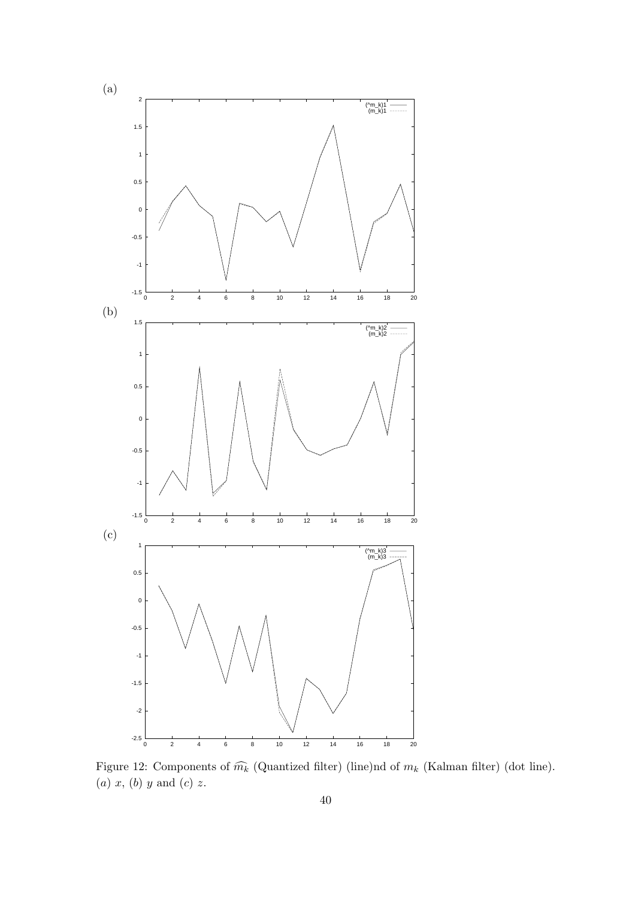(a)

(b)

(c)

Figure 12: Components of $\widehat{m_k}$ (Quantized filter) (line)nd of $m_k$ (Kalman filter) (dot line). $(a)$ $x$, $(b)$ $y$ and $(c)$ $z$.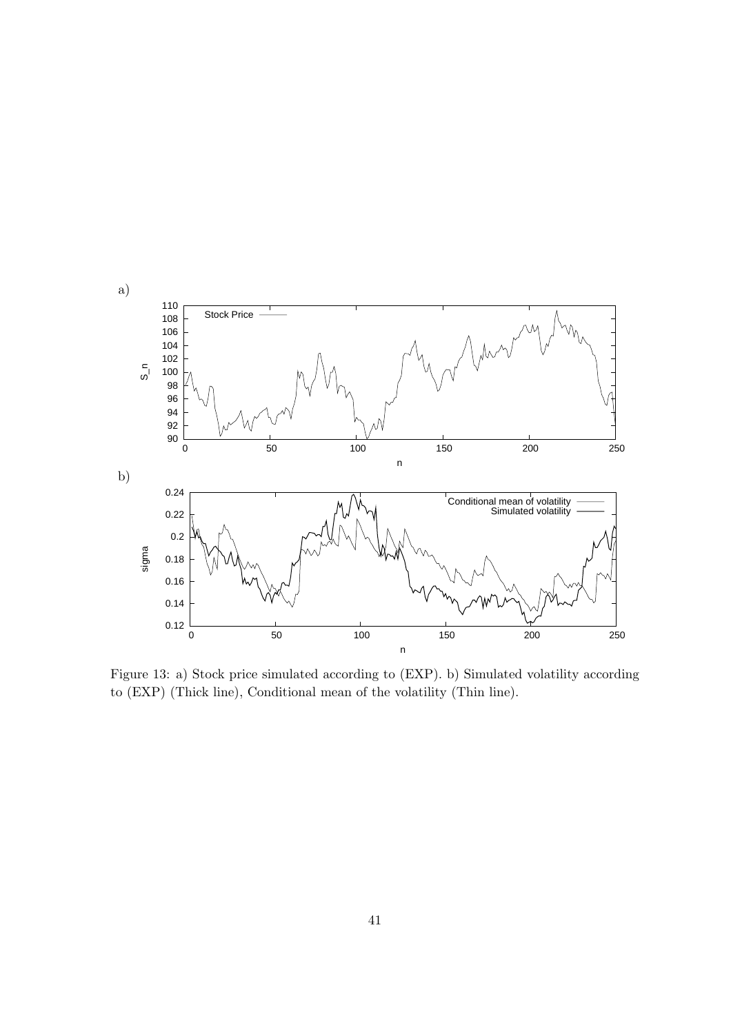Figure 13: a) Stock price simulated according to (EXP). b) Simulated volatility according to (EXP) (Thick line), Conditional mean of the volatility (Thin line).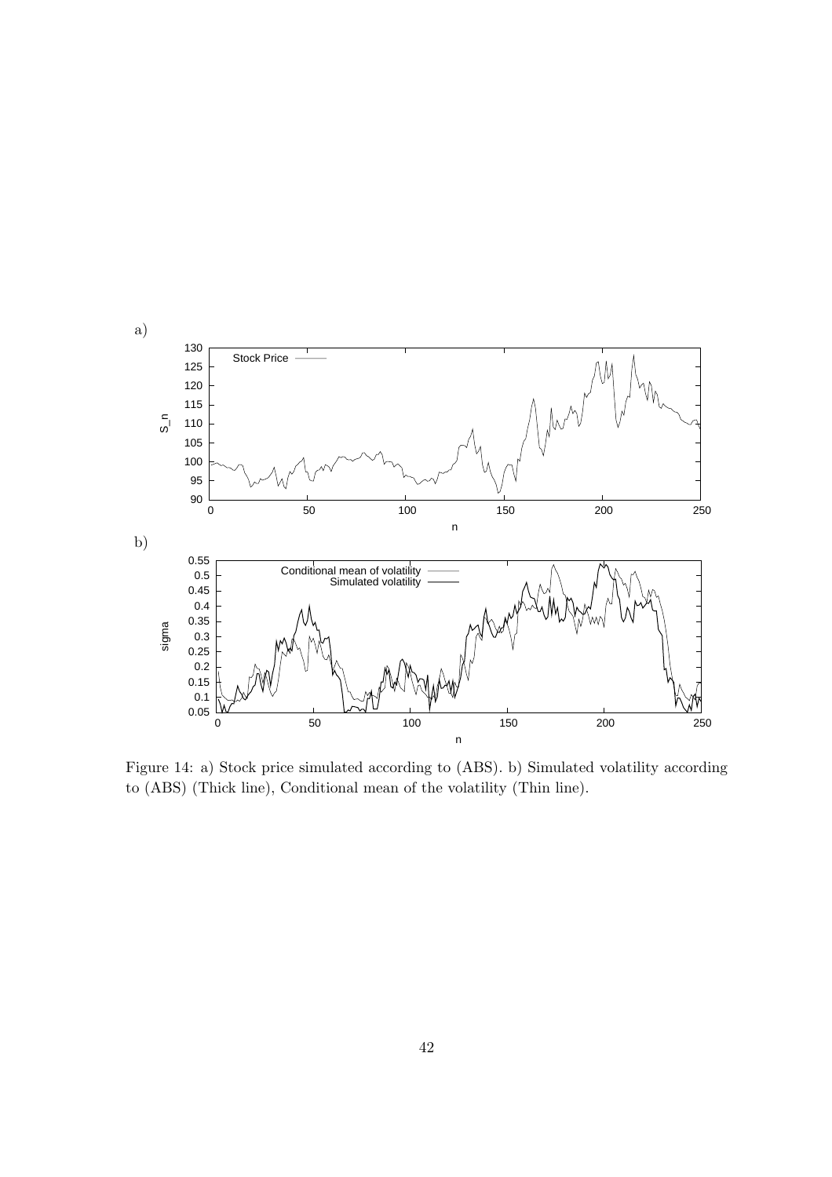Figure 14: a) Stock price simulated according to (ABS). b) Simulated volatility according to (ABS) (Thick line), Conditional mean of the volatility (Thin line).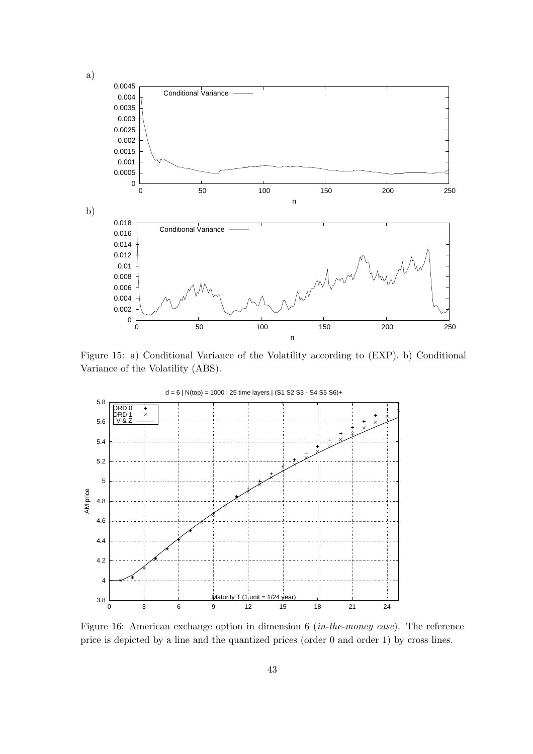a)

Conditional Variance

0.0045
0.004
0.0035
0.003
0.0025
0.002
0.0015
0.001
0.0005
0

0 50 100 150 200 250

n

b)

Conditional Variance

0.018
0.016
0.014
0.012
0.01
0.008
0.006
0.004
0.002
0

0 50 100 150 200 250

n

Figure 15: a) Conditional Variance of the Volatility according to (EXP). b) Conditional Variance of the Volatility (ABS).

d = 6 | N(top) = 1000 | 25 time layers | (S1 S2 S3 - S4 S5 S6)+

ORD 0
ORD 1
V & Z

AM price

5.8
5.6
5.4
5.2
5
4.8
4.6
4.4
4.2
4
3.8

0 3 6 9 12 15 18 21 24

Maturity T (1 unit = 1/24 year)

Figure 16: American exchange option in dimension 6 (*in-the-money case*). The reference price is depicted by a line and the quantized prices (order 0 and order 1) by cross lines.